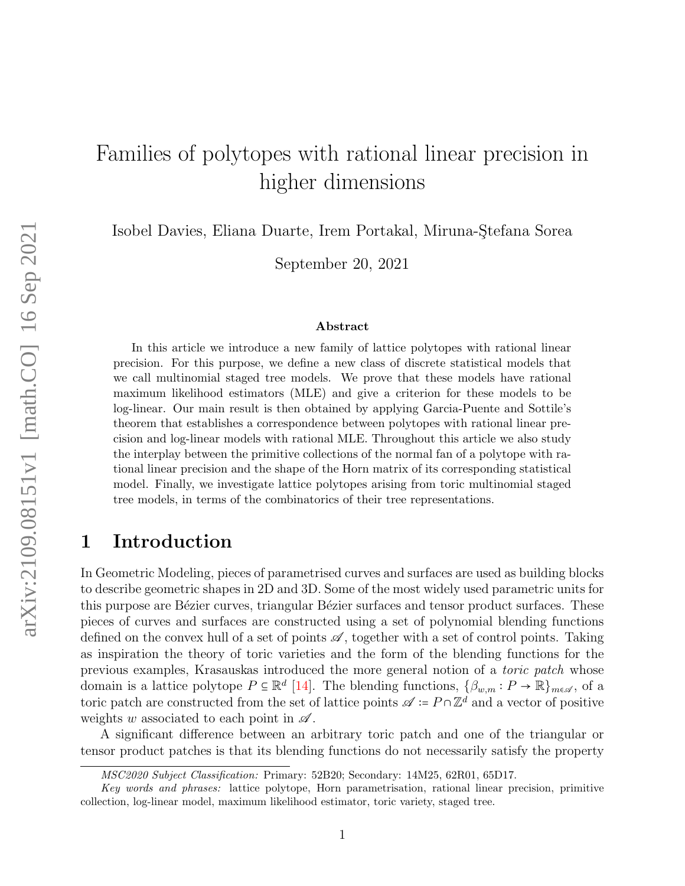# Families of polytopes with rational linear precision in higher dimensions

Isobel Davies, Eliana Duarte, Irem Portakal, Miruna-Ştefana Sorea

September 20, 2021

### Abstract

In this article we introduce a new family of lattice polytopes with rational linear precision. For this purpose, we define a new class of discrete statistical models that we call multinomial staged tree models. We prove that these models have rational maximum likelihood estimators (MLE) and give a criterion for these models to be log-linear. Our main result is then obtained by applying Garcia-Puente and Sottile's theorem that establishes a correspondence between polytopes with rational linear precision and log-linear models with rational MLE. Throughout this article we also study the interplay between the primitive collections of the normal fan of a polytope with rational linear precision and the shape of the Horn matrix of its corresponding statistical model. Finally, we investigate lattice polytopes arising from toric multinomial staged tree models, in terms of the combinatorics of their tree representations.

## 1 Introduction

In Geometric Modeling, pieces of parametrised curves and surfaces are used as building blocks to describe geometric shapes in 2D and 3D. Some of the most widely used parametric units for this purpose are Bézier curves, triangular Bézier surfaces and tensor product surfaces. These pieces of curves and surfaces are constructed using a set of polynomial blending functions defined on the convex hull of a set of points $\mathscr{A}$, together with a set of control points. Taking as inspiration the theory of toric varieties and the form of the blending functions for the previous examples, Krasauskas introduced the more general notion of a *toric patch* whose domain is a lattice polytope $P \subseteq \mathbb{R}^d$ [14]. The blending functions, $\{\beta_{w,m} : P \to \mathbb{R}\}_{m\in\mathscr{A}}$, of a toric patch are constructed from the set of lattice points $\mathscr{A} := P \cap \mathbb{Z}^d$ and a vector of positive weights $w$ associated to each point in $\mathscr{A}$.

A significant difference between an arbitrary toric patch and one of the triangular or tensor product patches is that its blending functions do not necessarily satisfy the property

MSC2020 Subject Classification: Primary: 52B20; Secondary: 14M25, 62R01, 65D17.

*Key words and phrases:* lattice polytope, Horn parametrisation, rational linear precision, primitive collection, log-linear model, maximum likelihood estimator, toric variety, staged tree.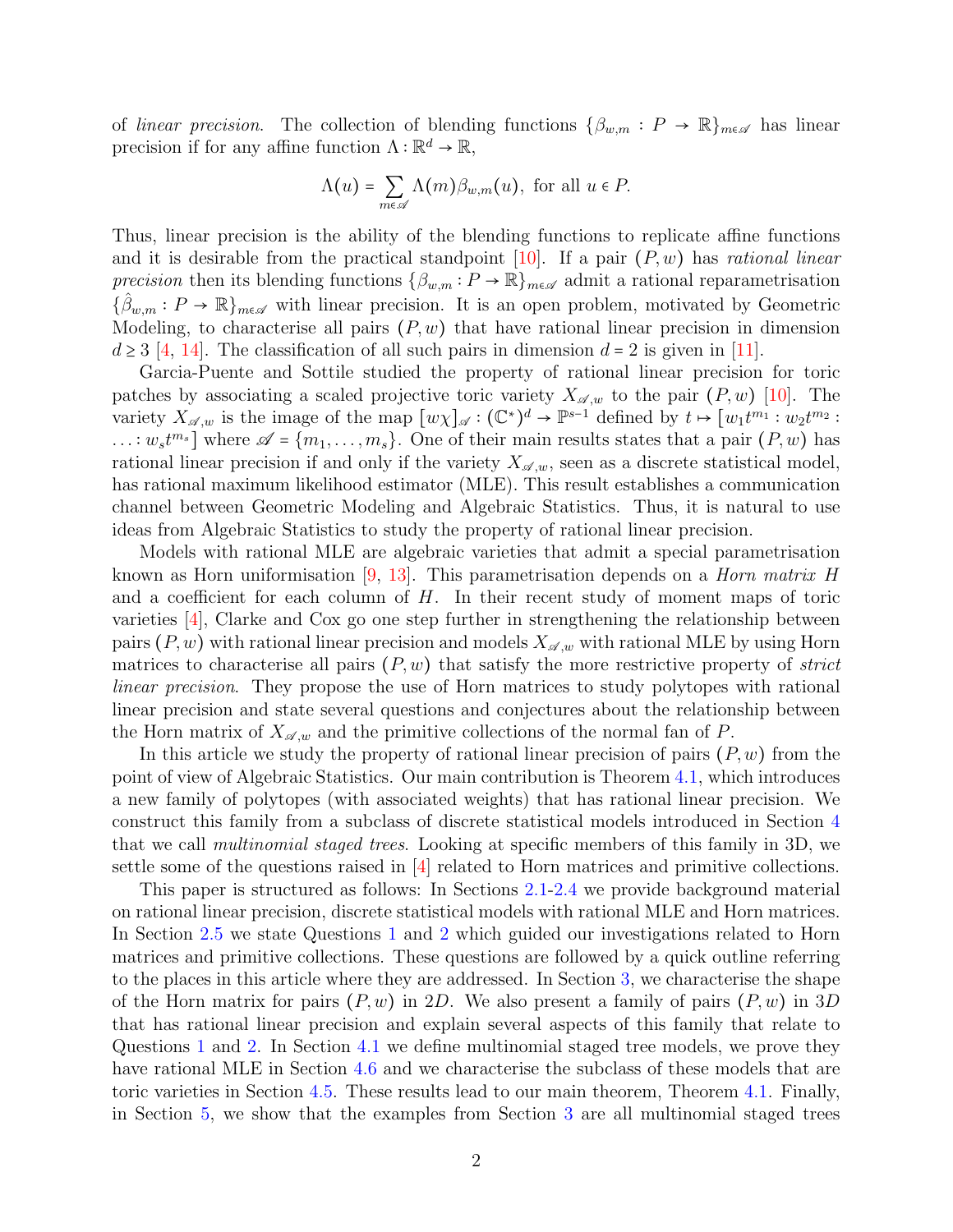of *linear precision*. The collection of blending functions $\{\beta_{w,m} : P \to \mathbb{R}\}_{m \in \mathscr{A}}$ has linear precision if for any affine function $\Lambda : \mathbb{R}^d \to \mathbb{R}$,

$$\Lambda(u) = \sum_{m \in \mathscr{A}} \Lambda(m)\beta_{w,m}(u), \text{ for all } u \in P.$$

Thus, linear precision is the ability of the blending functions to replicate affine functions and it is desirable from the practical standpoint [10]. If a pair $(P, w)$ has *rational linear precision* then its blending functions $\{\beta_{w,m} : P \to \mathbb{R}\}_{m \in \mathscr{A}}$ admit a rational reparametrisation $\{\hat{\beta}_{w,m} : P \to \mathbb{R}\}_{m \in \mathscr{A}}$ with linear precision. It is an open problem, motivated by Geometric Modeling, to characterise all pairs $(P, w)$ that have rational linear precision in dimension $d \geq 3$ [4, 14]. The classification of all such pairs in dimension $d = 2$ is given in [11].

Garcia-Puente and Sottile studied the property of rational linear precision for toric patches by associating a scaled projective toric variety $X_{\mathscr{A},w}$ to the pair $(P, w)$ [10]. The variety $X_{\mathscr{A},w}$ is the image of the map $[w\chi]_{\mathscr{A}} : (\mathbb{C}^*)^d \to \mathbb{P}^{s-1}$ defined by $t \mapsto [w_1 t^{m_1} : w_2 t^{m_2} : \ldots : w_s t^{m_s}]$ where $\mathscr{A} = \{m_1, \ldots, m_s\}$. One of their main results states that a pair $(P, w)$ has rational linear precision if and only if the variety $X_{\mathscr{A},w}$, seen as a discrete statistical model, has rational maximum likelihood estimator (MLE). This result establishes a communication channel between Geometric Modeling and Algebraic Statistics. Thus, it is natural to use ideas from Algebraic Statistics to study the property of rational linear precision.

Models with rational MLE are algebraic varieties that admit a special parametrisation known as Horn uniformisation [9, 13]. This parametrisation depends on a *Horn matrix* $H$ and a coefficient for each column of $H$. In their recent study of moment maps of toric varieties [4], Clarke and Cox go one step further in strengthening the relationship between pairs $(P, w)$ with rational linear precision and models $X_{\mathscr{A},w}$ with rational MLE by using Horn matrices to characterise all pairs $(P, w)$ that satisfy the more restrictive property of *strict linear precision*. They propose the use of Horn matrices to study polytopes with rational linear precision and state several questions and conjectures about the relationship between the Horn matrix of $X_{\mathscr{A},w}$ and the primitive collections of the normal fan of $P$.

In this article we study the property of rational linear precision of pairs $(P, w)$ from the point of view of Algebraic Statistics. Our main contribution is Theorem 4.1, which introduces a new family of polytopes (with associated weights) that has rational linear precision. We construct this family from a subclass of discrete statistical models introduced in Section 4 that we call *multinomial staged trees*. Looking at specific members of this family in 3D, we settle some of the questions raised in [4] related to Horn matrices and primitive collections.

This paper is structured as follows: In Sections 2.1-2.4 we provide background material on rational linear precision, discrete statistical models with rational MLE and Horn matrices. In Section 2.5 we state Questions 1 and 2 which guided our investigations related to Horn matrices and primitive collections. These questions are followed by a quick outline referring to the places in this article where they are addressed. In Section 3, we characterise the shape of the Horn matrix for pairs $(P, w)$ in $2D$. We also present a family of pairs $(P, w)$ in $3D$ that has rational linear precision and explain several aspects of this family that relate to Questions 1 and 2. In Section 4.1 we define multinomial staged tree models, we prove they have rational MLE in Section 4.6 and we characterise the subclass of these models that are toric varieties in Section 4.5. These results lead to our main theorem, Theorem 4.1. Finally, in Section 5, we show that the examples from Section 3 are all multinomial staged trees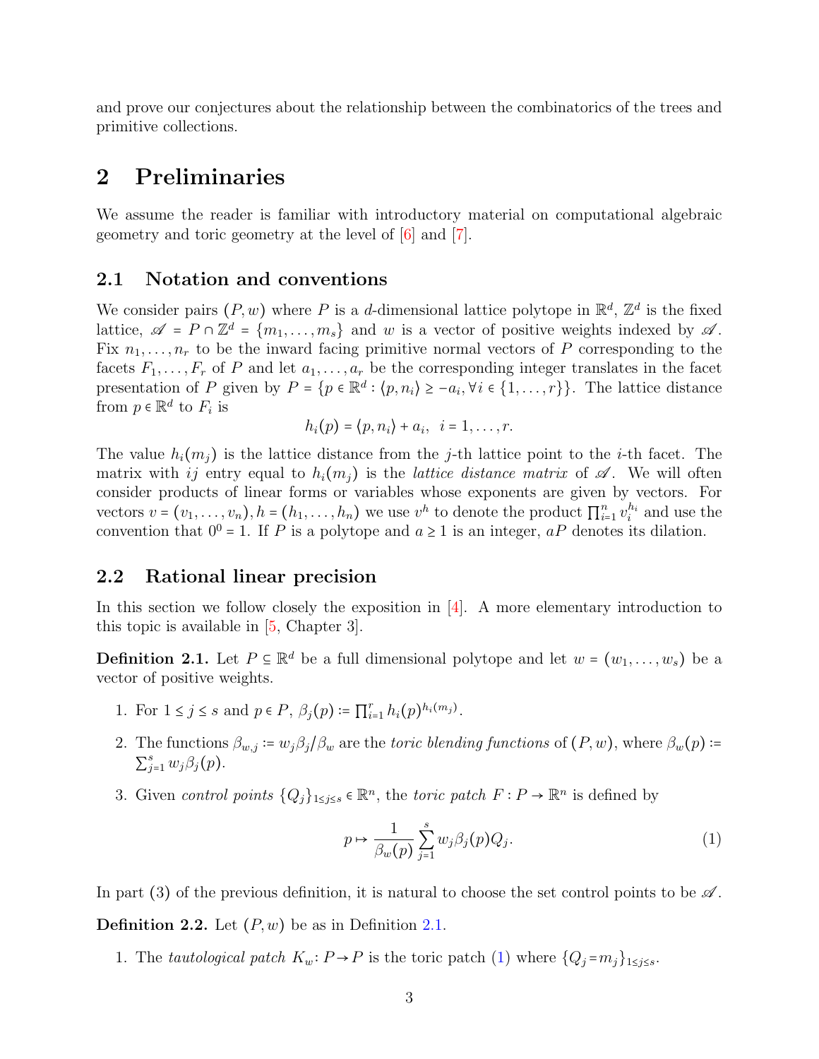and prove our conjectures about the relationship between the combinatorics of the trees and primitive collections.

# 2 Preliminaries

We assume the reader is familiar with introductory material on computational algebraic geometry and toric geometry at the level of [6] and [7].

## 2.1 Notation and conventions

We consider pairs $(P, w)$ where $P$ is a $d$-dimensional lattice polytope in $\mathbb{R}^d$, $\mathbb{Z}^d$ is the fixed lattice, $\mathscr{A} = P \cap \mathbb{Z}^d = \{m_1, \ldots, m_s\}$ and $w$ is a vector of positive weights indexed by $\mathscr{A}$. Fix $n_1, \ldots, n_r$ to be the inward facing primitive normal vectors of $P$ corresponding to the facets $F_1, \ldots, F_r$ of $P$ and let $a_1, \ldots, a_r$ be the corresponding integer translates in the facet presentation of $P$ given by $P = \{p \in \mathbb{R}^d : \langle p, n_i \rangle \geq -a_i, \forall i \in \{1, \ldots, r\}\}$. The lattice distance from $p \in \mathbb{R}^d$ to $F_i$ is

$$h_i(p) = \langle p, n_i \rangle + a_i, \quad i = 1, \ldots, r.$$

The value $h_i(m_j)$ is the lattice distance from the $j$-th lattice point to the $i$-th facet. The matrix with $ij$ entry equal to $h_i(m_j)$ is the *lattice distance matrix* of $\mathscr{A}$. We will often consider products of linear forms or variables whose exponents are given by vectors. For vectors $v = (v_1, \ldots, v_n), h = (h_1, \ldots, h_n)$ we use $v^h$ to denote the product $\prod_{i=1}^n v_i^{h_i}$ and use the convention that $0^0 = 1$. If $P$ is a polytope and $a \geq 1$ is an integer, $aP$ denotes its dilation.

## 2.2 Rational linear precision

In this section we follow closely the exposition in [4]. A more elementary introduction to this topic is available in [5, Chapter 3].

**Definition 2.1.** Let $P \subseteq \mathbb{R}^d$ be a full dimensional polytope and let $w = (w_1, \ldots, w_s)$ be a vector of positive weights.

1. For $1 \leq j \leq s$ and $p \in P$, $\beta_j(p) := \prod_{i=1}^r h_i(p)^{h_i(m_j)}$.
2. The functions $\beta_{w,j} := w_j \beta_j / \beta_w$ are the *toric blending functions* of $(P, w)$, where $\beta_w(p) := \sum_{j=1}^s w_j \beta_j(p)$.
3. Given *control points* $\{Q_j\}_{1 \leq j \leq s} \in \mathbb{R}^n$, the *toric patch* $F : P \to \mathbb{R}^n$ is defined by

$$p \mapsto \frac{1}{\beta_w(p)} \sum_{j=1}^s w_j \beta_j(p) Q_j. \tag{1}$$

In part (3) of the previous definition, it is natural to choose the set control points to be $\mathscr{A}$.

**Definition 2.2.** Let $(P, w)$ be as in Definition 2.1.

1. The *tautological patch* $K_w : P \to P$ is the toric patch (1) where $\{Q_j = m_j\}_{1 \leq j \leq s}$.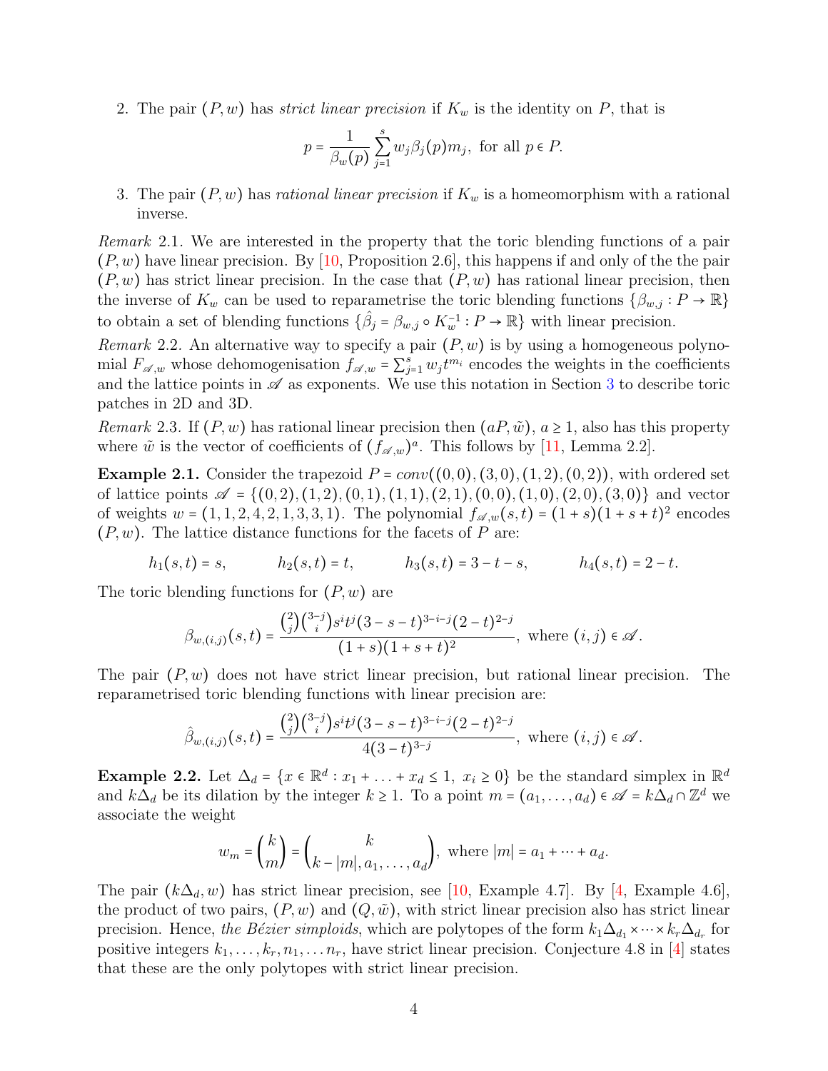2. The pair $(P, w)$ has *strict linear precision* if $K_w$ is the identity on $P$, that is

$$p = \frac{1}{\beta_w(p)} \sum_{j=1}^{s} w_j \beta_j(p) m_j, \text{ for all } p \in P.$$

3. The pair $(P, w)$ has *rational linear precision* if $K_w$ is a homeomorphism with a rational inverse.

*Remark* 2.1. We are interested in the property that the toric blending functions of a pair $(P, w)$ have linear precision. By [10, Proposition 2.6], this happens if and only of the the pair $(P, w)$ has strict linear precision. In the case that $(P, w)$ has rational linear precision, then the inverse of $K_w$ can be used to reparametrise the toric blending functions $\{\beta_{w,j} : P \to \mathbb{R}\}$ to obtain a set of blending functions $\{\hat{\beta}_j = \beta_{w,j} \circ K_w^{-1} : P \to \mathbb{R}\}$ with linear precision.

*Remark* 2.2. An alternative way to specify a pair $(P, w)$ is by using a homogeneous polynomial $F_{\mathscr{A},w}$ whose dehomogenisation $f_{\mathscr{A},w} = \sum_{j=1}^{s} w_j t^{m_i}$ encodes the weights in the coefficients and the lattice points in $\mathscr{A}$ as exponents. We use this notation in Section 3 to describe toric patches in 2D and 3D.

*Remark* 2.3. If $(P, w)$ has rational linear precision then $(aP, \tilde{w})$, $a \geq 1$, also has this property where $\tilde{w}$ is the vector of coefficients of $(f_{\mathscr{A},w})^a$. This follows by [11, Lemma 2.2].

**Example 2.1.** Consider the trapezoid $P = conv((0,0),(3,0),(1,2),(0,2))$, with ordered set of lattice points $\mathscr{A} = \{(0,2),(1,2),(0,1),(1,1),(2,1),(0,0),(1,0),(2,0),(3,0)\}$ and vector of weights $w = (1,1,2,4,2,1,3,3,1)$. The polynomial $f_{\mathscr{A},w}(s,t) = (1+s)(1+s+t)^2$ encodes $(P, w)$. The lattice distance functions for the facets of $P$ are:

$$h_1(s,t) = s, \qquad h_2(s,t) = t, \qquad h_3(s,t) = 3 - t - s, \qquad h_4(s,t) = 2 - t.$$

The toric blending functions for $(P, w)$ are

$$\beta_{w,(i,j)}(s,t) = \frac{\binom{2}{j}\binom{3-j}{i} s^i t^j (3-s-t)^{3-i-j}(2-t)^{2-j}}{(1+s)(1+s+t)^2}, \text{ where } (i,j) \in \mathscr{A}.$$

The pair $(P, w)$ does not have strict linear precision, but rational linear precision. The reparametrised toric blending functions with linear precision are:

$$\hat{\beta}_{w,(i,j)}(s,t) = \frac{\binom{2}{j}\binom{3-j}{i} s^i t^j (3-s-t)^{3-i-j}(2-t)^{2-j}}{4(3-t)^{3-j}}, \text{ where } (i,j) \in \mathscr{A}.$$

**Example 2.2.** Let $\Delta_d = \{x \in \mathbb{R}^d : x_1 + \ldots + x_d \leq 1,\ x_i \geq 0\}$ be the standard simplex in $\mathbb{R}^d$ and $k\Delta_d$ be its dilation by the integer $k \geq 1$. To a point $m = (a_1, \ldots, a_d) \in \mathscr{A} = k\Delta_d \cap \mathbb{Z}^d$ we associate the weight

$$w_m = \binom{k}{m} = \binom{k}{k - |m|, a_1, \ldots, a_d}, \text{ where } |m| = a_1 + \cdots + a_d.$$

The pair $(k\Delta_d, w)$ has strict linear precision, see [10, Example 4.7]. By [4, Example 4.6], the product of two pairs, $(P, w)$ and $(Q, \tilde{w})$, with strict linear precision also has strict linear precision. Hence, *the Bézier simploids*, which are polytopes of the form $k_1\Delta_{d_1} \times \cdots \times k_r\Delta_{d_r}$ for positive integers $k_1, \ldots, k_r, n_1, \ldots n_r$, have strict linear precision. Conjecture 4.8 in [4] states that these are the only polytopes with strict linear precision.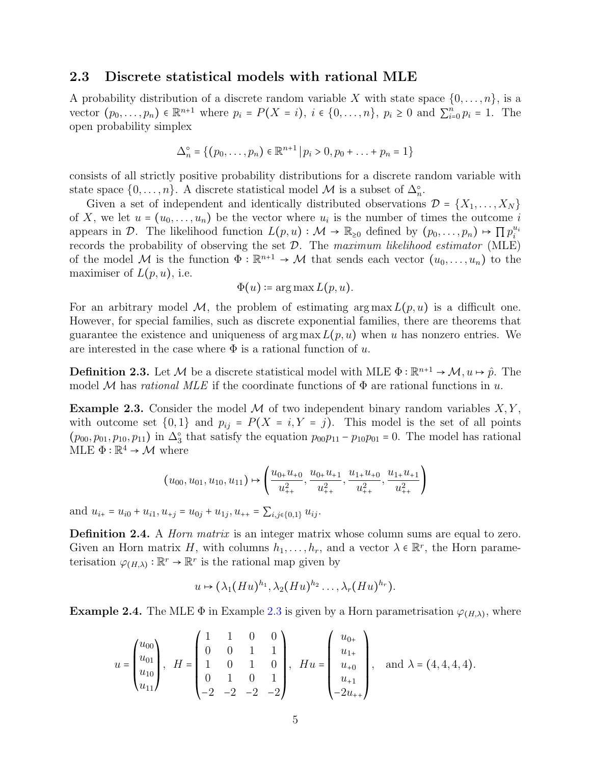### 2.3 Discrete statistical models with rational MLE

A probability distribution of a discrete random variable $X$ with state space $\{0,\dots,n\}$, is a vector $(p_0,\dots,p_n)\in\mathbb{R}^{n+1}$ where $p_i = P(X=i)$, $i\in\{0,\dots,n\}$, $p_i\geq 0$ and $\sum_{i=0}^n p_i = 1$. The open probability simplex

$$\Delta_n^\circ = \{(p_0,\dots,p_n)\in\mathbb{R}^{n+1}\,|\,p_i>0, p_0+\ldots+p_n=1\}$$

consists of all strictly positive probability distributions for a discrete random variable with state space $\{0,\dots,n\}$. A discrete statistical model $\mathcal{M}$ is a subset of $\Delta_n^\circ$.

Given a set of independent and identically distributed observations $\mathcal{D}=\{X_1,\dots,X_N\}$ of $X$, we let $u=(u_0,\dots,u_n)$ be the vector where $u_i$ is the number of times the outcome $i$ appears in $\mathcal{D}$. The likelihood function $L(p,u):\mathcal{M}\to\mathbb{R}_{\geq 0}$ defined by $(p_0,\dots,p_n)\mapsto\prod p_i^{u_i}$ records the probability of observing the set $\mathcal{D}$. The *maximum likelihood estimator* (MLE) of the model $\mathcal{M}$ is the function $\Phi:\mathbb{R}^{n+1}\to\mathcal{M}$ that sends each vector $(u_0,\dots,u_n)$ to the maximiser of $L(p,u)$, i.e.

$$\Phi(u) := \arg\max L(p,u).$$

For an arbitrary model $\mathcal{M}$, the problem of estimating $\arg\max L(p,u)$ is a difficult one. However, for special families, such as discrete exponential families, there are theorems that guarantee the existence and uniqueness of $\arg\max L(p,u)$ when $u$ has nonzero entries. We are interested in the case where $\Phi$ is a rational function of $u$.

**Definition 2.3.** Let $\mathcal{M}$ be a discrete statistical model with MLE $\Phi:\mathbb{R}^{n+1}\to\mathcal{M}, u\mapsto\hat{p}$. The model $\mathcal{M}$ has *rational MLE* if the coordinate functions of $\Phi$ are rational functions in $u$.

**Example 2.3.** Consider the model $\mathcal{M}$ of two independent binary random variables $X,Y$, with outcome set $\{0,1\}$ and $p_{ij}=P(X=i,Y=j)$. This model is the set of all points $(p_{00},p_{01},p_{10},p_{11})$ in $\Delta_3^\circ$ that satisfy the equation $p_{00}p_{11}-p_{10}p_{01}=0$. The model has rational MLE $\Phi:\mathbb{R}^4\to\mathcal{M}$ where

$$(u_{00},u_{01},u_{10},u_{11})\mapsto\left(\frac{u_{0+}u_{+0}}{u_{++}^2},\frac{u_{0+}u_{+1}}{u_{++}^2},\frac{u_{1+}u_{+0}}{u_{++}^2},\frac{u_{1+}u_{+1}}{u_{++}^2}\right)$$

and $u_{i+}=u_{i0}+u_{i1}, u_{+j}=u_{0j}+u_{1j}, u_{++}=\sum_{i,j\in\{0,1\}}u_{ij}$.

**Definition 2.4.** A *Horn matrix* is an integer matrix whose column sums are equal to zero. Given an Horn matrix $H$, with columns $h_1,\dots,h_r$, and a vector $\lambda\in\mathbb{R}^r$, the Horn parameterisation $\varphi_{(H,\lambda)}:\mathbb{R}^r\to\mathbb{R}^r$ is the rational map given by

$$u\mapsto(\lambda_1(Hu)^{h_1},\lambda_2(Hu)^{h_2}\dots,\lambda_r(Hu)^{h_r}).$$

**Example 2.4.** The MLE $\Phi$ in Example 2.3 is given by a Horn parametrisation $\varphi_{(H,\lambda)}$, where

$$u=\begin{pmatrix}u_{00}\\u_{01}\\u_{10}\\u_{11}\end{pmatrix},\quad H=\begin{pmatrix}1&1&0&0\\0&0&1&1\\1&0&1&0\\0&1&0&1\\-2&-2&-2&-2\end{pmatrix},\quad Hu=\begin{pmatrix}u_{0+}\\u_{1+}\\u_{+0}\\u_{+1}\\-2u_{++}\end{pmatrix},\quad\text{and }\lambda=(4,4,4,4).$$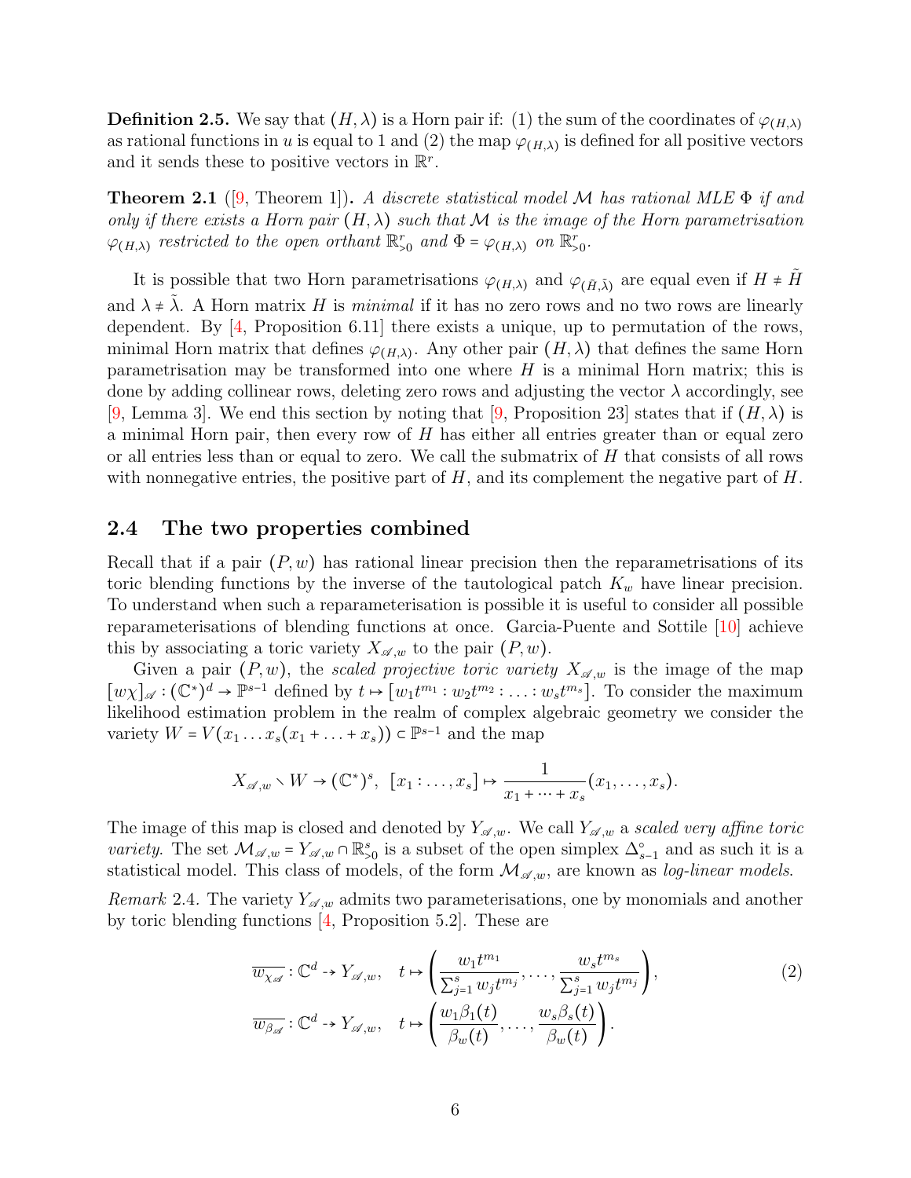**Definition 2.5.** We say that $(H, \lambda)$ is a Horn pair if: (1) the sum of the coordinates of $\varphi_{(H,\lambda)}$ as rational functions in $u$ is equal to 1 and (2) the map $\varphi_{(H,\lambda)}$ is defined for all positive vectors and it sends these to positive vectors in $\mathbb{R}^r$.

**Theorem 2.1** ([9, Theorem 1])**.** *A discrete statistical model $\mathcal{M}$ has rational MLE $\Phi$ if and only if there exists a Horn pair $(H, \lambda)$ such that $\mathcal{M}$ is the image of the Horn parametrisation $\varphi_{(H,\lambda)}$ restricted to the open orthant $\mathbb{R}^r_{>0}$ and $\Phi = \varphi_{(H,\lambda)}$ on $\mathbb{R}^r_{>0}$.*

It is possible that two Horn parametrisations $\varphi_{(H,\lambda)}$ and $\varphi_{(\tilde{H},\tilde{\lambda})}$ are equal even if $H \neq \tilde{H}$ and $\lambda \neq \tilde{\lambda}$. A Horn matrix $H$ is *minimal* if it has no zero rows and no two rows are linearly dependent. By [4, Proposition 6.11] there exists a unique, up to permutation of the rows, minimal Horn matrix that defines $\varphi_{(H,\lambda)}$. Any other pair $(H, \lambda)$ that defines the same Horn parametrisation may be transformed into one where $H$ is a minimal Horn matrix; this is done by adding collinear rows, deleting zero rows and adjusting the vector $\lambda$ accordingly, see [9, Lemma 3]. We end this section by noting that [9, Proposition 23] states that if $(H, \lambda)$ is a minimal Horn pair, then every row of $H$ has either all entries greater than or equal zero or all entries less than or equal to zero. We call the submatrix of $H$ that consists of all rows with nonnegative entries, the positive part of $H$, and its complement the negative part of $H$.

### 2.4 The two properties combined

Recall that if a pair $(P, w)$ has rational linear precision then the reparametrisations of its toric blending functions by the inverse of the tautological patch $K_w$ have linear precision. To understand when such a reparameterisation is possible it is useful to consider all possible reparameterisations of blending functions at once. Garcia-Puente and Sottile [10] achieve this by associating a toric variety $X_{\mathscr{A},w}$ to the pair $(P, w)$.

Given a pair $(P, w)$, the *scaled projective toric variety* $X_{\mathscr{A},w}$ is the image of the map $[w\chi]_{\mathscr{A}} : (\mathbb{C}^*)^d \to \mathbb{P}^{s-1}$ defined by $t \mapsto [w_1 t^{m_1} : w_2 t^{m_2} : \ldots : w_s t^{m_s}]$. To consider the maximum likelihood estimation problem in the realm of complex algebraic geometry we consider the variety $W = V(x_1 \ldots x_s(x_1 + \ldots + x_s)) \subset \mathbb{P}^{s-1}$ and the map

$$X_{\mathscr{A},w} \smallsetminus W \to (\mathbb{C}^*)^s, \;\; [x_1 : \ldots, x_s] \mapsto \frac{1}{x_1 + \cdots + x_s}(x_1, \ldots, x_s).$$

The image of this map is closed and denoted by $Y_{\mathscr{A},w}$. We call $Y_{\mathscr{A},w}$ a *scaled very affine toric variety*. The set $\mathcal{M}_{\mathscr{A},w} = Y_{\mathscr{A},w} \cap \mathbb{R}^s_{>0}$ is a subset of the open simplex $\Delta^\circ_{s-1}$ and as such it is a statistical model. This class of models, of the form $\mathcal{M}_{\mathscr{A},w}$, are known as *log-linear models*.

*Remark* 2.4. The variety $Y_{\mathscr{A},w}$ admits two parameterisations, one by monomials and another by toric blending functions [4, Proposition 5.2]. These are

$$\overline{w_{\chi_{\mathscr{A}}}} : \mathbb{C}^d \dashrightarrow Y_{\mathscr{A},w}, \quad t \mapsto \left( \frac{w_1 t^{m_1}}{\sum_{j=1}^s w_j t^{m_j}}, \ldots, \frac{w_s t^{m_s}}{\sum_{j=1}^s w_j t^{m_j}} \right), \tag{2}$$

$$\overline{w_{\beta_{\mathscr{A}}}} : \mathbb{C}^d \dashrightarrow Y_{\mathscr{A},w}, \quad t \mapsto \left( \frac{w_1 \beta_1(t)}{\beta_w(t)}, \ldots, \frac{w_s \beta_s(t)}{\beta_w(t)} \right).$$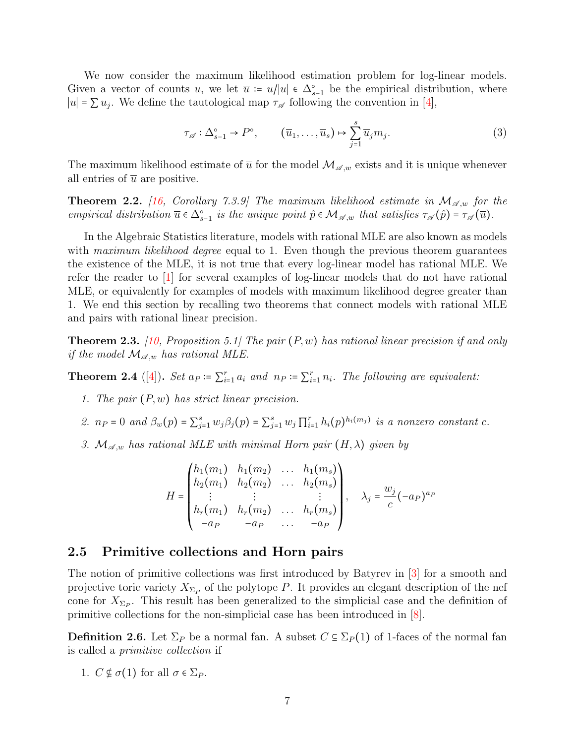We now consider the maximum likelihood estimation problem for log-linear models. Given a vector of counts $u$, we let $\overline{u} := u/|u| \in \Delta^{\circ}_{s-1}$ be the empirical distribution, where $|u| = \sum u_j$. We define the tautological map $\tau_{\mathscr{A}}$ following the convention in [4],

$$\tau_{\mathscr{A}} : \Delta^{\circ}_{s-1} \to P^{\circ}, \qquad (\overline{u}_1, \ldots, \overline{u}_s) \mapsto \sum_{j=1}^{s} \overline{u}_j m_j. \tag{3}$$

The maximum likelihood estimate of $\overline{u}$ for the model $\mathcal{M}_{\mathscr{A},w}$ exists and it is unique whenever all entries of $\overline{u}$ are positive.

**Theorem 2.2.** *[16, Corollary 7.3.9] The maximum likelihood estimate in $\mathcal{M}_{\mathscr{A},w}$ for the empirical distribution $\overline{u} \in \Delta^{\circ}_{s-1}$ is the unique point $\hat{p} \in \mathcal{M}_{\mathscr{A},w}$ that satisfies $\tau_{\mathscr{A}}(\hat{p}) = \tau_{\mathscr{A}}(\overline{u})$.*

In the Algebraic Statistics literature, models with rational MLE are also known as models with *maximum likelihood degree* equal to 1. Even though the previous theorem guarantees the existence of the MLE, it is not true that every log-linear model has rational MLE. We refer the reader to [1] for several examples of log-linear models that do not have rational MLE, or equivalently for examples of models with maximum likelihood degree greater than 1. We end this section by recalling two theorems that connect models with rational MLE and pairs with rational linear precision.

**Theorem 2.3.** *[10, Proposition 5.1] The pair $(P, w)$ has rational linear precision if and only if the model $\mathcal{M}_{\mathscr{A},w}$ has rational MLE.*

**Theorem 2.4** ([4])**.** *Set $a_P := \sum_{i=1}^{r} a_i$ and $n_P := \sum_{i=1}^{r} n_i$. The following are equivalent:*

1. *The pair $(P, w)$ has strict linear precision.*
2. *$n_P = 0$ and $\beta_w(p) = \sum_{j=1}^{s} w_j \beta_j(p) = \sum_{j=1}^{s} w_j \prod_{i=1}^{r} h_i(p)^{h_i(m_j)}$ is a nonzero constant $c$.*
3. *$\mathcal{M}_{\mathscr{A},w}$ has rational MLE with minimal Horn pair $(H, \lambda)$ given by*

$$H = \begin{pmatrix} h_1(m_1) & h_1(m_2) & \ldots & h_1(m_s) \\ h_2(m_1) & h_2(m_2) & \ldots & h_2(m_s) \\ \vdots & \vdots & & \vdots \\ h_r(m_1) & h_r(m_2) & \ldots & h_r(m_s) \\ -a_P & -a_P & \ldots & -a_P \end{pmatrix}, \quad \lambda_j = \frac{w_j}{c}(-a_P)^{a_P}$$

## 2.5 Primitive collections and Horn pairs

The notion of primitive collections was first introduced by Batyrev in [3] for a smooth and projective toric variety $X_{\Sigma_P}$ of the polytope $P$. It provides an elegant description of the nef cone for $X_{\Sigma_P}$. This result has been generalized to the simplicial case and the definition of primitive collections for the non-simplicial case has been introduced in [8].

**Definition 2.6.** Let $\Sigma_P$ be a normal fan. A subset $C \subseteq \Sigma_P(1)$ of 1-faces of the normal fan is called a *primitive collection* if

1. $C \notin \sigma(1)$ for all $\sigma \in \Sigma_P$.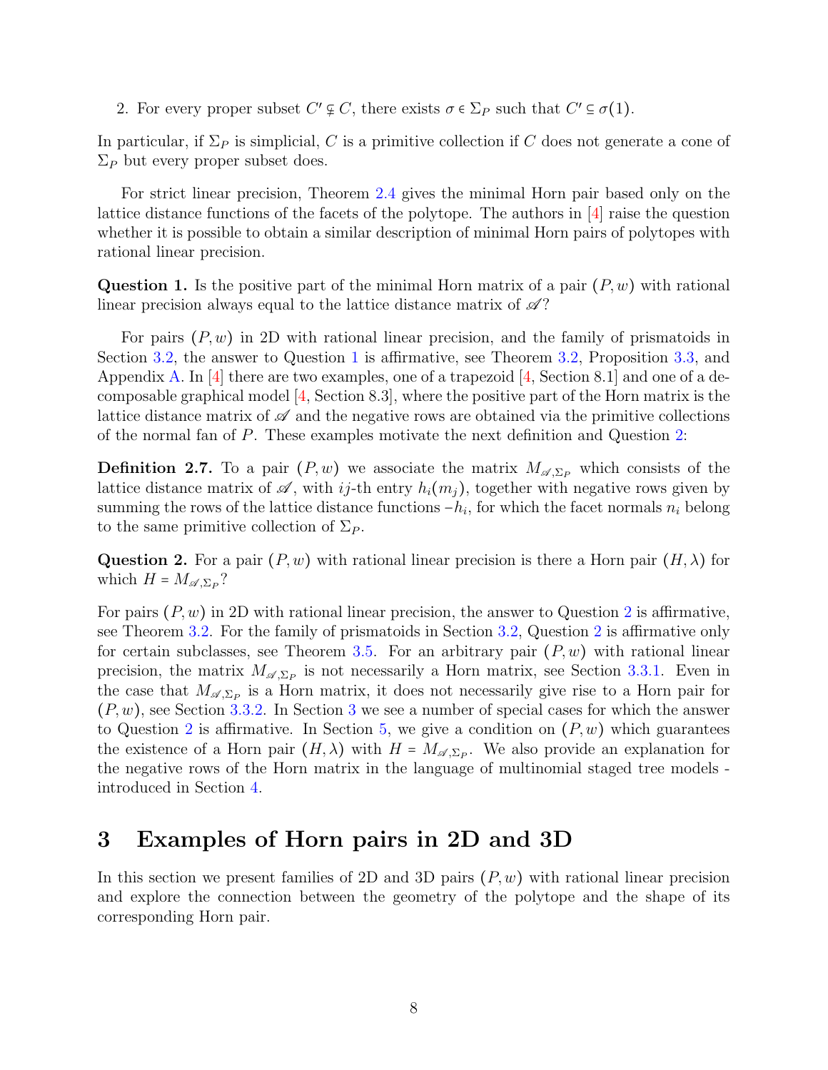2. For every proper subset $C' \subsetneq C$, there exists $\sigma \in \Sigma_P$ such that $C' \subseteq \sigma(1)$.

In particular, if $\Sigma_P$ is simplicial, $C$ is a primitive collection if $C$ does not generate a cone of $\Sigma_P$ but every proper subset does.

For strict linear precision, Theorem 2.4 gives the minimal Horn pair based only on the lattice distance functions of the facets of the polytope. The authors in [4] raise the question whether it is possible to obtain a similar description of minimal Horn pairs of polytopes with rational linear precision.

**Question 1.** Is the positive part of the minimal Horn matrix of a pair $(P, w)$ with rational linear precision always equal to the lattice distance matrix of $\mathscr{A}$?

For pairs $(P, w)$ in 2D with rational linear precision, and the family of prismatoids in Section 3.2, the answer to Question 1 is affirmative, see Theorem 3.2, Proposition 3.3, and Appendix A. In [4] there are two examples, one of a trapezoid [4, Section 8.1] and one of a decomposable graphical model [4, Section 8.3], where the positive part of the Horn matrix is the lattice distance matrix of $\mathscr{A}$ and the negative rows are obtained via the primitive collections of the normal fan of $P$. These examples motivate the next definition and Question 2:

**Definition 2.7.** To a pair $(P, w)$ we associate the matrix $M_{\mathscr{A},\Sigma_P}$ which consists of the lattice distance matrix of $\mathscr{A}$, with $ij$-th entry $h_i(m_j)$, together with negative rows given by summing the rows of the lattice distance functions $-h_i$, for which the facet normals $n_i$ belong to the same primitive collection of $\Sigma_P$.

**Question 2.** For a pair $(P, w)$ with rational linear precision is there a Horn pair $(H, \lambda)$ for which $H = M_{\mathscr{A},\Sigma_P}$?

For pairs $(P, w)$ in 2D with rational linear precision, the answer to Question 2 is affirmative, see Theorem 3.2. For the family of prismatoids in Section 3.2, Question 2 is affirmative only for certain subclasses, see Theorem 3.5. For an arbitrary pair $(P, w)$ with rational linear precision, the matrix $M_{\mathscr{A},\Sigma_P}$ is not necessarily a Horn matrix, see Section 3.3.1. Even in the case that $M_{\mathscr{A},\Sigma_P}$ is a Horn matrix, it does not necessarily give rise to a Horn pair for $(P, w)$, see Section 3.3.2. In Section 3 we see a number of special cases for which the answer to Question 2 is affirmative. In Section 5, we give a condition on $(P, w)$ which guarantees the existence of a Horn pair $(H, \lambda)$ with $H = M_{\mathscr{A},\Sigma_P}$. We also provide an explanation for the negative rows of the Horn matrix in the language of multinomial staged tree models - introduced in Section 4.

# 3 Examples of Horn pairs in 2D and 3D

In this section we present families of 2D and 3D pairs $(P, w)$ with rational linear precision and explore the connection between the geometry of the polytope and the shape of its corresponding Horn pair.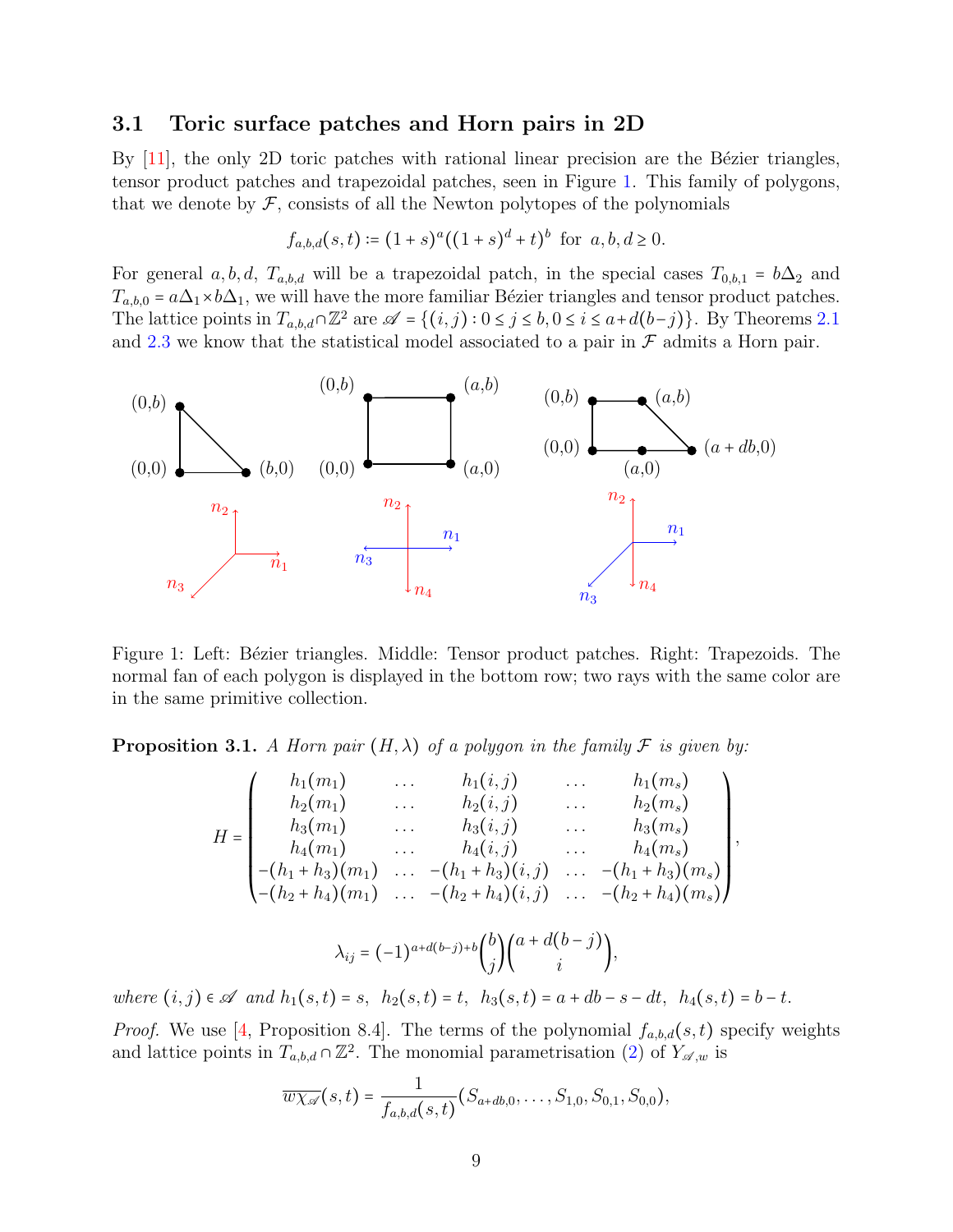### 3.1 Toric surface patches and Horn pairs in 2D

By [11], the only 2D toric patches with rational linear precision are the Bézier triangles, tensor product patches and trapezoidal patches, seen in Figure 1. This family of polygons, that we denote by $\mathcal{F}$, consists of all the Newton polytopes of the polynomials

$$f_{a,b,d}(s,t) := (1+s)^a((1+s)^d + t)^b \text{ for } a,b,d \geq 0.$$

For general $a,b,d$, $T_{a,b,d}$ will be a trapezoidal patch, in the special cases $T_{0,b,1} = b\Delta_2$ and $T_{a,b,0} = a\Delta_1 \times b\Delta_1$, we will have the more familiar Bézier triangles and tensor product patches. The lattice points in $T_{a,b,d} \cap \mathbb{Z}^2$ are $\mathscr{A} = \{(i,j) : 0 \leq j \leq b, 0 \leq i \leq a + d(b-j)\}$. By Theorems 2.1 and 2.3 we know that the statistical model associated to a pair in $\mathcal{F}$ admits a Horn pair.

Figure 1: Left: Bézier triangles. Middle: Tensor product patches. Right: Trapezoids. The normal fan of each polygon is displayed in the bottom row; two rays with the same color are in the same primitive collection.

**Proposition 3.1.** *A Horn pair $(H,\lambda)$ of a polygon in the family $\mathcal{F}$ is given by:*

$$H = \begin{pmatrix} h_1(m_1) & \dots & h_1(i,j) & \dots & h_1(m_s) \\ h_2(m_1) & \dots & h_2(i,j) & \dots & h_2(m_s) \\ h_3(m_1) & \dots & h_3(i,j) & \dots & h_3(m_s) \\ h_4(m_1) & \dots & h_4(i,j) & \dots & h_4(m_s) \\ -(h_1+h_3)(m_1) & \dots & -(h_1+h_3)(i,j) & \dots & -(h_1+h_3)(m_s) \\ -(h_2+h_4)(m_1) & \dots & -(h_2+h_4)(i,j) & \dots & -(h_2+h_4)(m_s) \end{pmatrix},$$

$$\lambda_{ij} = (-1)^{a+d(b-j)+b}\binom{b}{j}\binom{a+d(b-j)}{i},$$

*where $(i,j) \in \mathscr{A}$ and $h_1(s,t) = s$, $h_2(s,t) = t$, $h_3(s,t) = a + db - s - dt$, $h_4(s,t) = b - t$.*

*Proof.* We use [4, Proposition 8.4]. The terms of the polynomial $f_{a,b,d}(s,t)$ specify weights and lattice points in $T_{a,b,d} \cap \mathbb{Z}^2$. The monomial parametrisation (2) of $Y_{\mathscr{A},w}$ is

$$\overline{w\chi_{\mathscr{A}}}(s,t) = \frac{1}{f_{a,b,d}(s,t)}(S_{a+db,0}, \dots, S_{1,0}, S_{0,1}, S_{0,0}),$$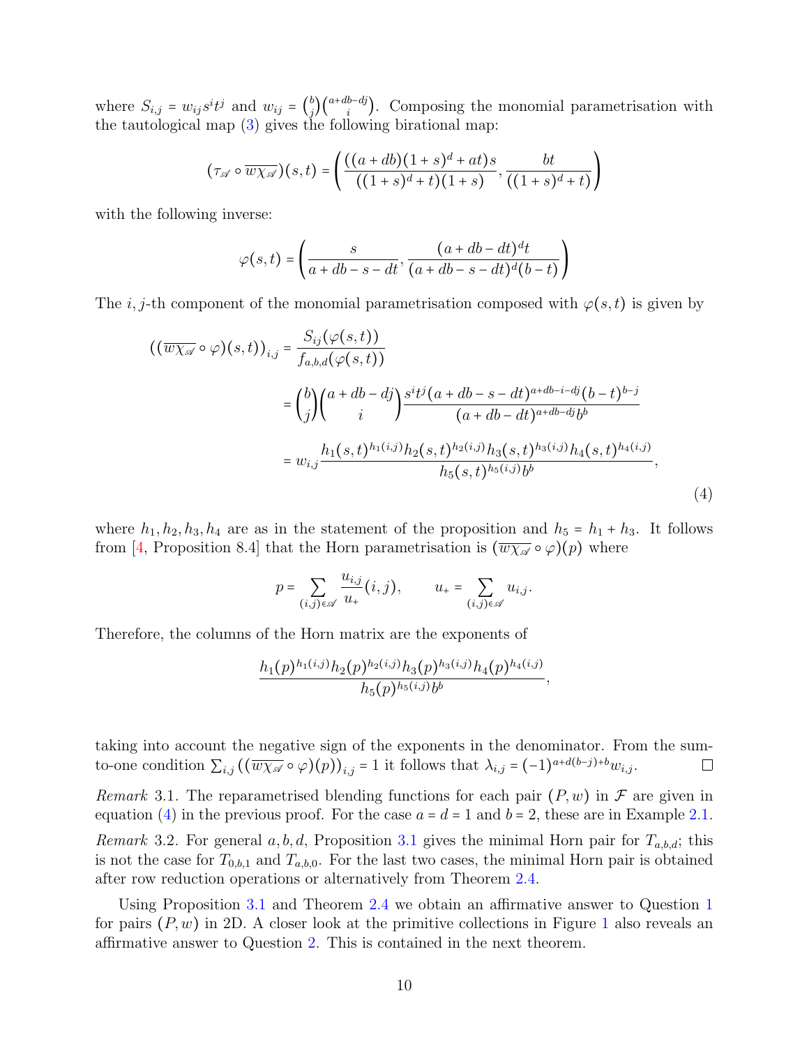where $S_{i,j} = w_{ij} s^i t^j$ and $w_{ij} = \binom{b}{j}\binom{a+db-dj}{i}$. Composing the monomial parametrisation with the tautological map (3) gives the following birational map:

$$(\tau_{\mathscr{A}} \circ \overline{w\chi_{\mathscr{A}}})(s,t) = \left( \frac{((a+db)(1+s)^d + at)s}{((1+s)^d + t)(1+s)}, \frac{bt}{((1+s)^d + t)} \right)$$

with the following inverse:

$$\varphi(s,t) = \left( \frac{s}{a+db-s-dt}, \frac{(a+db-dt)^d t}{(a+db-s-dt)^d (b-t)} \right)$$

The $i,j$-th component of the monomial parametrisation composed with $\varphi(s,t)$ is given by

$$\begin{aligned}
((\overline{w\chi_{\mathscr{A}}} \circ \varphi)(s,t))_{i,j} &= \frac{S_{ij}(\varphi(s,t))}{f_{a,b,d}(\varphi(s,t))} \\
&= \binom{b}{j}\binom{a+db-dj}{i} \frac{s^i t^j (a+db-s-dt)^{a+db-i-dj}(b-t)^{b-j}}{(a+db-dt)^{a+db-dj} b^b} \\
&= w_{i,j} \frac{h_1(s,t)^{h_1(i,j)} h_2(s,t)^{h_2(i,j)} h_3(s,t)^{h_3(i,j)} h_4(s,t)^{h_4(i,j)}}{h_5(s,t)^{h_5(i,j)} b^b},
\end{aligned} \tag{4}$$

where $h_1, h_2, h_3, h_4$ are as in the statement of the proposition and $h_5 = h_1 + h_3$. It follows from [4, Proposition 8.4] that the Horn parametrisation is $(\overline{w\chi_{\mathscr{A}}} \circ \varphi)(p)$ where

$$p = \sum_{(i,j)\in\mathscr{A}} \frac{u_{i,j}}{u_+}(i,j), \qquad u_+ = \sum_{(i,j)\in\mathscr{A}} u_{i,j}.$$

Therefore, the columns of the Horn matrix are the exponents of

$$\frac{h_1(p)^{h_1(i,j)} h_2(p)^{h_2(i,j)} h_3(p)^{h_3(i,j)} h_4(p)^{h_4(i,j)}}{h_5(p)^{h_5(i,j)} b^b},$$

taking into account the negative sign of the exponents in the denominator. From the sum-to-one condition $\sum_{i,j} ((\overline{w\chi_{\mathscr{A}}} \circ \varphi)(p))_{i,j} = 1$ it follows that $\lambda_{i,j} = (-1)^{a+d(b-j)+b} w_{i,j}$. □

*Remark* 3.1. The reparametrised blending functions for each pair $(P,w)$ in $\mathcal{F}$ are given in equation (4) in the previous proof. For the case $a = d = 1$ and $b = 2$, these are in Example 2.1.

*Remark* 3.2. For general $a, b, d$, Proposition 3.1 gives the minimal Horn pair for $T_{a,b,d}$; this is not the case for $T_{0,b,1}$ and $T_{a,b,0}$. For the last two cases, the minimal Horn pair is obtained after row reduction operations or alternatively from Theorem 2.4.

Using Proposition 3.1 and Theorem 2.4 we obtain an affirmative answer to Question 1 for pairs $(P,w)$ in 2D. A closer look at the primitive collections in Figure 1 also reveals an affirmative answer to Question 2. This is contained in the next theorem.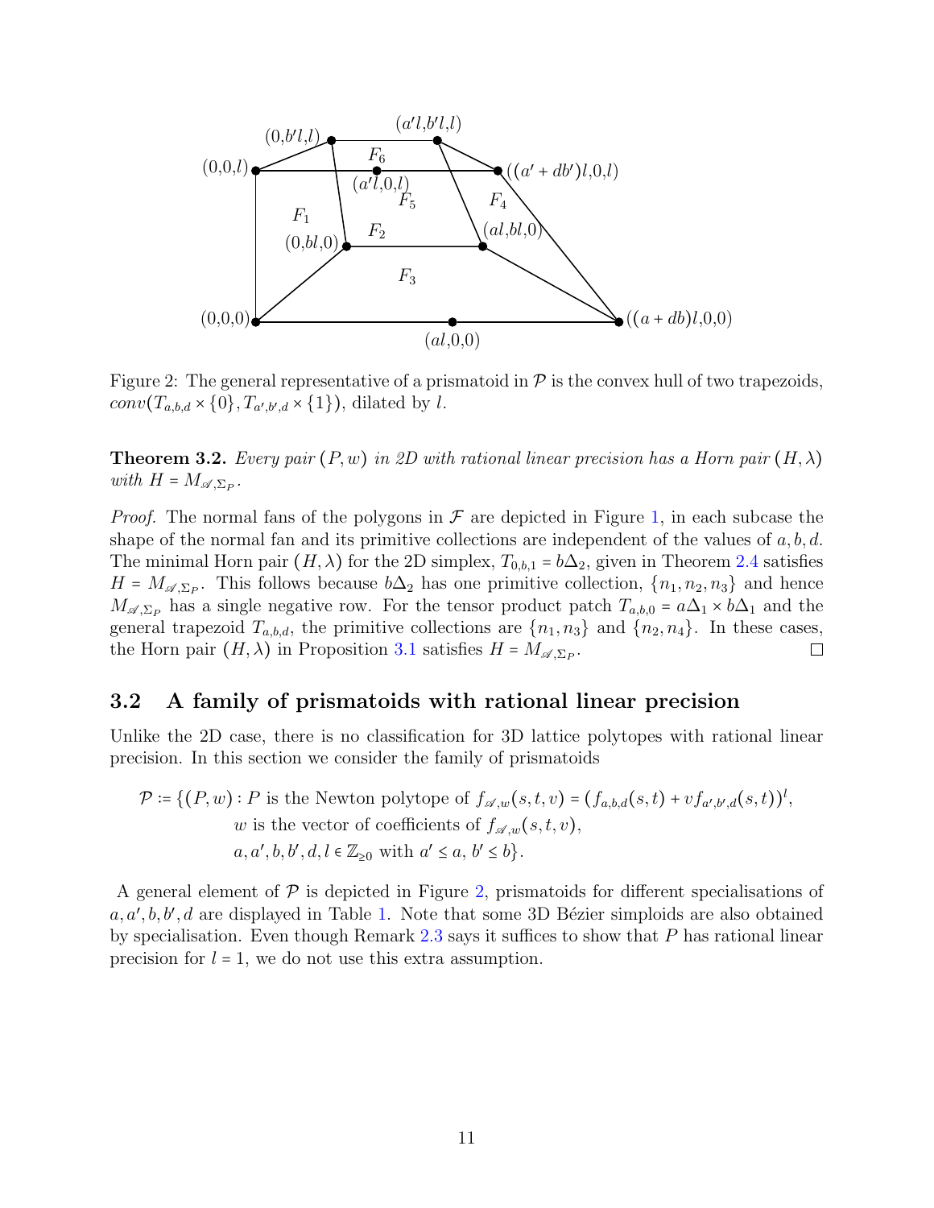Figure 2: The general representative of a prismatoid in $\mathcal{P}$ is the convex hull of two trapezoids, $conv(T_{a,b,d} \times \{0\}, T_{a',b',d} \times \{1\})$, dilated by $l$.

**Theorem 3.2.** *Every pair $(P, w)$ in 2D with rational linear precision has a Horn pair $(H, \lambda)$ with $H = M_{\mathscr{A},\Sigma_P}$.*

*Proof.* The normal fans of the polygons in $\mathcal{F}$ are depicted in Figure 1, in each subcase the shape of the normal fan and its primitive collections are independent of the values of $a, b, d$. The minimal Horn pair $(H, \lambda)$ for the 2D simplex, $T_{0,b,1} = b\Delta_2$, given in Theorem 2.4 satisfies $H = M_{\mathscr{A},\Sigma_P}$. This follows because $b\Delta_2$ has one primitive collection, $\{n_1, n_2, n_3\}$ and hence $M_{\mathscr{A},\Sigma_P}$ has a single negative row. For the tensor product patch $T_{a,b,0} = a\Delta_1 \times b\Delta_1$ and the general trapezoid $T_{a,b,d}$, the primitive collections are $\{n_1, n_3\}$ and $\{n_2, n_4\}$. In these cases, the Horn pair $(H, \lambda)$ in Proposition 3.1 satisfies $H = M_{\mathscr{A},\Sigma_P}$. □

## 3.2 A family of prismatoids with rational linear precision

Unlike the 2D case, there is no classification for 3D lattice polytopes with rational linear precision. In this section we consider the family of prismatoids

$$\begin{aligned}\mathcal{P} := \{(P, w) : \, & P \text{ is the Newton polytope of } f_{\mathscr{A},w}(s,t,v) = (f_{a,b,d}(s,t) + v f_{a',b',d}(s,t))^l, \\ & w \text{ is the vector of coefficients of } f_{\mathscr{A},w}(s,t,v), \\ & a, a', b, b', d, l \in \mathbb{Z}_{\geq 0} \text{ with } a' \leq a, \, b' \leq b\}.\end{aligned}$$

A general element of $\mathcal{P}$ is depicted in Figure 2, prismatoids for different specialisations of $a, a', b, b', d$ are displayed in Table 1. Note that some 3D Bézier simploids are also obtained by specialisation. Even though Remark 2.3 says it suffices to show that $P$ has rational linear precision for $l = 1$, we do not use this extra assumption.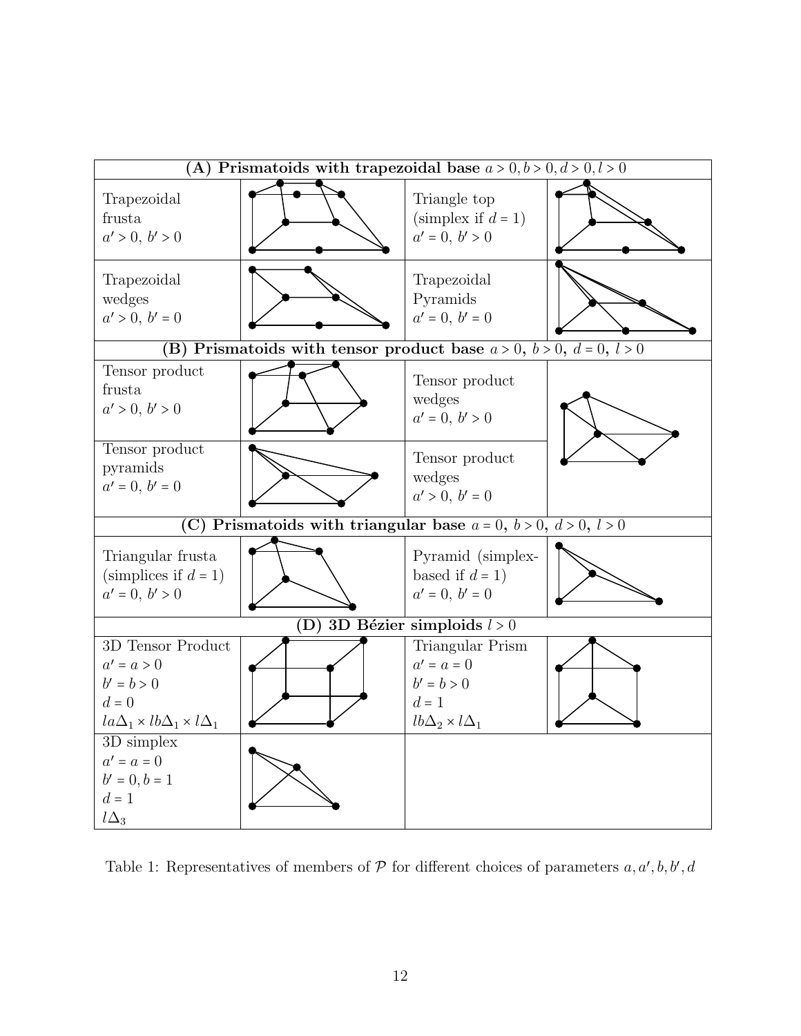| **(A) Prismatoids with trapezoidal base** $a>0, b>0, d>0, l>0$ | | | |
|---|---|---|---|
| Trapezoidal frusta $a'>0,\ b'>0$ | | Triangle top (simplex if $d=1$) $a'=0,\ b'>0$ | |
| Trapezoidal wedges $a'>0,\ b'=0$ | | Trapezoidal Pyramids $a'=0,\ b'=0$ | |
| **(B) Prismatoids with tensor product base** $a>0,\ b>0,\ d=0,\ l>0$ | | | |
| Tensor product frusta $a'>0,\ b'>0$ | | Tensor product wedges $a'=0,\ b'>0$ | |
| Tensor product pyramids $a'=0,\ b'=0$ | | Tensor product wedges $a'>0,\ b'=0$ | |
| **(C) Prismatoids with triangular base** $a=0,\ b>0,\ d>0,\ l>0$ | | | |
| Triangular frusta (simplices if $d=1$) $a'=0,\ b'>0$ | | Pyramid (simplex-based if $d=1$) $a'=0,\ b'=0$ | |
| **(D) 3D Bézier simploids** $l>0$ | | | |
| 3D Tensor Product $a'=a>0$ $b'=b>0$ $d=0$ $la\Delta_1 \times lb\Delta_1 \times l\Delta_1$ | | Triangular Prism $a'=a=0$ $b'=b>0$ $d=1$ $lb\Delta_2 \times l\Delta_1$ | |
| 3D simplex $a'=a=0$ $b'=0, b=1$ $d=1$ $l\Delta_3$ | | | |

Table 1: Representatives of members of $\mathcal{P}$ for different choices of parameters $a, a', b, b', d$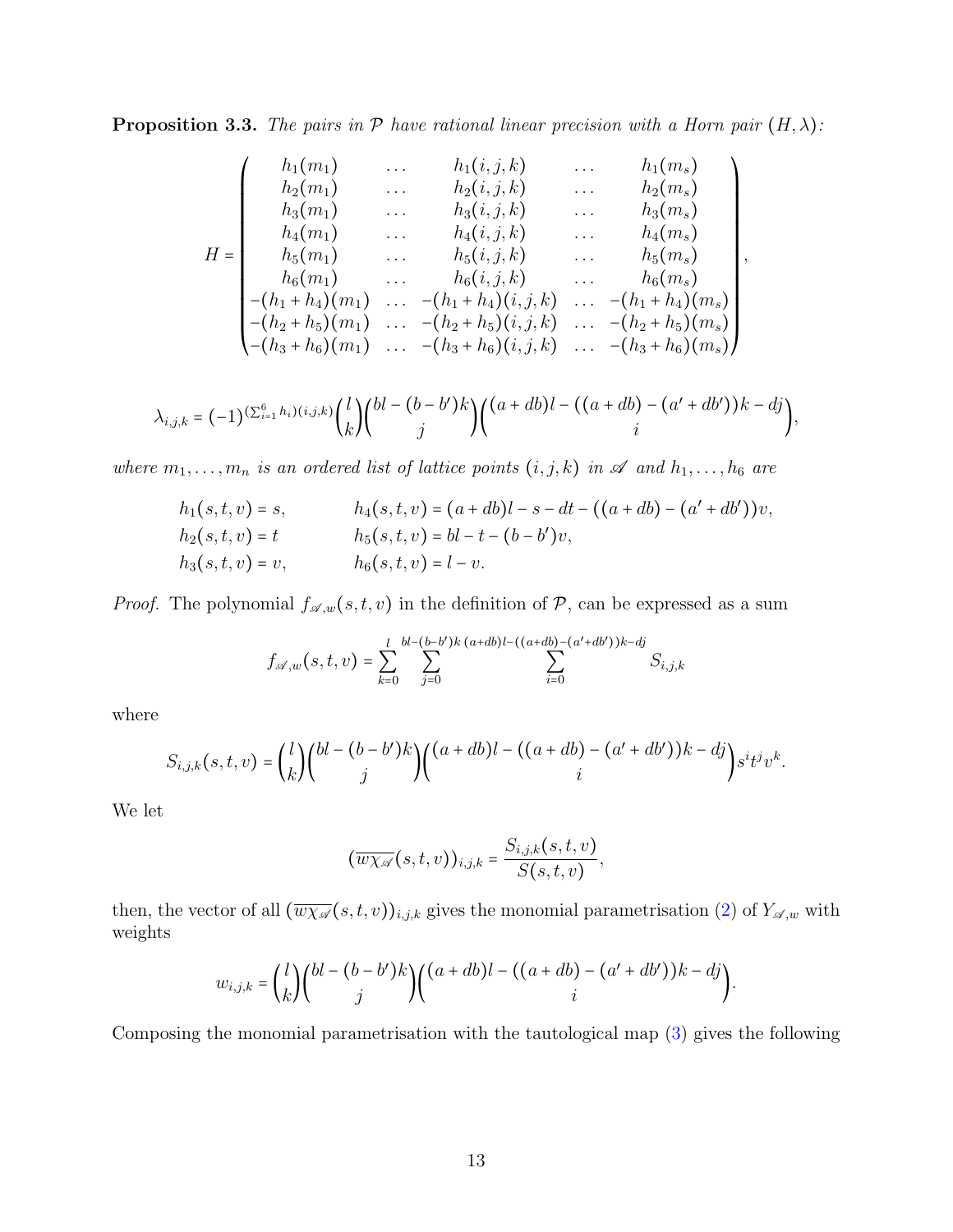**Proposition 3.3.** *The pairs in $\mathcal{P}$ have rational linear precision with a Horn pair $(H,\lambda)$:*

$$H = \begin{pmatrix} h_1(m_1) & \dots & h_1(i,j,k) & \dots & h_1(m_s) \\ h_2(m_1) & \dots & h_2(i,j,k) & \dots & h_2(m_s) \\ h_3(m_1) & \dots & h_3(i,j,k) & \dots & h_3(m_s) \\ h_4(m_1) & \dots & h_4(i,j,k) & \dots & h_4(m_s) \\ h_5(m_1) & \dots & h_5(i,j,k) & \dots & h_5(m_s) \\ h_6(m_1) & \dots & h_6(i,j,k) & \dots & h_6(m_s) \\ -(h_1+h_4)(m_1) & \dots & -(h_1+h_4)(i,j,k) & \dots & -(h_1+h_4)(m_s) \\ -(h_2+h_5)(m_1) & \dots & -(h_2+h_5)(i,j,k) & \dots & -(h_2+h_5)(m_s) \\ -(h_3+h_6)(m_1) & \dots & -(h_3+h_6)(i,j,k) & \dots & -(h_3+h_6)(m_s) \end{pmatrix},$$

$$\lambda_{i,j,k} = (-1)^{(\sum_{i=1}^{6} h_i)(i,j,k)} \binom{l}{k} \binom{bl-(b-b')k}{j} \binom{(a+db)l-((a+db)-(a'+db'))k-dj}{i},$$

*where $m_1,\dots,m_n$ is an ordered list of lattice points $(i,j,k)$ in $\mathscr{A}$ and $h_1,\dots,h_6$ are*

$$\begin{aligned} h_1(s,t,v) &= s, & h_4(s,t,v) &= (a+db)l - s - dt - ((a+db)-(a'+db'))v, \\ h_2(s,t,v) &= t & h_5(s,t,v) &= bl - t - (b-b')v, \\ h_3(s,t,v) &= v, & h_6(s,t,v) &= l - v. \end{aligned}$$

*Proof.* The polynomial $f_{\mathscr{A},w}(s,t,v)$ in the definition of $\mathcal{P}$, can be expressed as a sum

$$f_{\mathscr{A},w}(s,t,v) = \sum_{k=0}^{l} \sum_{j=0}^{bl-(b-b')k} \sum_{i=0}^{(a+db)l-((a+db)-(a'+db'))k-dj} S_{i,j,k}$$

where

$$S_{i,j,k}(s,t,v) = \binom{l}{k} \binom{bl-(b-b')k}{j} \binom{(a+db)l-((a+db)-(a'+db'))k-dj}{i} s^i t^j v^k.$$

We let

$$(\overline{w\chi_{\mathscr{A}}}(s,t,v))_{i,j,k} = \frac{S_{i,j,k}(s,t,v)}{S(s,t,v)},$$

then, the vector of all $(\overline{w\chi_{\mathscr{A}}}(s,t,v))_{i,j,k}$ gives the monomial parametrisation (2) of $Y_{\mathscr{A},w}$ with weights

$$w_{i,j,k} = \binom{l}{k} \binom{bl-(b-b')k}{j} \binom{(a+db)l-((a+db)-(a'+db'))k-dj}{i}.$$

Composing the monomial parametrisation with the tautological map (3) gives the following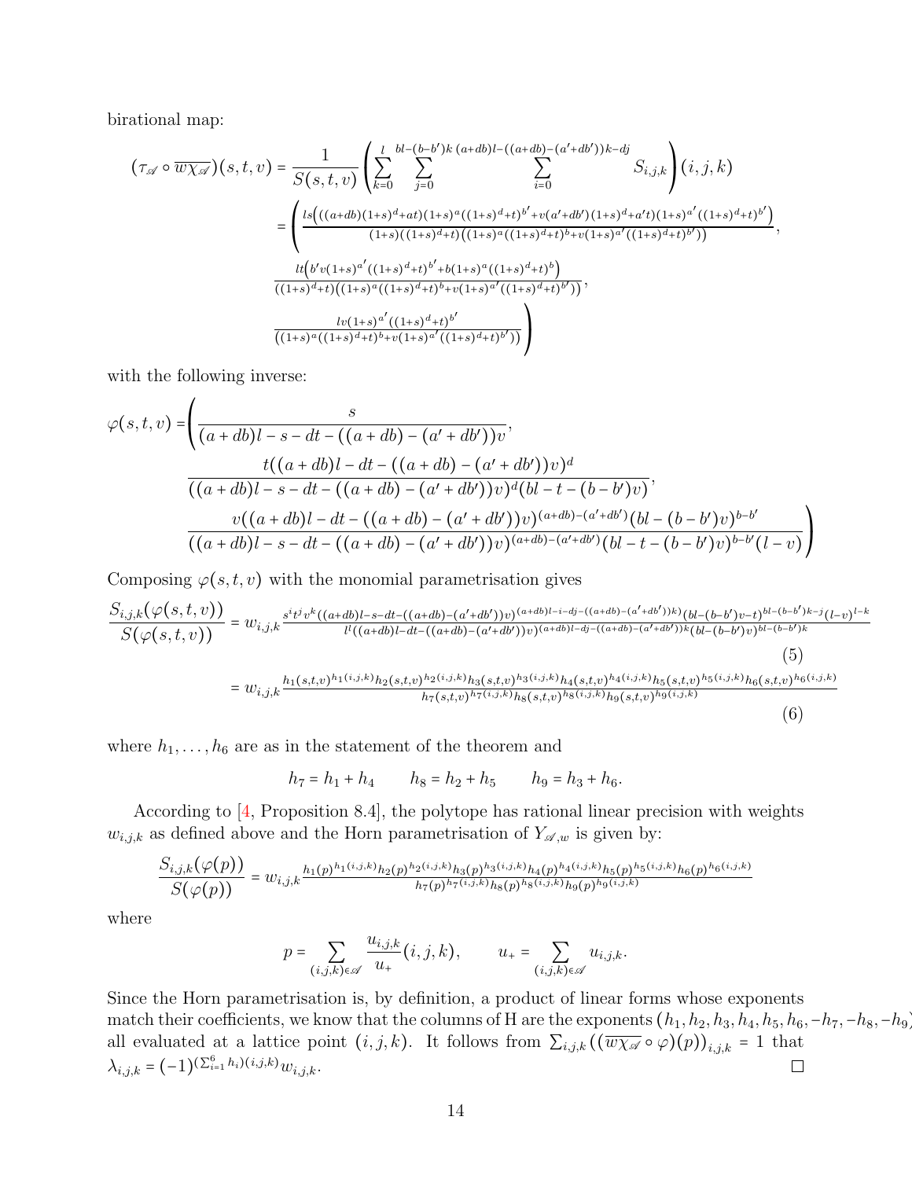birational map:

$$
\begin{aligned}
(\tau_{\mathscr{A}} \circ \overline{w\chi_{\mathscr{A}}})(s,t,v) &= \frac{1}{S(s,t,v)} \left( \sum_{k=0}^{l} \sum_{j=0}^{bl-(b-b')k} \sum_{i=0}^{(a+db)l-((a+db)-(a'+db'))k-dj} S_{i,j,k} \right)(i,j,k) \\
&= \Bigg( \frac{ls\Big(((a+db)(1+s)^d+at)(1+s)^a((1+s)^d+t)^{b'}+v(a'+db')(1+s)^d+a't)(1+s)^{a'}((1+s)^d+t)^{b'}\Big)}{(1+s)((1+s)^d+t)\Big((1+s)^a((1+s)^d+t)^b+v(1+s)^{a'}((1+s)^d+t)^{b'}\Big)}, \\
&\qquad \frac{lt\Big(b'v(1+s)^{a'}((1+s)^d+t)^{b'}+b(1+s)^a((1+s)^d+t)^b\Big)}{((1+s)^d+t)\Big((1+s)^a((1+s)^d+t)^b+v(1+s)^{a'}((1+s)^d+t)^{b'}\Big)}, \\
&\qquad \frac{lv(1+s)^{a'}((1+s)^d+t)^{b'}}{\Big((1+s)^a((1+s)^d+t)^b+v(1+s)^{a'}((1+s)^d+t)^{b'}\Big)} \Bigg)
\end{aligned}
$$

with the following inverse:

$$
\begin{aligned}
\varphi(s,t,v) = \Bigg( & \frac{s}{(a+db)l-s-dt-((a+db)-(a'+db'))v}, \\
& \frac{t((a+db)l-dt-((a+db)-(a'+db'))v)^d}{((a+db)l-s-dt-((a+db)-(a'+db'))v)^d(bl-t-(b-b')v)}, \\
& \frac{v((a+db)l-dt-((a+db)-(a'+db'))v)^{(a+db)-(a'+db')}(bl-(b-b')v)^{b-b'}}{((a+db)l-s-dt-((a+db)-(a'+db'))v)^{(a+db)-(a'+db')}(bl-t-(b-b')v)^{b-b'}(l-v)} \Bigg)
\end{aligned}
$$

Composing $\varphi(s,t,v)$ with the monomial parametrisation gives

$$
\begin{aligned}
\frac{S_{i,j,k}(\varphi(s,t,v))}{S(\varphi(s,t,v))} &= w_{i,j,k} \frac{s^i t^j v^k ((a+db)l-s-dt-((a+db)-(a'+db'))v)^{(a+db)l-i-dj-((a+db)-(a'+db'))k)}(bl-(b-b')v-t)^{bl-(b-b')k-j}(l-v)^{l-k}}{l^l((a+db)l-dt-((a+db)-(a'+db'))v)^{(a+db)l-dj-((a+db)-(a'+db'))k}(bl-(b-b')v)^{bl-(b-b')k}} \quad (5) \\
&= w_{i,j,k} \frac{h_1(s,t,v)^{h_1(i,j,k)} h_2(s,t,v)^{h_2(i,j,k)} h_3(s,t,v)^{h_3(i,j,k)} h_4(s,t,v)^{h_4(i,j,k)} h_5(s,t,v)^{h_5(i,j,k)} h_6(s,t,v)^{h_6(i,j,k)}}{h_7(s,t,v)^{h_7(i,j,k)} h_8(s,t,v)^{h_8(i,j,k)} h_9(s,t,v)^{h_9(i,j,k)}} \quad (6)
\end{aligned}
$$

where $h_1, \dots, h_6$ are as in the statement of the theorem and

$$
h_7 = h_1 + h_4 \qquad h_8 = h_2 + h_5 \qquad h_9 = h_3 + h_6.
$$

According to [4, Proposition 8.4], the polytope has rational linear precision with weights $w_{i,j,k}$ as defined above and the Horn parametrisation of $Y_{\mathscr{A},w}$ is given by:

$$
\frac{S_{i,j,k}(\varphi(p))}{S(\varphi(p))} = w_{i,j,k} \frac{h_1(p)^{h_1(i,j,k)} h_2(p)^{h_2(i,j,k)} h_3(p)^{h_3(i,j,k)} h_4(p)^{h_4(i,j,k)} h_5(p)^{h_5(i,j,k)} h_6(p)^{h_6(i,j,k)}}{h_7(p)^{h_7(i,j,k)} h_8(p)^{h_8(i,j,k)} h_9(p)^{h_9(i,j,k)}}
$$

where

$$
p = \sum_{(i,j,k)\in\mathscr{A}} \frac{u_{i,j,k}}{u_+}(i,j,k), \qquad u_+ = \sum_{(i,j,k)\in\mathscr{A}} u_{i,j,k}.
$$

Since the Horn parametrisation is, by definition, a product of linear forms whose exponents match their coefficients, we know that the columns of H are the exponents $(h_1, h_2, h_3, h_4, h_5, h_6, -h_7, -h_8, -h_9)$ all evaluated at a lattice point $(i,j,k)$. It follows from $\sum_{i,j,k}((\overline{w\chi_{\mathscr{A}}} \circ \varphi)(p))_{i,j,k} = 1$ that $\lambda_{i,j,k} = (-1)^{(\sum_{i=1}^{6} h_i)(i,j,k)} w_{i,j,k}$. □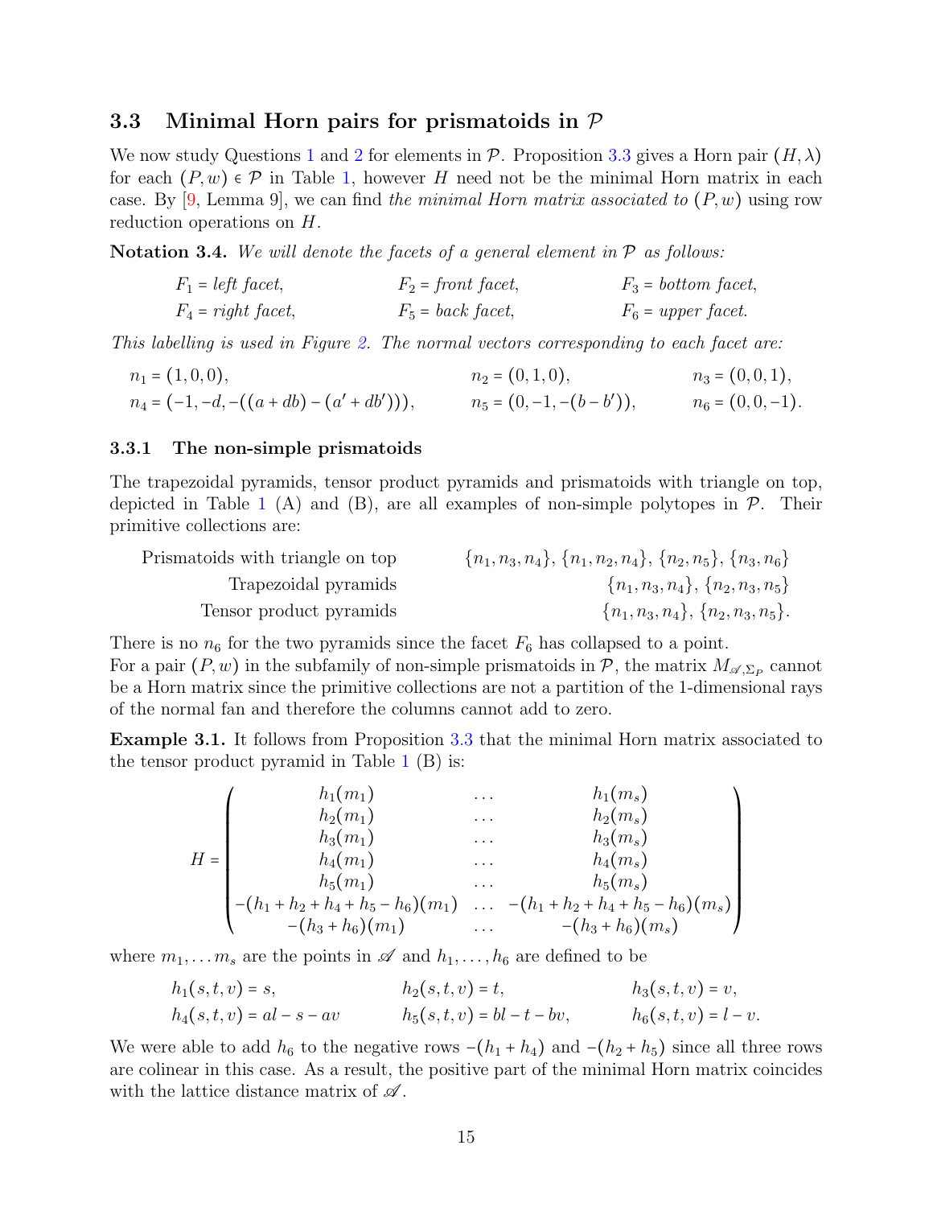### 3.3 Minimal Horn pairs for prismatoids in $\mathcal{P}$

We now study Questions 1 and 2 for elements in $\mathcal{P}$. Proposition 3.3 gives a Horn pair $(H,\lambda)$ for each $(P,w)\in\mathcal{P}$ in Table 1, however $H$ need not be the minimal Horn matrix in each case. By [9, Lemma 9], we can find *the minimal Horn matrix associated to* $(P,w)$ using row reduction operations on $H$.

**Notation 3.4.** *We will denote the facets of a general element in* $\mathcal{P}$ *as follows:*

$F_1$ = *left facet*, $F_2$ = *front facet*, $F_3$ = *bottom facet*,
$F_4$ = *right facet*, $F_5$ = *back facet*, $F_6$ = *upper facet.*

*This labelling is used in Figure 2. The normal vectors corresponding to each facet are:*

$$n_1=(1,0,0),\qquad n_2=(0,1,0),\qquad n_3=(0,0,1),$$
$$n_4=(-1,-d,-((a+db)-(a'+db'))),\qquad n_5=(0,-1,-(b-b')),\qquad n_6=(0,0,-1).$$

#### 3.3.1 The non-simple prismatoids

The trapezoidal pyramids, tensor product pyramids and prismatoids with triangle on top, depicted in Table 1 (A) and (B), are all examples of non-simple polytopes in $\mathcal{P}$. Their primitive collections are:

| | |
|---|---|
| Prismatoids with triangle on top | $\{n_1,n_3,n_4\}$, $\{n_1,n_2,n_4\}$, $\{n_2,n_5\}$, $\{n_3,n_6\}$ |
| Trapezoidal pyramids | $\{n_1,n_3,n_4\}$, $\{n_2,n_3,n_5\}$ |
| Tensor product pyramids | $\{n_1,n_3,n_4\}$, $\{n_2,n_3,n_5\}$. |

There is no $n_6$ for the two pyramids since the facet $F_6$ has collapsed to a point.
For a pair $(P,w)$ in the subfamily of non-simple prismatoids in $\mathcal{P}$, the matrix $M_{\mathscr{A},\Sigma_P}$ cannot be a Horn matrix since the primitive collections are not a partition of the 1-dimensional rays of the normal fan and therefore the columns cannot add to zero.

**Example 3.1.** It follows from Proposition 3.3 that the minimal Horn matrix associated to the tensor product pyramid in Table 1 (B) is:

$$H=\begin{pmatrix}
h_1(m_1) & \dots & h_1(m_s)\\
h_2(m_1) & \dots & h_2(m_s)\\
h_3(m_1) & \dots & h_3(m_s)\\
h_4(m_1) & \dots & h_4(m_s)\\
h_5(m_1) & \dots & h_5(m_s)\\
-(h_1+h_2+h_4+h_5-h_6)(m_1) & \dots & -(h_1+h_2+h_4+h_5-h_6)(m_s)\\
-(h_3+h_6)(m_1) & \dots & -(h_3+h_6)(m_s)
\end{pmatrix}$$

where $m_1,\dots m_s$ are the points in $\mathscr{A}$ and $h_1,\dots,h_6$ are defined to be

$$h_1(s,t,v)=s,\qquad h_2(s,t,v)=t,\qquad h_3(s,t,v)=v,$$
$$h_4(s,t,v)=al-s-av\qquad h_5(s,t,v)=bl-t-bv,\qquad h_6(s,t,v)=l-v.$$

We were able to add $h_6$ to the negative rows $-(h_1+h_4)$ and $-(h_2+h_5)$ since all three rows are colinear in this case. As a result, the positive part of the minimal Horn matrix coincides with the lattice distance matrix of $\mathscr{A}$.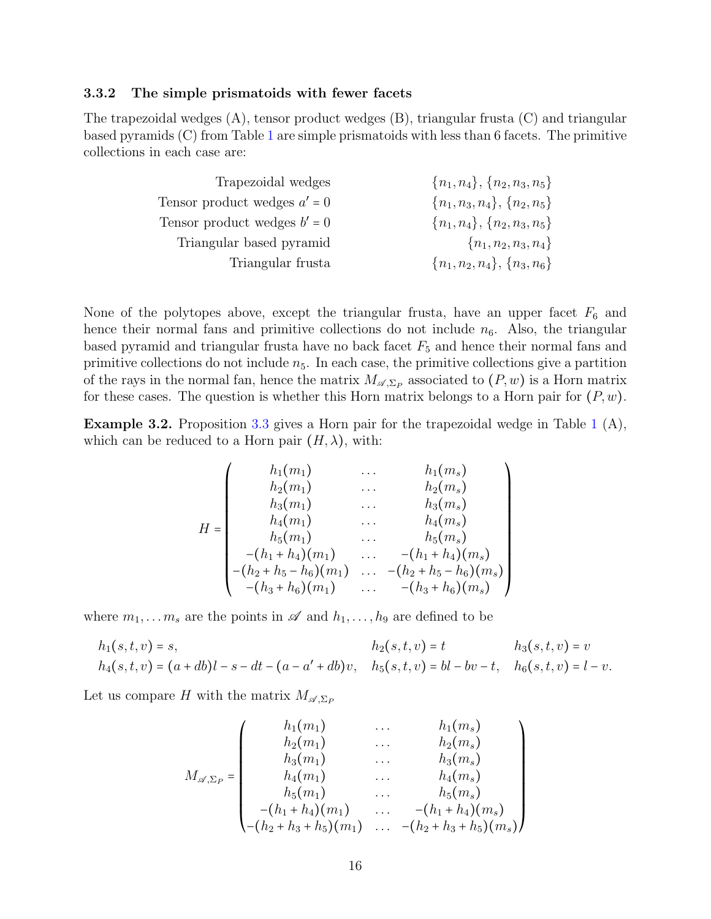### 3.3.2 The simple prismatoids with fewer facets

The trapezoidal wedges (A), tensor product wedges (B), triangular frusta (C) and triangular based pyramids (C) from Table 1 are simple prismatoids with less than 6 facets. The primitive collections in each case are:

| | |
|---|---|
| Trapezoidal wedges | $\{n_1, n_4\}$, $\{n_2, n_3, n_5\}$ |
| Tensor product wedges $a' = 0$ | $\{n_1, n_3, n_4\}$, $\{n_2, n_5\}$ |
| Tensor product wedges $b' = 0$ | $\{n_1, n_4\}$, $\{n_2, n_3, n_5\}$ |
| Triangular based pyramid | $\{n_1, n_2, n_3, n_4\}$ |
| Triangular frusta | $\{n_1, n_2, n_4\}$, $\{n_3, n_6\}$ |

None of the polytopes above, except the triangular frusta, have an upper facet $F_6$ and hence their normal fans and primitive collections do not include $n_6$. Also, the triangular based pyramid and triangular frusta have no back facet $F_5$ and hence their normal fans and primitive collections do not include $n_5$. In each case, the primitive collections give a partition of the rays in the normal fan, hence the matrix $M_{\mathscr{A},\Sigma_P}$ associated to $(P, w)$ is a Horn matrix for these cases. The question is whether this Horn matrix belongs to a Horn pair for $(P, w)$.

**Example 3.2.** Proposition 3.3 gives a Horn pair for the trapezoidal wedge in Table 1 (A), which can be reduced to a Horn pair $(H, \lambda)$, with:

$$H = \begin{pmatrix} h_1(m_1) & \dots & h_1(m_s) \\ h_2(m_1) & \dots & h_2(m_s) \\ h_3(m_1) & \dots & h_3(m_s) \\ h_4(m_1) & \dots & h_4(m_s) \\ h_5(m_1) & \dots & h_5(m_s) \\ -(h_1+h_4)(m_1) & \dots & -(h_1+h_4)(m_s) \\ -(h_2+h_5-h_6)(m_1) & \dots & -(h_2+h_5-h_6)(m_s) \\ -(h_3+h_6)(m_1) & \dots & -(h_3+h_6)(m_s) \end{pmatrix}$$

where $m_1, \dots m_s$ are the points in $\mathscr{A}$ and $h_1, \dots, h_9$ are defined to be

$$h_1(s,t,v) = s, \qquad h_2(s,t,v) = t \qquad h_3(s,t,v) = v$$
$$h_4(s,t,v) = (a+db)l - s - dt - (a - a' + db)v, \quad h_5(s,t,v) = bl - bv - t, \quad h_6(s,t,v) = l - v.$$

Let us compare $H$ with the matrix $M_{\mathscr{A},\Sigma_P}$

$$M_{\mathscr{A},\Sigma_P} = \begin{pmatrix} h_1(m_1) & \dots & h_1(m_s) \\ h_2(m_1) & \dots & h_2(m_s) \\ h_3(m_1) & \dots & h_3(m_s) \\ h_4(m_1) & \dots & h_4(m_s) \\ h_5(m_1) & \dots & h_5(m_s) \\ -(h_1+h_4)(m_1) & \dots & -(h_1+h_4)(m_s) \\ -(h_2+h_3+h_5)(m_1) & \dots & -(h_2+h_3+h_5)(m_s) \end{pmatrix}$$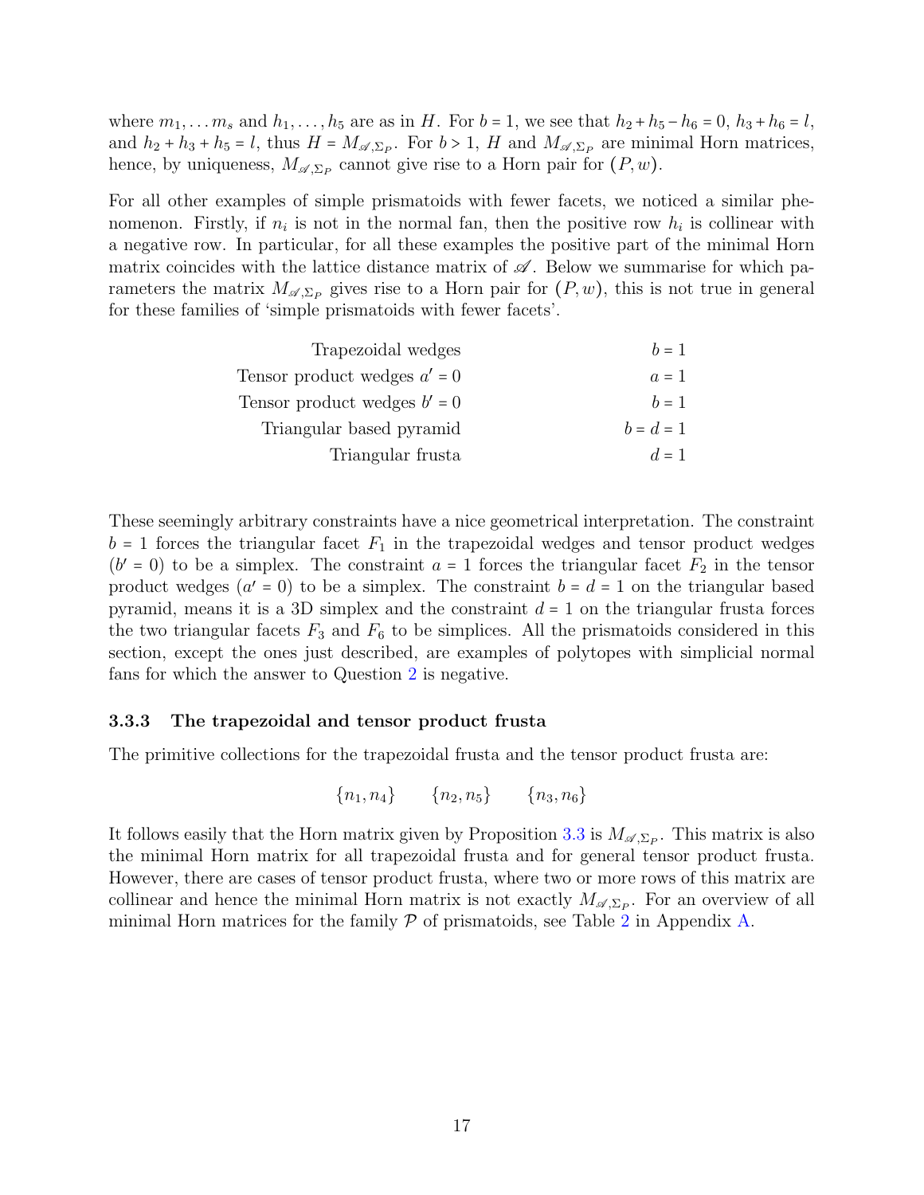where $m_1, \dots m_s$ and $h_1, \dots, h_5$ are as in $H$. For $b = 1$, we see that $h_2 + h_5 - h_6 = 0$, $h_3 + h_6 = l$, and $h_2 + h_3 + h_5 = l$, thus $H = M_{\mathscr{A},\Sigma_P}$. For $b > 1$, $H$ and $M_{\mathscr{A},\Sigma_P}$ are minimal Horn matrices, hence, by uniqueness, $M_{\mathscr{A},\Sigma_P}$ cannot give rise to a Horn pair for $(P, w)$.

For all other examples of simple prismatoids with fewer facets, we noticed a similar phenomenon. Firstly, if $n_i$ is not in the normal fan, then the positive row $h_i$ is collinear with a negative row. In particular, for all these examples the positive part of the minimal Horn matrix coincides with the lattice distance matrix of $\mathscr{A}$. Below we summarise for which parameters the matrix $M_{\mathscr{A},\Sigma_P}$ gives rise to a Horn pair for $(P, w)$, this is not true in general for these families of 'simple prismatoids with fewer facets'.

| | |
|---:|---:|
| Trapezoidal wedges | $b = 1$ |
| Tensor product wedges $a' = 0$ | $a = 1$ |
| Tensor product wedges $b' = 0$ | $b = 1$ |
| Triangular based pyramid | $b = d = 1$ |
| Triangular frusta | $d = 1$ |

These seemingly arbitrary constraints have a nice geometrical interpretation. The constraint $b = 1$ forces the triangular facet $F_1$ in the trapezoidal wedges and tensor product wedges ($b' = 0$) to be a simplex. The constraint $a = 1$ forces the triangular facet $F_2$ in the tensor product wedges ($a' = 0$) to be a simplex. The constraint $b = d = 1$ on the triangular based pyramid, means it is a 3D simplex and the constraint $d = 1$ on the triangular frusta forces the two triangular facets $F_3$ and $F_6$ to be simplices. All the prismatoids considered in this section, except the ones just described, are examples of polytopes with simplicial normal fans for which the answer to Question 2 is negative.

### 3.3.3 The trapezoidal and tensor product frusta

The primitive collections for the trapezoidal frusta and the tensor product frusta are:

$$\{n_1, n_4\} \qquad \{n_2, n_5\} \qquad \{n_3, n_6\}$$

It follows easily that the Horn matrix given by Proposition 3.3 is $M_{\mathscr{A},\Sigma_P}$. This matrix is also the minimal Horn matrix for all trapezoidal frusta and for general tensor product frusta. However, there are cases of tensor product frusta, where two or more rows of this matrix are collinear and hence the minimal Horn matrix is not exactly $M_{\mathscr{A},\Sigma_P}$. For an overview of all minimal Horn matrices for the family $\mathcal{P}$ of prismatoids, see Table 2 in Appendix A.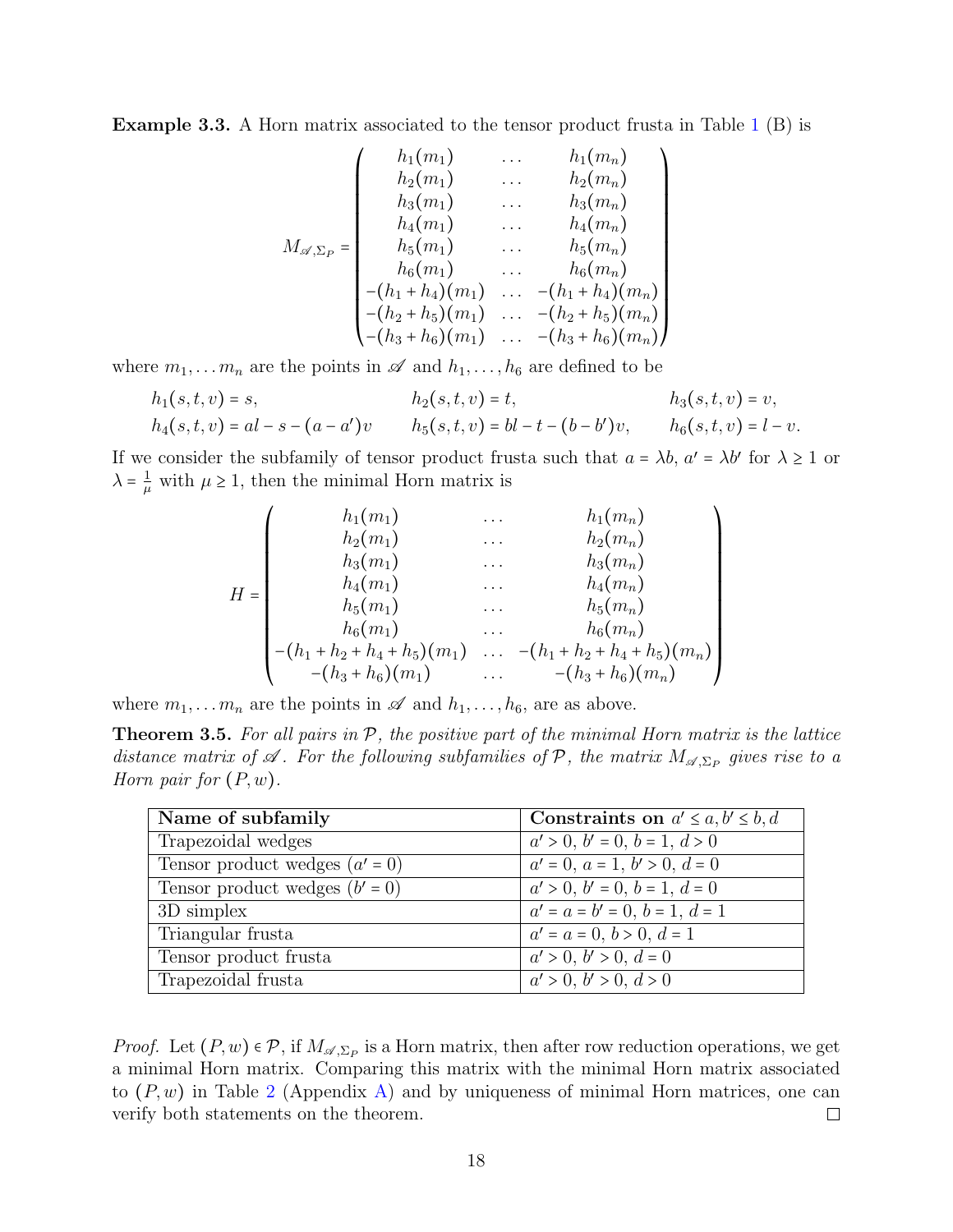**Example 3.3.** A Horn matrix associated to the tensor product frusta in Table 1 (B) is

$$
M_{\mathscr{A},\Sigma_P} = \begin{pmatrix}
h_1(m_1) & \dots & h_1(m_n) \\
h_2(m_1) & \dots & h_2(m_n) \\
h_3(m_1) & \dots & h_3(m_n) \\
h_4(m_1) & \dots & h_4(m_n) \\
h_5(m_1) & \dots & h_5(m_n) \\
h_6(m_1) & \dots & h_6(m_n) \\
-(h_1+h_4)(m_1) & \dots & -(h_1+h_4)(m_n) \\
-(h_2+h_5)(m_1) & \dots & -(h_2+h_5)(m_n) \\
-(h_3+h_6)(m_1) & \dots & -(h_3+h_6)(m_n)
\end{pmatrix}
$$

where $m_1, \dots m_n$ are the points in $\mathscr{A}$ and $h_1, \dots, h_6$ are defined to be

$$
\begin{aligned}
&h_1(s,t,v) = s, && h_2(s,t,v) = t, && h_3(s,t,v) = v, \\
&h_4(s,t,v) = al - s - (a-a')v && h_5(s,t,v) = bl - t - (b-b')v, && h_6(s,t,v) = l - v.
\end{aligned}
$$

If we consider the subfamily of tensor product frusta such that $a = \lambda b$, $a' = \lambda b'$ for $\lambda \geq 1$ or $\lambda = \frac{1}{\mu}$ with $\mu \geq 1$, then the minimal Horn matrix is

$$
H = \begin{pmatrix}
h_1(m_1) & \dots & h_1(m_n) \\
h_2(m_1) & \dots & h_2(m_n) \\
h_3(m_1) & \dots & h_3(m_n) \\
h_4(m_1) & \dots & h_4(m_n) \\
h_5(m_1) & \dots & h_5(m_n) \\
h_6(m_1) & \dots & h_6(m_n) \\
-(h_1+h_2+h_4+h_5)(m_1) & \dots & -(h_1+h_2+h_4+h_5)(m_n) \\
-(h_3+h_6)(m_1) & \dots & -(h_3+h_6)(m_n)
\end{pmatrix}
$$

where $m_1, \dots m_n$ are the points in $\mathscr{A}$ and $h_1, \dots, h_6$, are as above.

**Theorem 3.5.** *For all pairs in $\mathcal{P}$, the positive part of the minimal Horn matrix is the lattice distance matrix of $\mathscr{A}$. For the following subfamilies of $\mathcal{P}$, the matrix $M_{\mathscr{A},\Sigma_P}$ gives rise to a Horn pair for $(P, w)$.*

| **Name of subfamily** | **Constraints on** $a' \leq a, b' \leq b, d$ |
| --- | --- |
| Trapezoidal wedges | $a' > 0$, $b' = 0$, $b = 1$, $d > 0$ |
| Tensor product wedges ($a' = 0$) | $a' = 0$, $a = 1$, $b' > 0$, $d = 0$ |
| Tensor product wedges ($b' = 0$) | $a' > 0$, $b' = 0$, $b = 1$, $d = 0$ |
| 3D simplex | $a' = a = b' = 0$, $b = 1$, $d = 1$ |
| Triangular frusta | $a' = a = 0$, $b > 0$, $d = 1$ |
| Tensor product frusta | $a' > 0$, $b' > 0$, $d = 0$ |
| Trapezoidal frusta | $a' > 0$, $b' > 0$, $d > 0$ |

*Proof.* Let $(P, w) \in \mathcal{P}$, if $M_{\mathscr{A},\Sigma_P}$ is a Horn matrix, then after row reduction operations, we get a minimal Horn matrix. Comparing this matrix with the minimal Horn matrix associated to $(P, w)$ in Table 2 (Appendix A) and by uniqueness of minimal Horn matrices, one can verify both statements on the theorem. □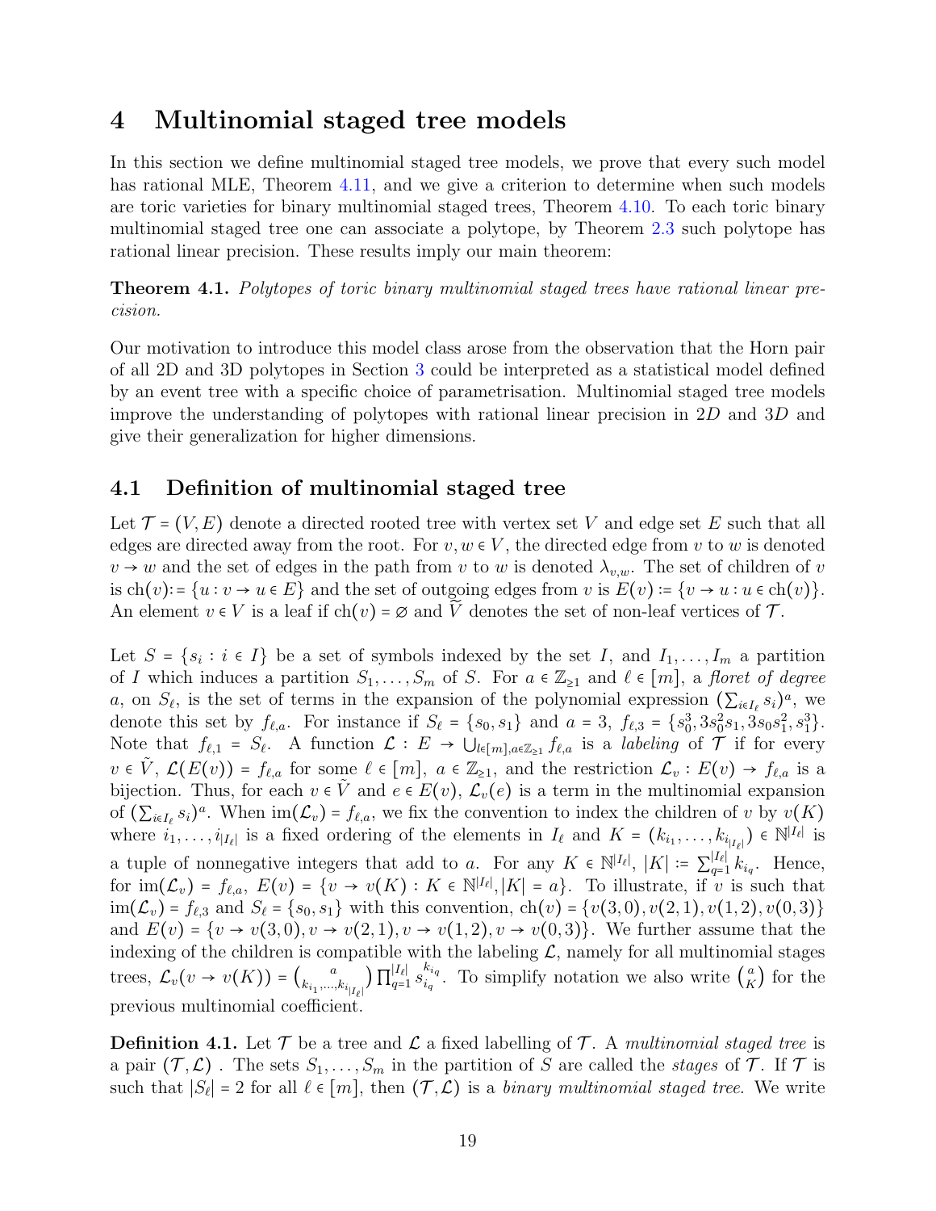# 4 Multinomial staged tree models

In this section we define multinomial staged tree models, we prove that every such model has rational MLE, Theorem 4.11, and we give a criterion to determine when such models are toric varieties for binary multinomial staged trees, Theorem 4.10. To each toric binary multinomial staged tree one can associate a polytope, by Theorem 2.3 such polytope has rational linear precision. These results imply our main theorem:

**Theorem 4.1.** *Polytopes of toric binary multinomial staged trees have rational linear precision.*

Our motivation to introduce this model class arose from the observation that the Horn pair of all 2D and 3D polytopes in Section 3 could be interpreted as a statistical model defined by an event tree with a specific choice of parametrisation. Multinomial staged tree models improve the understanding of polytopes with rational linear precision in $2D$ and $3D$ and give their generalization for higher dimensions.

## 4.1 Definition of multinomial staged tree

Let $\mathcal{T} = (V, E)$ denote a directed rooted tree with vertex set $V$ and edge set $E$ such that all edges are directed away from the root. For $v, w \in V$, the directed edge from $v$ to $w$ is denoted $v \to w$ and the set of edges in the path from $v$ to $w$ is denoted $\lambda_{v,w}$. The set of children of $v$ is $\text{ch}(v) := \{u : v \to u \in E\}$ and the set of outgoing edges from $v$ is $E(v) := \{v \to u : u \in \text{ch}(v)\}$. An element $v \in V$ is a leaf if $\text{ch}(v) = \varnothing$ and $\widetilde{V}$ denotes the set of non-leaf vertices of $\mathcal{T}$.

Let $S = \{s_i : i \in I\}$ be a set of symbols indexed by the set $I$, and $I_1, \ldots, I_m$ a partition of $I$ which induces a partition $S_1, \ldots, S_m$ of $S$. For $a \in \mathbb{Z}_{\geq 1}$ and $\ell \in [m]$, a *floret of degree* $a$, on $S_\ell$, is the set of terms in the expansion of the polynomial expression $(\sum_{i \in I_\ell} s_i)^a$, we denote this set by $f_{\ell,a}$. For instance if $S_\ell = \{s_0, s_1\}$ and $a = 3$, $f_{\ell,3} = \{s_0^3, 3s_0^2 s_1, 3s_0 s_1^2, s_1^3\}$. Note that $f_{\ell,1} = S_\ell$. A function $\mathcal{L} : E \to \bigcup_{l \in [m], a \in \mathbb{Z}_{\geq 1}} f_{\ell,a}$ is a *labeling* of $\mathcal{T}$ if for every $v \in \tilde{V}$, $\mathcal{L}(E(v)) = f_{\ell,a}$ for some $\ell \in [m]$, $a \in \mathbb{Z}_{\geq 1}$, and the restriction $\mathcal{L}_v : E(v) \to f_{\ell,a}$ is a bijection. Thus, for each $v \in \tilde{V}$ and $e \in E(v)$, $\mathcal{L}_v(e)$ is a term in the multinomial expansion of $(\sum_{i \in I_\ell} s_i)^a$. When $\text{im}(\mathcal{L}_v) = f_{\ell,a}$, we fix the convention to index the children of $v$ by $v(K)$ where $i_1, \ldots, i_{|I_\ell|}$ is a fixed ordering of the elements in $I_\ell$ and $K = (k_{i_1}, \ldots, k_{i_{|I_\ell|}}) \in \mathbb{N}^{|I_\ell|}$ is a tuple of nonnegative integers that add to $a$. For any $K \in \mathbb{N}^{|I_\ell|}$, $|K| := \sum_{q=1}^{|I_\ell|} k_{i_q}$. Hence, for $\text{im}(\mathcal{L}_v) = f_{\ell,a}$, $E(v) = \{v \to v(K) : K \in \mathbb{N}^{|I_\ell|}, |K| = a\}$. To illustrate, if $v$ is such that $\text{im}(\mathcal{L}_v) = f_{\ell,3}$ and $S_\ell = \{s_0, s_1\}$ with this convention, $\text{ch}(v) = \{v(3,0), v(2,1), v(1,2), v(0,3)\}$ and $E(v) = \{v \to v(3,0), v \to v(2,1), v \to v(1,2), v \to v(0,3)\}$. We further assume that the indexing of the children is compatible with the labeling $\mathcal{L}$, namely for all multinomial stages trees, $\mathcal{L}_v(v \to v(K)) = \binom{a}{k_{i_1}, \ldots, k_{i_{|I_\ell|}}} \prod_{q=1}^{|I_\ell|} s_{i_q}^{k_{i_q}}$. To simplify notation we also write $\binom{a}{K}$ for the previous multinomial coefficient.

**Definition 4.1.** Let $\mathcal{T}$ be a tree and $\mathcal{L}$ a fixed labelling of $\mathcal{T}$. A *multinomial staged tree* is a pair $(\mathcal{T}, \mathcal{L})$ . The sets $S_1, \ldots, S_m$ in the partition of $S$ are called the *stages* of $\mathcal{T}$. If $\mathcal{T}$ is such that $|S_\ell| = 2$ for all $\ell \in [m]$, then $(\mathcal{T}, \mathcal{L})$ is a *binary multinomial staged tree*. We write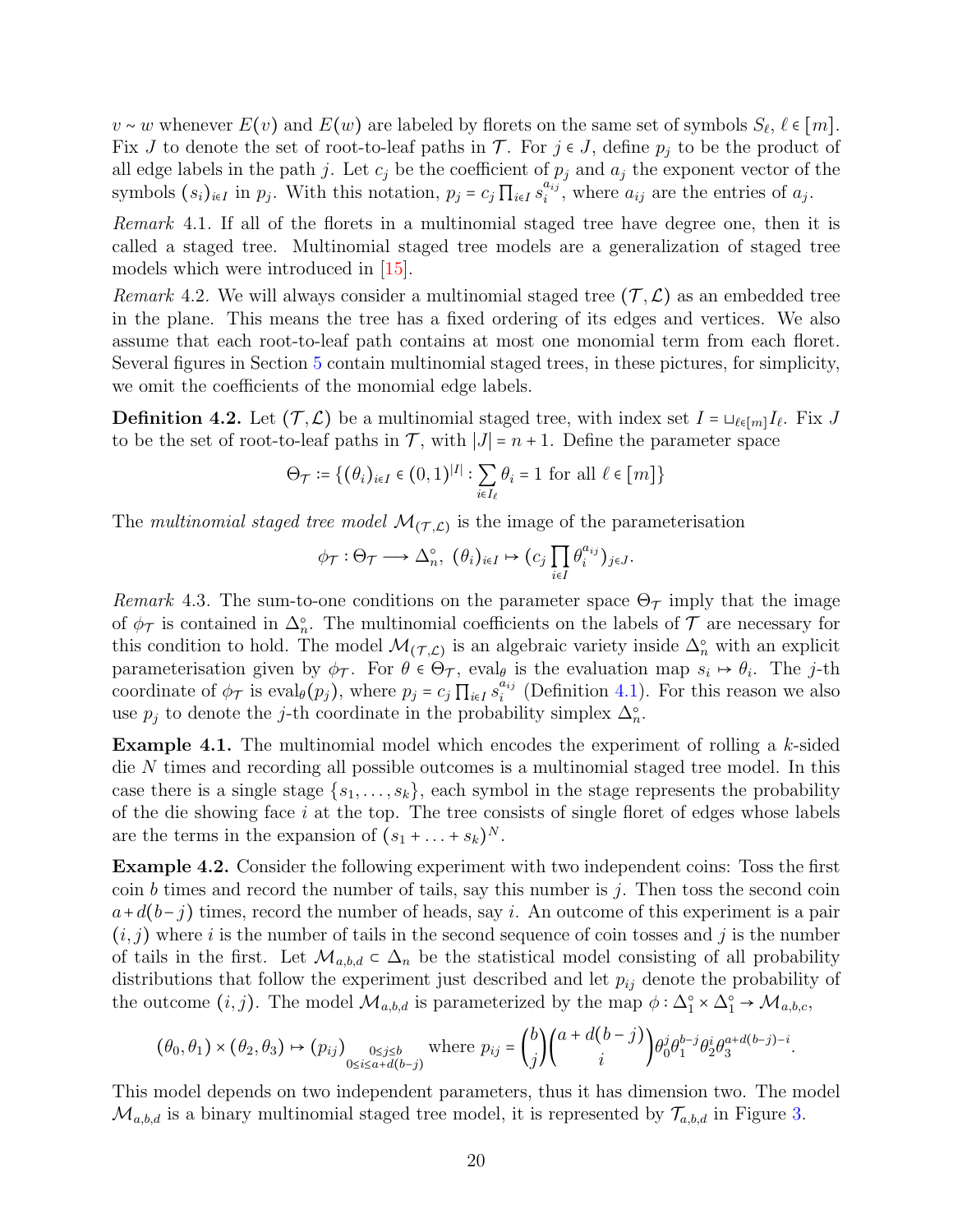$v \sim w$ whenever $E(v)$ and $E(w)$ are labeled by florets on the same set of symbols $S_\ell$, $\ell \in [m]$. Fix $J$ to denote the set of root-to-leaf paths in $\mathcal{T}$. For $j \in J$, define $p_j$ to be the product of all edge labels in the path $j$. Let $c_j$ be the coefficient of $p_j$ and $a_j$ the exponent vector of the symbols $(s_i)_{i\in I}$ in $p_j$. With this notation, $p_j = c_j \prod_{i\in I} s_i^{a_{ij}}$, where $a_{ij}$ are the entries of $a_j$.

*Remark* 4.1. If all of the florets in a multinomial staged tree have degree one, then it is called a staged tree. Multinomial staged tree models are a generalization of staged tree models which were introduced in [15].

*Remark* 4.2. We will always consider a multinomial staged tree $(\mathcal{T}, \mathcal{L})$ as an embedded tree in the plane. This means the tree has a fixed ordering of its edges and vertices. We also assume that each root-to-leaf path contains at most one monomial term from each floret. Several figures in Section 5 contain multinomial staged trees, in these pictures, for simplicity, we omit the coefficients of the monomial edge labels.

**Definition 4.2.** Let $(\mathcal{T}, \mathcal{L})$ be a multinomial staged tree, with index set $I = \sqcup_{\ell\in[m]} I_\ell$. Fix $J$ to be the set of root-to-leaf paths in $\mathcal{T}$, with $|J| = n+1$. Define the parameter space

$$\Theta_{\mathcal{T}} := \{(\theta_i)_{i\in I} \in (0,1)^{|I|} : \sum_{i\in I_\ell} \theta_i = 1 \text{ for all } \ell \in [m]\}$$

The *multinomial staged tree model* $\mathcal{M}_{(\mathcal{T},\mathcal{L})}$ is the image of the parameterisation

$$\phi_{\mathcal{T}} : \Theta_{\mathcal{T}} \longrightarrow \Delta_n^\circ,\ (\theta_i)_{i\in I} \mapsto (c_j \prod_{i\in I} \theta_i^{a_{ij}})_{j\in J}.$$

*Remark* 4.3. The sum-to-one conditions on the parameter space $\Theta_{\mathcal{T}}$ imply that the image of $\phi_{\mathcal{T}}$ is contained in $\Delta_n^\circ$. The multinomial coefficients on the labels of $\mathcal{T}$ are necessary for this condition to hold. The model $\mathcal{M}_{(\mathcal{T},\mathcal{L})}$ is an algebraic variety inside $\Delta_n^\circ$ with an explicit parameterisation given by $\phi_{\mathcal{T}}$. For $\theta \in \Theta_{\mathcal{T}}$, $\text{eval}_\theta$ is the evaluation map $s_i \mapsto \theta_i$. The $j$-th coordinate of $\phi_{\mathcal{T}}$ is $\text{eval}_\theta(p_j)$, where $p_j = c_j \prod_{i\in I} s_i^{a_{ij}}$ (Definition 4.1). For this reason we also use $p_j$ to denote the $j$-th coordinate in the probability simplex $\Delta_n^\circ$.

**Example 4.1.** The multinomial model which encodes the experiment of rolling a $k$-sided die $N$ times and recording all possible outcomes is a multinomial staged tree model. In this case there is a single stage $\{s_1, \ldots, s_k\}$, each symbol in the stage represents the probability of the die showing face $i$ at the top. The tree consists of single floret of edges whose labels are the terms in the expansion of $(s_1 + \ldots + s_k)^N$.

**Example 4.2.** Consider the following experiment with two independent coins: Toss the first coin $b$ times and record the number of tails, say this number is $j$. Then toss the second coin $a + d(b-j)$ times, record the number of heads, say $i$. An outcome of this experiment is a pair $(i,j)$ where $i$ is the number of tails in the second sequence of coin tosses and $j$ is the number of tails in the first. Let $\mathcal{M}_{a,b,d} \subset \Delta_n$ be the statistical model consisting of all probability distributions that follow the experiment just described and let $p_{ij}$ denote the probability of the outcome $(i,j)$. The model $\mathcal{M}_{a,b,d}$ is parameterized by the map $\phi : \Delta_1^\circ \times \Delta_1^\circ \to \mathcal{M}_{a,b,c}$,

$$(\theta_0, \theta_1) \times (\theta_2, \theta_3) \mapsto (p_{ij})_{\substack{0\le j\le b \\ 0\le i\le a+d(b-j)}} \text{ where } p_{ij} = \binom{b}{j}\binom{a+d(b-j)}{i} \theta_0^j \theta_1^{b-j} \theta_2^i \theta_3^{a+d(b-j)-i}.$$

This model depends on two independent parameters, thus it has dimension two. The model $\mathcal{M}_{a,b,d}$ is a binary multinomial staged tree model, it is represented by $\mathcal{T}_{a,b,d}$ in Figure 3.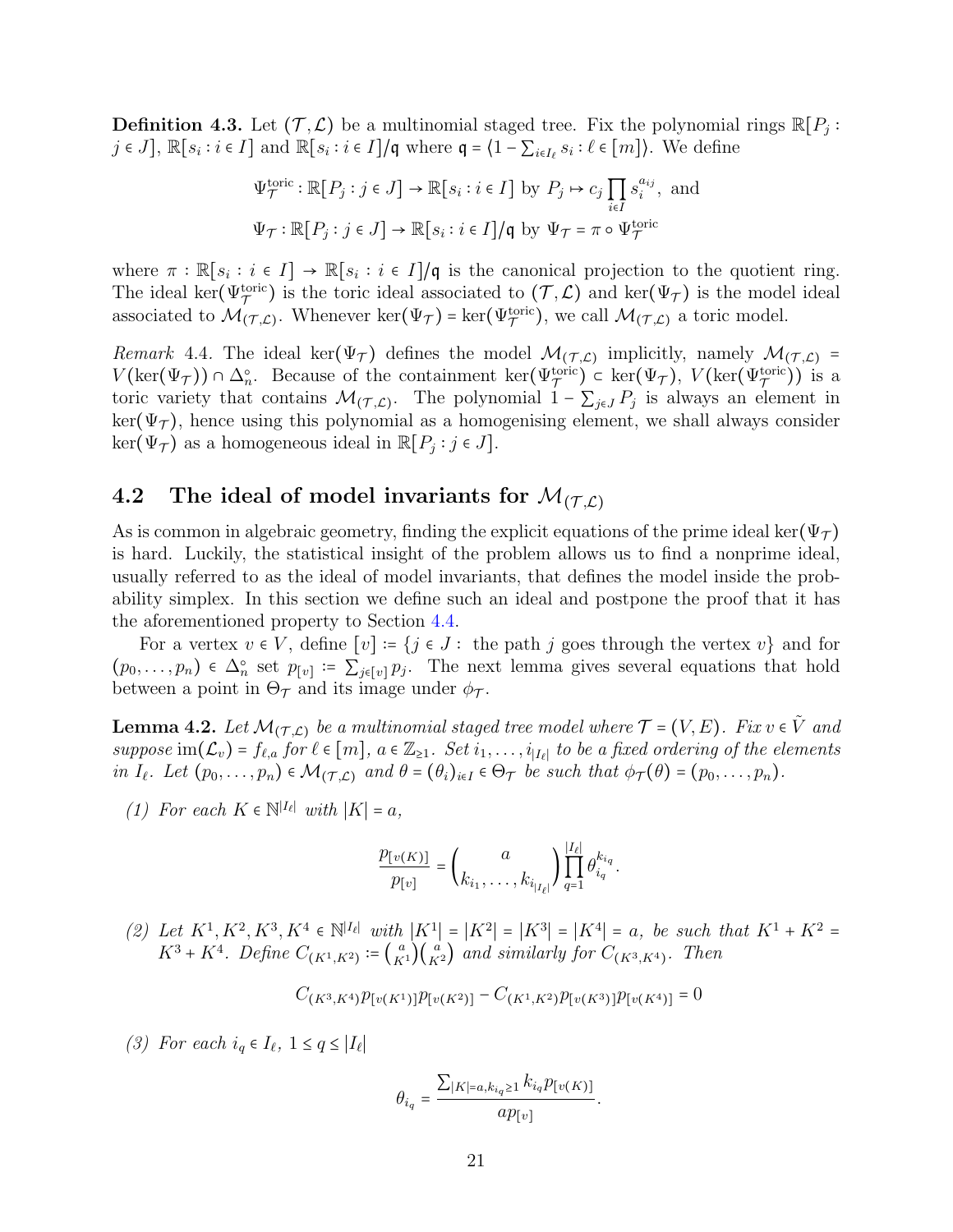**Definition 4.3.** Let $(\mathcal{T}, \mathcal{L})$ be a multinomial staged tree. Fix the polynomial rings $\mathbb{R}[P_j : j \in J]$, $\mathbb{R}[s_i : i \in I]$ and $\mathbb{R}[s_i : i \in I]/\mathfrak{q}$ where $\mathfrak{q} = \langle 1 - \sum_{i \in I_\ell} s_i : \ell \in [m] \rangle$. We define

$$\Psi_{\mathcal{T}}^{\text{toric}} : \mathbb{R}[P_j : j \in J] \to \mathbb{R}[s_i : i \in I] \text{ by } P_j \mapsto c_j \prod_{i \in I} s_i^{a_{ij}}, \text{ and}$$

$$\Psi_{\mathcal{T}} : \mathbb{R}[P_j : j \in J] \to \mathbb{R}[s_i : i \in I]/\mathfrak{q} \text{ by } \Psi_{\mathcal{T}} = \pi \circ \Psi_{\mathcal{T}}^{\text{toric}}$$

where $\pi : \mathbb{R}[s_i : i \in I] \to \mathbb{R}[s_i : i \in I]/\mathfrak{q}$ is the canonical projection to the quotient ring. The ideal $\ker(\Psi_{\mathcal{T}}^{\text{toric}})$ is the toric ideal associated to $(\mathcal{T}, \mathcal{L})$ and $\ker(\Psi_{\mathcal{T}})$ is the model ideal associated to $\mathcal{M}_{(\mathcal{T},\mathcal{L})}$. Whenever $\ker(\Psi_{\mathcal{T}}) = \ker(\Psi_{\mathcal{T}}^{\text{toric}})$, we call $\mathcal{M}_{(\mathcal{T},\mathcal{L})}$ a toric model.

*Remark* 4.4. The ideal $\ker(\Psi_{\mathcal{T}})$ defines the model $\mathcal{M}_{(\mathcal{T},\mathcal{L})}$ implicitly, namely $\mathcal{M}_{(\mathcal{T},\mathcal{L})} = V(\ker(\Psi_{\mathcal{T}})) \cap \Delta_n^\circ$. Because of the containment $\ker(\Psi_{\mathcal{T}}^{\text{toric}}) \subset \ker(\Psi_{\mathcal{T}})$, $V(\ker(\Psi_{\mathcal{T}}^{\text{toric}}))$ is a toric variety that contains $\mathcal{M}_{(\mathcal{T},\mathcal{L})}$. The polynomial $1 - \sum_{j \in J} P_j$ is always an element in $\ker(\Psi_{\mathcal{T}})$, hence using this polynomial as a homogenising element, we shall always consider $\ker(\Psi_{\mathcal{T}})$ as a homogeneous ideal in $\mathbb{R}[P_j : j \in J]$.

## 4.2 The ideal of model invariants for $\mathcal{M}_{(\mathcal{T},\mathcal{L})}$

As is common in algebraic geometry, finding the explicit equations of the prime ideal $\ker(\Psi_{\mathcal{T}})$ is hard. Luckily, the statistical insight of the problem allows us to find a nonprime ideal, usually referred to as the ideal of model invariants, that defines the model inside the probability simplex. In this section we define such an ideal and postpone the proof that it has the aforementioned property to Section 4.4.

For a vertex $v \in V$, define $[v] := \{j \in J : \text{ the path } j \text{ goes through the vertex } v\}$ and for $(p_0, \dots, p_n) \in \Delta_n^\circ$ set $p_{[v]} := \sum_{j \in [v]} p_j$. The next lemma gives several equations that hold between a point in $\Theta_{\mathcal{T}}$ and its image under $\phi_{\mathcal{T}}$.

**Lemma 4.2.** *Let $\mathcal{M}_{(\mathcal{T},\mathcal{L})}$ be a multinomial staged tree model where $\mathcal{T} = (V, E)$. Fix $v \in \tilde{V}$ and suppose $\operatorname{im}(\mathcal{L}_v) = f_{\ell,a}$ for $\ell \in [m]$, $a \in \mathbb{Z}_{\geq 1}$. Set $i_1, \dots, i_{|I_\ell|}$ to be a fixed ordering of the elements in $I_\ell$. Let $(p_0, \dots, p_n) \in \mathcal{M}_{(\mathcal{T},\mathcal{L})}$ and $\theta = (\theta_i)_{i \in I} \in \Theta_{\mathcal{T}}$ be such that $\phi_{\mathcal{T}}(\theta) = (p_0, \dots, p_n)$.*

*(1) For each $K \in \mathbb{N}^{|I_\ell|}$ with $|K| = a$,*

$$\frac{p_{[v(K)]}}{p_{[v]}} = \binom{a}{k_{i_1}, \dots, k_{i_{|I_\ell|}}} \prod_{q=1}^{|I_\ell|} \theta_{i_q}^{k_{i_q}}.$$

*(2) Let $K^1, K^2, K^3, K^4 \in \mathbb{N}^{|I_\ell|}$ with $|K^1| = |K^2| = |K^3| = |K^4| = a$, be such that $K^1 + K^2 = K^3 + K^4$. Define $C_{(K^1,K^2)} := \binom{a}{K^1}\binom{a}{K^2}$ and similarly for $C_{(K^3,K^4)}$. Then*

$$C_{(K^3,K^4)} p_{[v(K^1)]} p_{[v(K^2)]} - C_{(K^1,K^2)} p_{[v(K^3)]} p_{[v(K^4)]} = 0$$

*(3) For each $i_q \in I_\ell$, $1 \leq q \leq |I_\ell|$*

$$\theta_{i_q} = \frac{\sum_{|K|=a, k_{i_q} \geq 1} k_{i_q} p_{[v(K)]}}{a p_{[v]}}.$$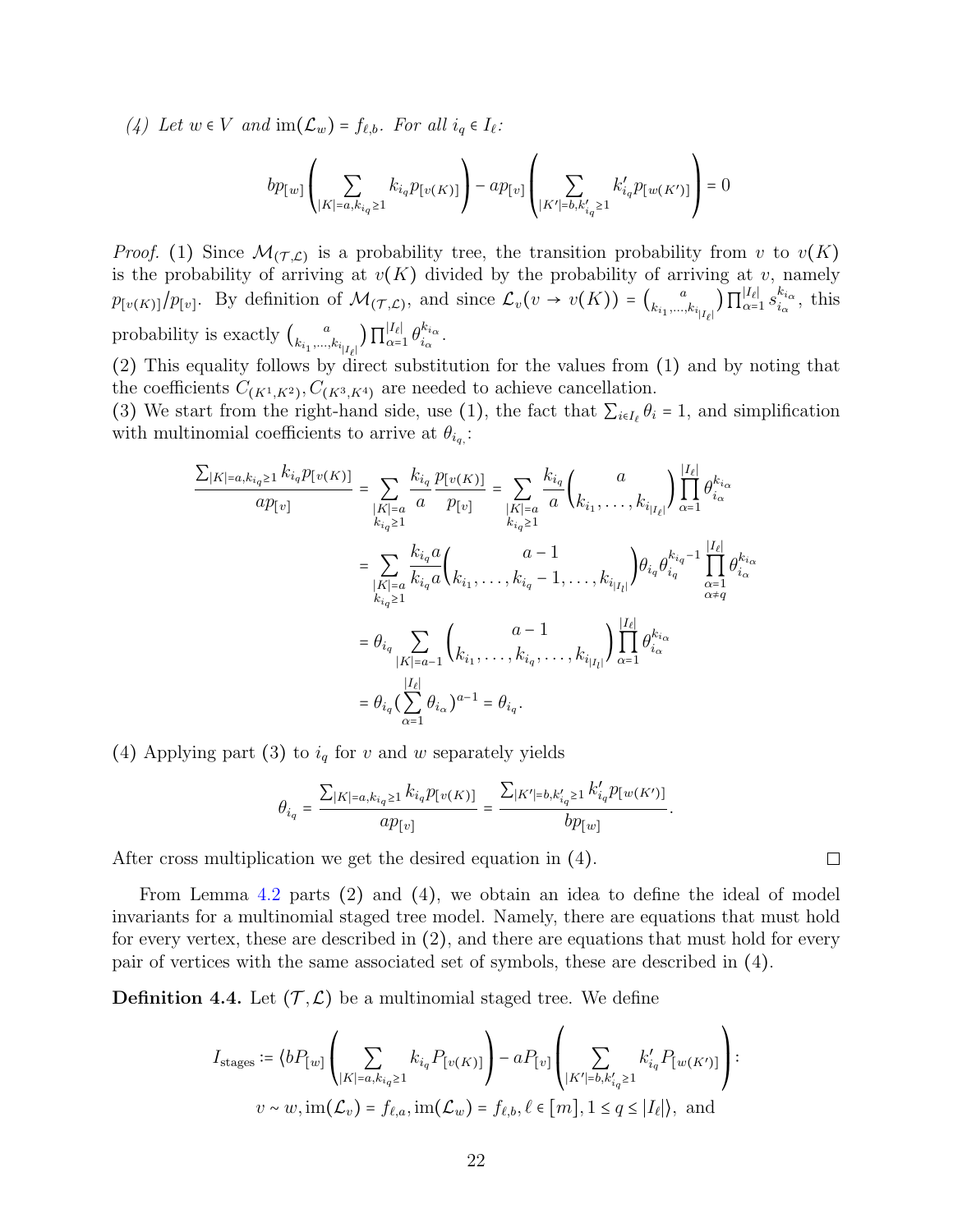*(4) Let $w \in V$ and $\text{im}(\mathcal{L}_w) = f_{\ell,b}$. For all $i_q \in I_\ell$:*

$$bp_{[w]}\left(\sum_{|K|=a,k_{i_q}\geq 1} k_{i_q} p_{[v(K)]}\right) - ap_{[v]}\left(\sum_{|K'|=b,k'_{i_q}\geq 1} k'_{i_q} p_{[w(K')]}\right) = 0$$

*Proof.* (1) Since $\mathcal{M}_{(\mathcal{T},\mathcal{L})}$ is a probability tree, the transition probability from $v$ to $v(K)$ is the probability of arriving at $v(K)$ divided by the probability of arriving at $v$, namely $p_{[v(K)]}/p_{[v]}$. By definition of $\mathcal{M}_{(\mathcal{T},\mathcal{L})}$, and since $\mathcal{L}_v(v \to v(K)) = \binom{a}{k_{i_1},\ldots,k_{i_{|I_\ell|}}}\prod_{\alpha=1}^{|I_\ell|} s_{i_\alpha}^{k_{i_\alpha}}$, this probability is exactly $\binom{a}{k_{i_1},\ldots,k_{i_{|I_\ell|}}}\prod_{\alpha=1}^{|I_\ell|} \theta_{i_\alpha}^{k_{i_\alpha}}$.
(2) This equality follows by direct substitution for the values from (1) and by noting that the coefficients $C_{(K^1,K^2)}, C_{(K^3,K^4)}$ are needed to achieve cancellation.
(3) We start from the right-hand side, use (1), the fact that $\sum_{i\in I_\ell}\theta_i = 1$, and simplification with multinomial coefficients to arrive at $\theta_{i_q}$:

$$\begin{aligned}
\frac{\sum_{|K|=a,k_{i_q}\geq 1} k_{i_q} p_{[v(K)]}}{ap_{[v]}} &= \sum_{\substack{|K|=a\\ k_{i_q}\geq 1}} \frac{k_{i_q}}{a}\frac{p_{[v(K)]}}{p_{[v]}} = \sum_{\substack{|K|=a\\ k_{i_q}\geq 1}} \frac{k_{i_q}}{a}\binom{a}{k_{i_1},\ldots,k_{i_{|I_\ell|}}}\prod_{\alpha=1}^{|I_\ell|}\theta_{i_\alpha}^{k_{i_\alpha}} \\
&= \sum_{\substack{|K|=a\\ k_{i_q}\geq 1}} \frac{k_{i_q}a}{k_{i_q}a}\binom{a-1}{k_{i_1},\ldots,k_{i_q}-1,\ldots,k_{i_{|I_l|}}}\theta_{i_q}\theta_{i_q}^{k_{i_q}-1}\prod_{\substack{\alpha=1\\ \alpha\neq q}}^{|I_\ell|}\theta_{i_\alpha}^{k_{i_\alpha}} \\
&= \theta_{i_q}\sum_{|K|=a-1}\binom{a-1}{k_{i_1},\ldots,k_{i_q},\ldots,k_{i_{|I_l|}}}\prod_{\alpha=1}^{|I_\ell|}\theta_{i_\alpha}^{k_{i_\alpha}} \\
&= \theta_{i_q}\left(\sum_{\alpha=1}^{|I_\ell|}\theta_{i_\alpha}\right)^{a-1} = \theta_{i_q}.
\end{aligned}$$

(4) Applying part (3) to $i_q$ for $v$ and $w$ separately yields

$$\theta_{i_q} = \frac{\sum_{|K|=a,k_{i_q}\geq 1} k_{i_q} p_{[v(K)]}}{ap_{[v]}} = \frac{\sum_{|K'|=b,k'_{i_q}\geq 1} k'_{i_q} p_{[w(K')]}}{bp_{[w]}}.$$

After cross multiplication we get the desired equation in (4). □

From Lemma 4.2 parts (2) and (4), we obtain an idea to define the ideal of model invariants for a multinomial staged tree model. Namely, there are equations that must hold for every vertex, these are described in (2), and there are equations that must hold for every pair of vertices with the same associated set of symbols, these are described in (4).

**Definition 4.4.** Let $(\mathcal{T},\mathcal{L})$ be a multinomial staged tree. We define

$$I_{\text{stages}} := \langle bP_{[w]}\left(\sum_{|K|=a,k_{i_q}\geq 1} k_{i_q} P_{[v(K)]}\right) - aP_{[v]}\left(\sum_{|K'|=b,k'_{i_q}\geq 1} k'_{i_q} P_{[w(K')]}\right) :$$
$$v \sim w, \text{im}(\mathcal{L}_v) = f_{\ell,a}, \text{im}(\mathcal{L}_w) = f_{\ell,b}, \ell \in [m], 1 \leq q \leq |I_\ell|\rangle, \text{ and}$$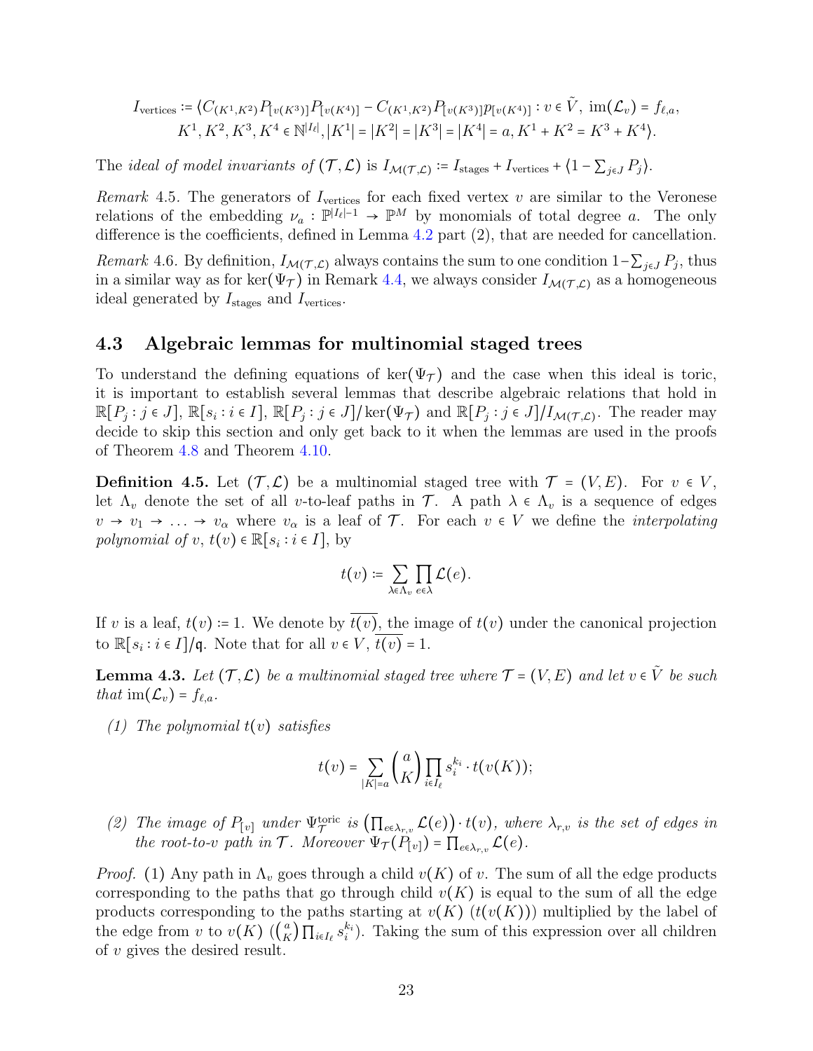$$I_{\text{vertices}} := \langle C_{(K^1,K^2)} P_{[v(K^3)]} P_{[v(K^4)]} - C_{(K^1,K^2)} P_{[v(K^3)]} p_{[v(K^4)]} : v \in \tilde{V},\ \text{im}(\mathcal{L}_v) = f_{\ell,a},$$
$$K^1, K^2, K^3, K^4 \in \mathbb{N}^{|I_\ell|}, |K^1| = |K^2| = |K^3| = |K^4| = a, K^1 + K^2 = K^3 + K^4 \rangle.$$

The *ideal of model invariants of* $(\mathcal{T}, \mathcal{L})$ is $I_{\mathcal{M}(\mathcal{T},\mathcal{L})} := I_{\text{stages}} + I_{\text{vertices}} + \langle 1 - \sum_{j \in J} P_j \rangle$.

*Remark* 4.5. The generators of $I_{\text{vertices}}$ for each fixed vertex $v$ are similar to the Veronese relations of the embedding $\nu_a : \mathbb{P}^{|I_\ell|-1} \to \mathbb{P}^M$ by monomials of total degree $a$. The only difference is the coefficients, defined in Lemma 4.2 part (2), that are needed for cancellation.

*Remark* 4.6. By definition, $I_{\mathcal{M}(\mathcal{T},\mathcal{L})}$ always contains the sum to one condition $1 - \sum_{j \in J} P_j$, thus in a similar way as for $\ker(\Psi_{\mathcal{T}})$ in Remark 4.4, we always consider $I_{\mathcal{M}(\mathcal{T},\mathcal{L})}$ as a homogeneous ideal generated by $I_{\text{stages}}$ and $I_{\text{vertices}}$.

## 4.3 Algebraic lemmas for multinomial staged trees

To understand the defining equations of $\ker(\Psi_{\mathcal{T}})$ and the case when this ideal is toric, it is important to establish several lemmas that describe algebraic relations that hold in $\mathbb{R}[P_j : j \in J]$, $\mathbb{R}[s_i : i \in I]$, $\mathbb{R}[P_j : j \in J]/\ker(\Psi_{\mathcal{T}})$ and $\mathbb{R}[P_j : j \in J]/I_{\mathcal{M}(\mathcal{T},\mathcal{L})}$. The reader may decide to skip this section and only get back to it when the lemmas are used in the proofs of Theorem 4.8 and Theorem 4.10.

**Definition 4.5.** Let $(\mathcal{T}, \mathcal{L})$ be a multinomial staged tree with $\mathcal{T} = (V, E)$. For $v \in V$, let $\Lambda_v$ denote the set of all $v$-to-leaf paths in $\mathcal{T}$. A path $\lambda \in \Lambda_v$ is a sequence of edges $v \to v_1 \to \ldots \to v_\alpha$ where $v_\alpha$ is a leaf of $\mathcal{T}$. For each $v \in V$ we define the *interpolating polynomial of* $v$, $t(v) \in \mathbb{R}[s_i : i \in I]$, by

$$t(v) := \sum_{\lambda \in \Lambda_v} \prod_{e \in \lambda} \mathcal{L}(e).$$

If $v$ is a leaf, $t(v) := 1$. We denote by $\overline{t(v)}$, the image of $t(v)$ under the canonical projection to $\mathbb{R}[s_i : i \in I]/\mathfrak{q}$. Note that for all $v \in V$, $\overline{t(v)} = 1$.

**Lemma 4.3.** *Let $(\mathcal{T}, \mathcal{L})$ be a multinomial staged tree where $\mathcal{T} = (V, E)$ and let $v \in \tilde{V}$ be such that $\text{im}(\mathcal{L}_v) = f_{\ell,a}$.*

*(1) The polynomial $t(v)$ satisfies*

$$t(v) = \sum_{|K|=a} \binom{a}{K} \prod_{i \in I_\ell} s_i^{k_i} \cdot t(v(K));$$

*(2) The image of $P_{[v]}$ under $\Psi_{\mathcal{T}}^{\text{toric}}$ is $\left(\prod_{e \in \lambda_{r,v}} \mathcal{L}(e)\right) \cdot t(v)$, where $\lambda_{r,v}$ is the set of edges in the root-to-$v$ path in $\mathcal{T}$. Moreover $\Psi_{\mathcal{T}}(P_{[v]}) = \prod_{e \in \lambda_{r,v}} \mathcal{L}(e)$.*

*Proof.* (1) Any path in $\Lambda_v$ goes through a child $v(K)$ of $v$. The sum of all the edge products corresponding to the paths that go through child $v(K)$ is equal to the sum of all the edge products corresponding to the paths starting at $v(K)$ ($t(v(K))$) multiplied by the label of the edge from $v$ to $v(K)$ ($\binom{a}{K} \prod_{i \in I_\ell} s_i^{k_i}$). Taking the sum of this expression over all children of $v$ gives the desired result.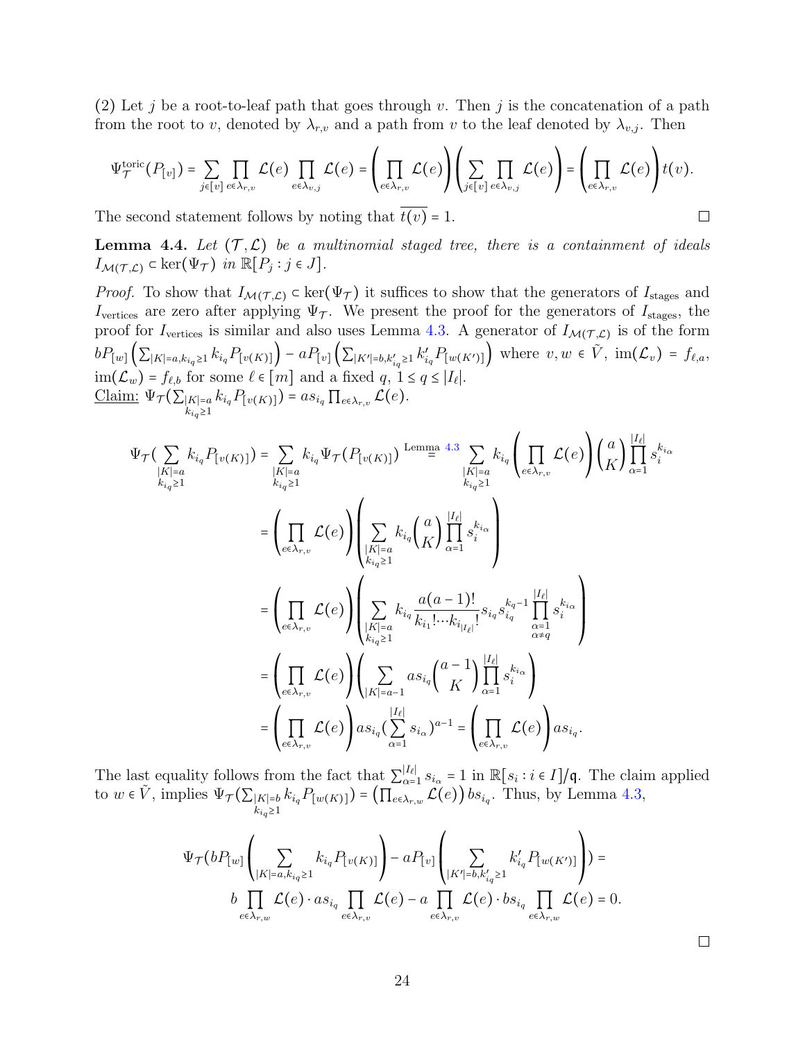(2) Let $j$ be a root-to-leaf path that goes through $v$. Then $j$ is the concatenation of a path from the root to $v$, denoted by $\lambda_{r,v}$ and a path from $v$ to the leaf denoted by $\lambda_{v,j}$. Then

$$\Psi_{\mathcal{T}}^{\text{toric}}(P_{[v]}) = \sum_{j\in[v]} \prod_{e\in\lambda_{r,v}} \mathcal{L}(e) \prod_{e\in\lambda_{v,j}} \mathcal{L}(e) = \left(\prod_{e\in\lambda_{r,v}} \mathcal{L}(e)\right)\left(\sum_{j\in[v]} \prod_{e\in\lambda_{v,j}} \mathcal{L}(e)\right) = \left(\prod_{e\in\lambda_{r,v}} \mathcal{L}(e)\right) t(v).$$

The second statement follows by noting that $\overline{t(v)} = 1$. □

**Lemma 4.4.** *Let $(\mathcal{T},\mathcal{L})$ be a multinomial staged tree, there is a containment of ideals $I_{\mathcal{M}(\mathcal{T},\mathcal{L})} \subset \ker(\Psi_{\mathcal{T}})$ in $\mathbb{R}[P_j : j \in J]$.*

*Proof.* To show that $I_{\mathcal{M}(\mathcal{T},\mathcal{L})} \subset \ker(\Psi_{\mathcal{T}})$ it suffices to show that the generators of $I_{\text{stages}}$ and $I_{\text{vertices}}$ are zero after applying $\Psi_{\mathcal{T}}$. We present the proof for the generators of $I_{\text{stages}}$, the proof for $I_{\text{vertices}}$ is similar and also uses Lemma 4.3. A generator of $I_{\mathcal{M}(\mathcal{T},\mathcal{L})}$ is of the form $bP_{[w]}\left(\sum_{|K|=a,k_{i_q}\geq 1} k_{i_q} P_{[v(K)]}\right) - aP_{[v]}\left(\sum_{|K'|=b,k'_{i_q}\geq 1} k'_{i_q} P_{[w(K')]}\right)$ where $v, w \in \tilde{V}$, $\operatorname{im}(\mathcal{L}_v) = f_{\ell,a}$, $\operatorname{im}(\mathcal{L}_w) = f_{\ell,b}$ for some $\ell \in [m]$ and a fixed $q$, $1 \leq q \leq |I_\ell|$.

<u>Claim:</u> $\Psi_{\mathcal{T}}(\sum_{\substack{|K|=a\\ k_{i_q}\geq 1}} k_{i_q} P_{[v(K)]}) = as_{i_q} \prod_{e\in\lambda_{r,v}} \mathcal{L}(e)$.

$$\begin{aligned}
\Psi_{\mathcal{T}}(\sum_{\substack{|K|=a\\ k_{i_q}\geq 1}} k_{i_q} P_{[v(K)]}) &= \sum_{\substack{|K|=a\\ k_{i_q}\geq 1}} k_{i_q} \Psi_{\mathcal{T}}(P_{[v(K)]}) \overset{\text{Lemma 4.3}}{=} \sum_{\substack{|K|=a\\ k_{i_q}\geq 1}} k_{i_q}\left(\prod_{e\in\lambda_{r,v}} \mathcal{L}(e)\right)\binom{a}{K}\prod_{\alpha=1}^{|I_\ell|} s_i^{k_{i_\alpha}} \\
&= \left(\prod_{e\in\lambda_{r,v}} \mathcal{L}(e)\right)\left(\sum_{\substack{|K|=a\\ k_{i_q}\geq 1}} k_{i_q}\binom{a}{K}\prod_{\alpha=1}^{|I_\ell|} s_i^{k_{i_\alpha}}\right) \\
&= \left(\prod_{e\in\lambda_{r,v}} \mathcal{L}(e)\right)\left(\sum_{\substack{|K|=a\\ k_{i_q}\geq 1}} k_{i_q}\frac{a(a-1)!}{k_{i_1}!\dots k_{i_{|I_\ell|}}!} s_{i_q} s_{i_q}^{k_q-1}\prod_{\substack{\alpha=1\\ \alpha\neq q}}^{|I_\ell|} s_i^{k_{i_\alpha}}\right) \\
&= \left(\prod_{e\in\lambda_{r,v}} \mathcal{L}(e)\right)\left(\sum_{|K|=a-1} as_{i_q}\binom{a-1}{K}\prod_{\alpha=1}^{|I_\ell|} s_i^{k_{i_\alpha}}\right) \\
&= \left(\prod_{e\in\lambda_{r,v}} \mathcal{L}(e)\right) as_{i_q}(\sum_{\alpha=1}^{|I_\ell|} s_{i_\alpha})^{a-1} = \left(\prod_{e\in\lambda_{r,v}} \mathcal{L}(e)\right) as_{i_q}.
\end{aligned}$$

The last equality follows from the fact that $\sum_{\alpha=1}^{|I_\ell|} s_{i_\alpha} = 1$ in $\mathbb{R}[s_i : i \in I]/\mathfrak{q}$. The claim applied to $w \in \tilde{V}$, implies $\Psi_{\mathcal{T}}(\sum_{\substack{|K|=b\\ k_{i_q}\geq 1}} k_{i_q} P_{[w(K)]}) = \left(\prod_{e\in\lambda_{r,w}} \mathcal{L}(e)\right) bs_{i_q}$. Thus, by Lemma 4.3,

$$\begin{aligned}
\Psi_{\mathcal{T}}(bP_{[w]}\left(\sum_{|K|=a,k_{i_q}\geq 1} k_{i_q} P_{[v(K)]}\right) - aP_{[v]}\left(\sum_{|K'|=b,k'_{i_q}\geq 1} k'_{i_q} P_{[w(K')]}\right)) =& \\
b\prod_{e\in\lambda_{r,w}} \mathcal{L}(e)\cdot as_{i_q}\prod_{e\in\lambda_{r,v}} \mathcal{L}(e) - a\prod_{e\in\lambda_{r,v}} \mathcal{L}(e)\cdot bs_{i_q}\prod_{e\in\lambda_{r,w}} \mathcal{L}(e) = 0.&
\end{aligned}$$

□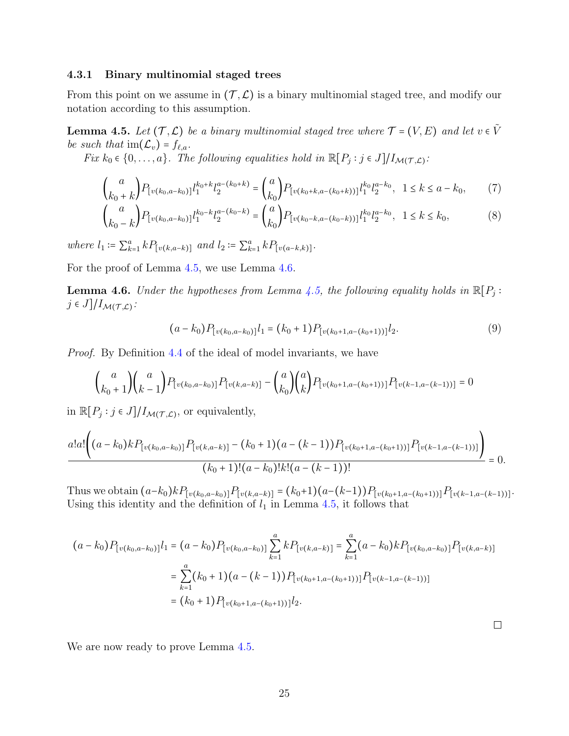### 4.3.1 Binary multinomial staged trees

From this point on we assume in $(\mathcal{T}, \mathcal{L})$ is a binary multinomial staged tree, and modify our notation according to this assumption.

**Lemma 4.5.** *Let $(\mathcal{T}, \mathcal{L})$ be a binary multinomial staged tree where $\mathcal{T} = (V, E)$ and let $v \in \tilde{V}$ be such that $\text{im}(\mathcal{L}_v) = f_{\ell,a}$.*

*Fix $k_0 \in \{0, \dots, a\}$. The following equalities hold in $\mathbb{R}[P_j : j \in J]/I_{\mathcal{M}(\mathcal{T},\mathcal{L})}$:*

$$\binom{a}{k_0+k} P_{[v(k_0, a-k_0)]} l_1^{k_0+k} l_2^{a-(k_0+k)} = \binom{a}{k_0} P_{[v(k_0+k, a-(k_0+k))]} l_1^{k_0} l_2^{a-k_0}, \quad 1 \le k \le a - k_0, \tag{7}$$

$$\binom{a}{k_0-k} P_{[v(k_0, a-k_0)]} l_1^{k_0-k} l_2^{a-(k_0-k)} = \binom{a}{k_0} P_{[v(k_0-k, a-(k_0-k))]} l_1^{k_0} l_2^{a-k_0}, \quad 1 \le k \le k_0, \tag{8}$$

*where $l_1 := \sum_{k=1}^a k P_{[v(k,a-k)]}$ and $l_2 := \sum_{k=1}^a k P_{[v(a-k,k)]}$.*

For the proof of Lemma 4.5, we use Lemma 4.6.

**Lemma 4.6.** *Under the hypotheses from Lemma 4.5, the following equality holds in $\mathbb{R}[P_j : j \in J]/I_{\mathcal{M}(\mathcal{T},\mathcal{L})}$:*

$$(a - k_0) P_{[v(k_0, a-k_0)]} l_1 = (k_0 + 1) P_{[v(k_0+1, a-(k_0+1))]} l_2. \tag{9}$$

*Proof.* By Definition 4.4 of the ideal of model invariants, we have

$$\binom{a}{k_0+1}\binom{a}{k-1} P_{[v(k_0,a-k_0)]} P_{[v(k,a-k)]} - \binom{a}{k_0}\binom{a}{k} P_{[v(k_0+1,a-(k_0+1))]} P_{[v(k-1,a-(k-1))]} = 0$$

in $\mathbb{R}[P_j : j \in J]/I_{\mathcal{M}(\mathcal{T},\mathcal{L})}$, or equivalently,

$$\frac{a!a!\Big((a-k_0)k P_{[v(k_0,a-k_0)]} P_{[v(k,a-k)]} - (k_0+1)(a-(k-1)) P_{[v(k_0+1,a-(k_0+1))]} P_{[v(k-1,a-(k-1))]}\Big)}{(k_0+1)!(a-k_0)!k!(a-(k-1))!} = 0.$$

Thus we obtain $(a-k_0)kP_{[v(k_0,a-k_0)]}P_{[v(k,a-k)]} = (k_0+1)(a-(k-1))P_{[v(k_0+1,a-(k_0+1))]}P_{[v(k-1,a-(k-1))]}$. Using this identity and the definition of $l_1$ in Lemma 4.5, it follows that

$$\begin{aligned}
(a-k_0)P_{[v(k_0,a-k_0)]} l_1 &= (a-k_0)P_{[v(k_0,a-k_0)]} \sum_{k=1}^a k P_{[v(k,a-k)]} = \sum_{k=1}^a (a-k_0) k P_{[v(k_0,a-k_0)]} P_{[v(k,a-k)]} \\
&= \sum_{k=1}^a (k_0+1)(a-(k-1)) P_{[v(k_0+1,a-(k_0+1))]} P_{[v(k-1,a-(k-1))]} \\
&= (k_0+1) P_{[v(k_0+1,a-(k_0+1))]} l_2.
\end{aligned}$$

□

We are now ready to prove Lemma 4.5.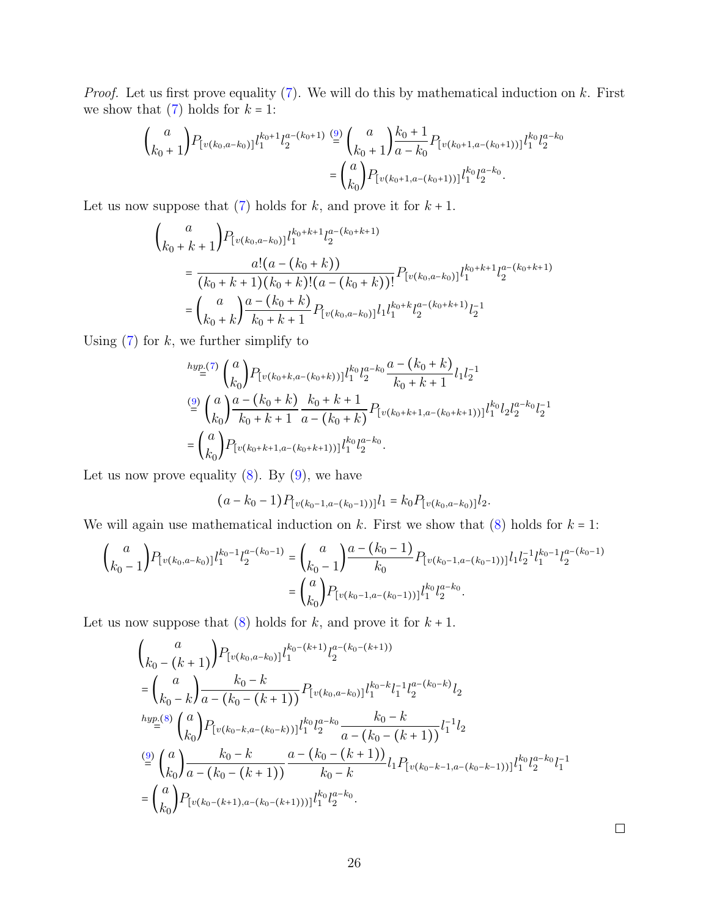*Proof.* Let us first prove equality (7). We will do this by mathematical induction on $k$. First we show that (7) holds for $k = 1$:

$$
\begin{aligned}
\binom{a}{k_0+1} P_{[v(k_0,a-k_0)]} l_1^{k_0+1} l_2^{a-(k_0+1)} &\overset{(9)}{=} \binom{a}{k_0+1} \frac{k_0+1}{a-k_0} P_{[v(k_0+1,a-(k_0+1))]} l_1^{k_0} l_2^{a-k_0} \\
&= \binom{a}{k_0} P_{[v(k_0+1,a-(k_0+1))]} l_1^{k_0} l_2^{a-k_0}.
\end{aligned}
$$

Let us now suppose that (7) holds for $k$, and prove it for $k+1$.

$$
\begin{aligned}
&\binom{a}{k_0+k+1} P_{[v(k_0,a-k_0)]} l_1^{k_0+k+1} l_2^{a-(k_0+k+1)} \\
&= \frac{a!(a-(k_0+k))}{(k_0+k+1)(k_0+k)!(a-(k_0+k))!} P_{[v(k_0,a-k_0)]} l_1^{k_0+k+1} l_2^{a-(k_0+k+1)} \\
&= \binom{a}{k_0+k} \frac{a-(k_0+k)}{k_0+k+1} P_{[v(k_0,a-k_0)]} l_1 l_1^{k_0+k} l_2^{a-(k_0+k+1)} l_2^{-1}
\end{aligned}
$$

Using (7) for $k$, we further simplify to

$$
\begin{aligned}
&\overset{hyp.(7)}{=} \binom{a}{k_0} P_{[v(k_0+k,a-(k_0+k))]} l_1^{k_0} l_2^{a-k_0} \frac{a-(k_0+k)}{k_0+k+1} l_1 l_2^{-1} \\
&\overset{(9)}{=} \binom{a}{k_0} \frac{a-(k_0+k)}{k_0+k+1} \frac{k_0+k+1}{a-(k_0+k)} P_{[v(k_0+k+1,a-(k_0+k+1))]} l_1^{k_0} l_2 l_2^{a-k_0} l_2^{-1} \\
&= \binom{a}{k_0} P_{[v(k_0+k+1,a-(k_0+k+1))]} l_1^{k_0} l_2^{a-k_0}.
\end{aligned}
$$

Let us now prove equality (8). By (9), we have

$$
(a-k_0-1) P_{[v(k_0-1,a-(k_0-1))]} l_1 = k_0 P_{[v(k_0,a-k_0)]} l_2.
$$

We will again use mathematical induction on $k$. First we show that (8) holds for $k = 1$:

$$
\begin{aligned}
\binom{a}{k_0-1} P_{[v(k_0,a-k_0)]} l_1^{k_0-1} l_2^{a-(k_0-1)} &= \binom{a}{k_0-1} \frac{a-(k_0-1)}{k_0} P_{[v(k_0-1,a-(k_0-1))]} l_1 l_2^{-1} l_1^{k_0-1} l_2^{a-(k_0-1)} \\
&= \binom{a}{k_0} P_{[v(k_0-1,a-(k_0-1))]} l_1^{k_0} l_2^{a-k_0}.
\end{aligned}
$$

Let us now suppose that (8) holds for $k$, and prove it for $k+1$.

$$
\begin{aligned}
&\binom{a}{k_0-(k+1)} P_{[v(k_0,a-k_0)]} l_1^{k_0-(k+1)} l_2^{a-(k_0-(k+1))} \\
&= \binom{a}{k_0-k} \frac{k_0-k}{a-(k_0-(k+1))} P_{[v(k_0,a-k_0)]} l_1^{k_0-k} l_1^{-1} l_2^{a-(k_0-k)} l_2 \\
&\overset{hyp.(8)}{=} \binom{a}{k_0} P_{[v(k_0-k,a-(k_0-k))]} l_1^{k_0} l_2^{a-k_0} \frac{k_0-k}{a-(k_0-(k+1))} l_1^{-1} l_2 \\
&\overset{(9)}{=} \binom{a}{k_0} \frac{k_0-k}{a-(k_0-(k+1))} \frac{a-(k_0-(k+1))}{k_0-k} l_1 P_{[v(k_0-k-1,a-(k_0-k-1))]} l_1^{k_0} l_2^{a-k_0} l_1^{-1} \\
&= \binom{a}{k_0} P_{[v(k_0-(k+1),a-(k_0-(k+1))))]} l_1^{k_0} l_2^{a-k_0}.
\end{aligned}
$$

$\square$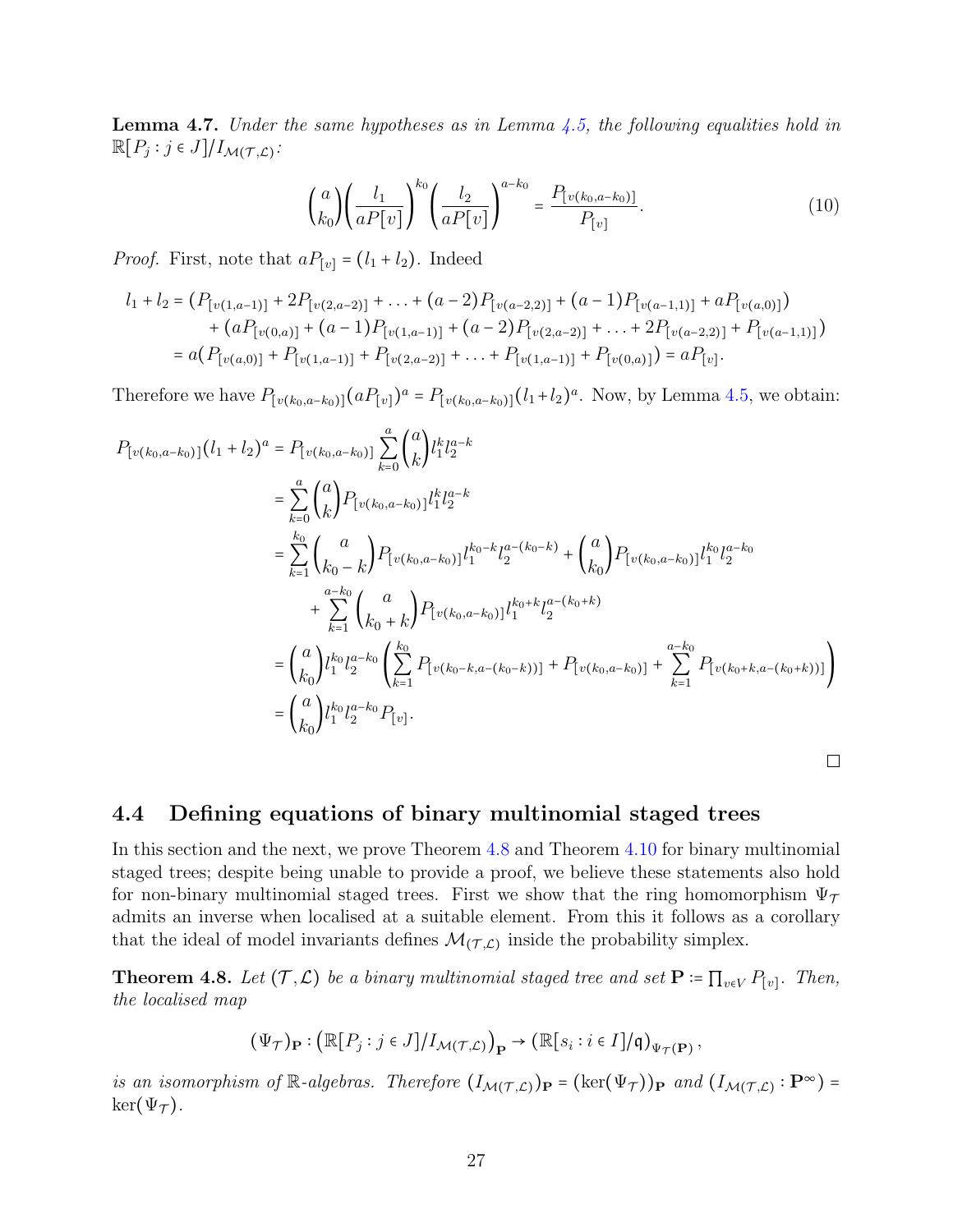**Lemma 4.7.** *Under the same hypotheses as in Lemma 4.5, the following equalities hold in* $\mathbb{R}[P_j : j \in J]/I_{\mathcal{M}(\mathcal{T},\mathcal{L})}$*:*

$$\binom{a}{k_0}\left(\frac{l_1}{aP[v]}\right)^{k_0}\left(\frac{l_2}{aP[v]}\right)^{a-k_0} = \frac{P_{[v(k_0,a-k_0)]}}{P_{[v]}}. \tag{10}$$

*Proof.* First, note that $aP_{[v]} = (l_1 + l_2)$. Indeed

$$\begin{aligned}
l_1 + l_2 &= (P_{[v(1,a-1)]} + 2P_{[v(2,a-2)]} + \ldots + (a-2)P_{[v(a-2,2)]} + (a-1)P_{[v(a-1,1)]} + aP_{[v(a,0)]}) \\
&\quad + (aP_{[v(0,a)]} + (a-1)P_{[v(1,a-1)]} + (a-2)P_{[v(2,a-2)]} + \ldots + 2P_{[v(a-2,2)]} + P_{[v(a-1,1)]}) \\
&= a(P_{[v(a,0)]} + P_{[v(1,a-1)]} + P_{[v(2,a-2)]} + \ldots + P_{[v(1,a-1)]} + P_{[v(0,a)]}) = aP_{[v]}.
\end{aligned}$$

Therefore we have $P_{[v(k_0,a-k_0)]}(aP_{[v]})^a = P_{[v(k_0,a-k_0)]}(l_1+l_2)^a$. Now, by Lemma 4.5, we obtain:

$$\begin{aligned}
P_{[v(k_0,a-k_0)]}(l_1+l_2)^a &= P_{[v(k_0,a-k_0)]}\sum_{k=0}^{a}\binom{a}{k}l_1^k l_2^{a-k} \\
&= \sum_{k=0}^{a}\binom{a}{k}P_{[v(k_0,a-k_0)]}l_1^k l_2^{a-k} \\
&= \sum_{k=1}^{k_0}\binom{a}{k_0-k}P_{[v(k_0,a-k_0)]}l_1^{k_0-k}l_2^{a-(k_0-k)} + \binom{a}{k_0}P_{[v(k_0,a-k_0)]}l_1^{k_0}l_2^{a-k_0} \\
&\qquad + \sum_{k=1}^{a-k_0}\binom{a}{k_0+k}P_{[v(k_0,a-k_0)]}l_1^{k_0+k}l_2^{a-(k_0+k)} \\
&= \binom{a}{k_0}l_1^{k_0}l_2^{a-k_0}\left(\sum_{k=1}^{k_0}P_{[v(k_0-k,a-(k_0-k))]} + P_{[v(k_0,a-k_0)]} + \sum_{k=1}^{a-k_0}P_{[v(k_0+k,a-(k_0+k))]}\right) \\
&= \binom{a}{k_0}l_1^{k_0}l_2^{a-k_0}P_{[v]}.
\end{aligned}$$

□

## 4.4 Defining equations of binary multinomial staged trees

In this section and the next, we prove Theorem 4.8 and Theorem 4.10 for binary multinomial staged trees; despite being unable to provide a proof, we believe these statements also hold for non-binary multinomial staged trees. First we show that the ring homomorphism $\Psi_\mathcal{T}$ admits an inverse when localised at a suitable element. From this it follows as a corollary that the ideal of model invariants defines $\mathcal{M}_{(\mathcal{T},\mathcal{L})}$ inside the probability simplex.

**Theorem 4.8.** *Let* $(\mathcal{T},\mathcal{L})$ *be a binary multinomial staged tree and set* $\mathbf{P} := \prod_{v\in V}P_{[v]}$*. Then, the localised map*

$$(\Psi_\mathcal{T})_\mathbf{P} : \left(\mathbb{R}[P_j : j \in J]/I_{\mathcal{M}(\mathcal{T},\mathcal{L})}\right)_\mathbf{P} \to \left(\mathbb{R}[s_i : i \in I]/\mathfrak{q}\right)_{\Psi_\mathcal{T}(\mathbf{P})},$$

*is an isomorphism of* $\mathbb{R}$*-algebras. Therefore* $(I_{\mathcal{M}(\mathcal{T},\mathcal{L})})_\mathbf{P} = (\ker(\Psi_\mathcal{T}))_\mathbf{P}$ *and* $(I_{\mathcal{M}(\mathcal{T},\mathcal{L})} : \mathbf{P}^\infty) = \ker(\Psi_\mathcal{T})$*.*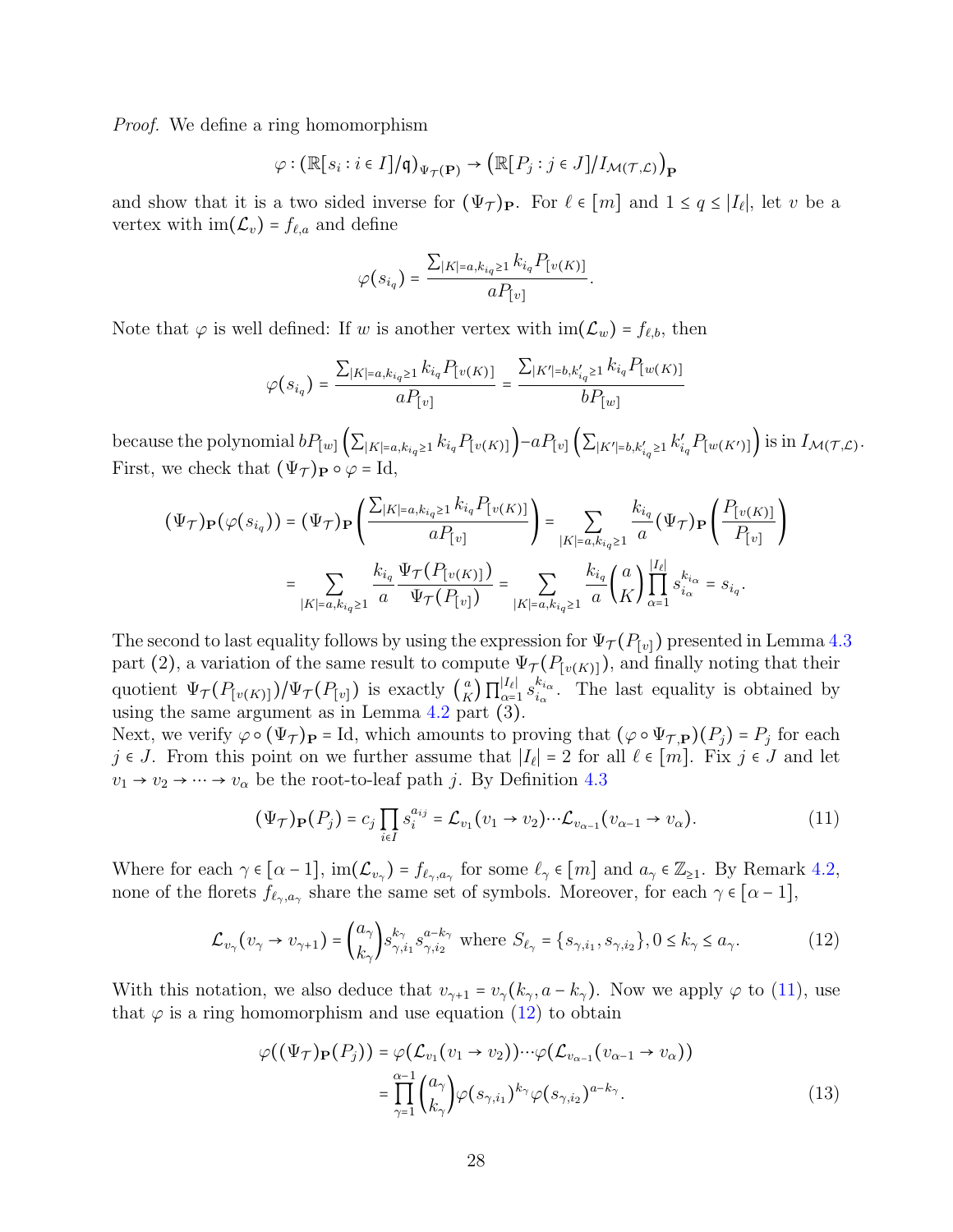*Proof.* We define a ring homomorphism

$$\varphi : (\mathbb{R}[s_i : i \in I]/\mathfrak{q})_{\Psi_{\mathcal{T}}(\mathbf{P})} \to \left(\mathbb{R}[P_j : j \in J]/I_{\mathcal{M}(\mathcal{T},\mathcal{L})}\right)_{\mathbf{P}}$$

and show that it is a two sided inverse for $(\Psi_{\mathcal{T}})_{\mathbf{P}}$. For $\ell \in [m]$ and $1 \le q \le |I_\ell|$, let $v$ be a vertex with $\operatorname{im}(\mathcal{L}_v) = f_{\ell,a}$ and define

$$\varphi(s_{i_q}) = \frac{\sum_{|K|=a, k_{i_q}\ge 1} k_{i_q} P_{[v(K)]}}{a P_{[v]}}.$$

Note that $\varphi$ is well defined: If $w$ is another vertex with $\operatorname{im}(\mathcal{L}_w) = f_{\ell,b}$, then

$$\varphi(s_{i_q}) = \frac{\sum_{|K|=a, k_{i_q}\ge 1} k_{i_q} P_{[v(K)]}}{a P_{[v]}} = \frac{\sum_{|K'|=b, k'_{i_q}\ge 1} k_{i_q} P_{[w(K)]}}{b P_{[w]}}$$

because the polynomial $bP_{[w]}\left(\sum_{|K|=a,k_{i_q}\ge 1} k_{i_q} P_{[v(K)]}\right) - aP_{[v]}\left(\sum_{|K'|=b,k'_{i_q}\ge 1} k'_{i_q} P_{[w(K')]}\right)$ is in $I_{\mathcal{M}(\mathcal{T},\mathcal{L})}$. First, we check that $(\Psi_{\mathcal{T}})_{\mathbf{P}} \circ \varphi = \mathrm{Id}$,

$$\begin{aligned}(\Psi_{\mathcal{T}})_{\mathbf{P}}(\varphi(s_{i_q})) &= (\Psi_{\mathcal{T}})_{\mathbf{P}}\left(\frac{\sum_{|K|=a,k_{i_q}\ge 1} k_{i_q} P_{[v(K)]}}{aP_{[v]}}\right) = \sum_{|K|=a,k_{i_q}\ge 1} \frac{k_{i_q}}{a} (\Psi_{\mathcal{T}})_{\mathbf{P}}\left(\frac{P_{[v(K)]}}{P_{[v]}}\right) \\ &= \sum_{|K|=a,k_{i_q}\ge 1} \frac{k_{i_q}}{a} \frac{\Psi_{\mathcal{T}}(P_{[v(K)]})}{\Psi_{\mathcal{T}}(P_{[v]})} = \sum_{|K|=a,k_{i_q}\ge 1} \frac{k_{i_q}}{a}\binom{a}{K}\prod_{\alpha=1}^{|I_\ell|} s_{i_\alpha}^{k_{i_\alpha}} = s_{i_q}.\end{aligned}$$

The second to last equality follows by using the expression for $\Psi_{\mathcal{T}}(P_{[v]})$ presented in Lemma 4.3 part (2), a variation of the same result to compute $\Psi_{\mathcal{T}}(P_{[v(K)]})$, and finally noting that their quotient $\Psi_{\mathcal{T}}(P_{[v(K)]})/\Psi_{\mathcal{T}}(P_{[v]})$ is exactly $\binom{a}{K}\prod_{\alpha=1}^{|I_\ell|} s_{i_\alpha}^{k_{i_\alpha}}$. The last equality is obtained by using the same argument as in Lemma 4.2 part (3).
Next, we verify $\varphi \circ (\Psi_{\mathcal{T}})_{\mathbf{P}} = \mathrm{Id}$, which amounts to proving that $(\varphi \circ \Psi_{\mathcal{T},\mathbf{P}})(P_j) = P_j$ for each $j \in J$. From this point on we further assume that $|I_\ell| = 2$ for all $\ell \in [m]$. Fix $j \in J$ and let $v_1 \to v_2 \to \cdots \to v_\alpha$ be the root-to-leaf path $j$. By Definition 4.3

$$(\Psi_{\mathcal{T}})_{\mathbf{P}}(P_j) = c_j \prod_{i\in I} s_i^{a_{ij}} = \mathcal{L}_{v_1}(v_1 \to v_2)\cdots\mathcal{L}_{v_{\alpha-1}}(v_{\alpha-1}\to v_\alpha). \tag{11}$$

Where for each $\gamma \in [\alpha-1]$, $\operatorname{im}(\mathcal{L}_{v_\gamma}) = f_{\ell_\gamma, a_\gamma}$ for some $\ell_\gamma \in [m]$ and $a_\gamma \in \mathbb{Z}_{\ge 1}$. By Remark 4.2, none of the florets $f_{\ell_\gamma,a_\gamma}$ share the same set of symbols. Moreover, for each $\gamma \in [\alpha-1]$,

$$\mathcal{L}_{v_\gamma}(v_\gamma \to v_{\gamma+1}) = \binom{a_\gamma}{k_\gamma} s_{\gamma,i_1}^{k_\gamma} s_{\gamma,i_2}^{a-k_\gamma} \text{ where } S_{\ell_\gamma} = \{s_{\gamma,i_1}, s_{\gamma,i_2}\}, 0 \le k_\gamma \le a_\gamma. \tag{12}$$

With this notation, we also deduce that $v_{\gamma+1} = v_\gamma(k_\gamma, a-k_\gamma)$. Now we apply $\varphi$ to (11), use that $\varphi$ is a ring homomorphism and use equation (12) to obtain

$$\begin{aligned}\varphi((\Psi_{\mathcal{T}})_{\mathbf{P}}(P_j)) &= \varphi(\mathcal{L}_{v_1}(v_1\to v_2))\cdots\varphi(\mathcal{L}_{v_{\alpha-1}}(v_{\alpha-1}\to v_\alpha)) \\ &= \prod_{\gamma=1}^{\alpha-1}\binom{a_\gamma}{k_\gamma}\varphi(s_{\gamma,i_1})^{k_\gamma}\varphi(s_{\gamma,i_2})^{a-k_\gamma}.\end{aligned} \tag{13}$$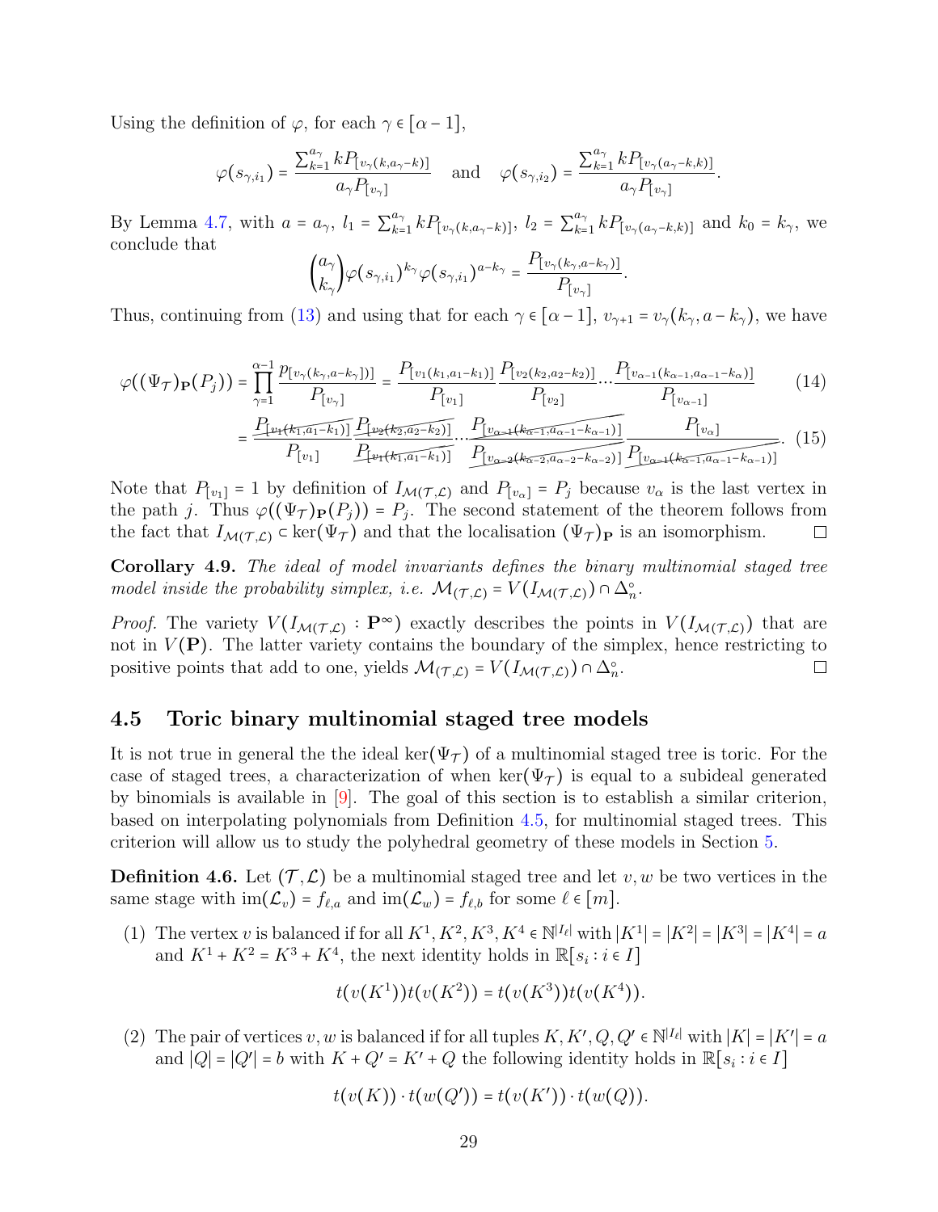Using the definition of $\varphi$, for each $\gamma \in [\alpha - 1]$,

$$\varphi(s_{\gamma,i_1}) = \frac{\sum_{k=1}^{a_\gamma} kP_{[v_\gamma(k,a_\gamma-k)]}}{a_\gamma P_{[v_\gamma]}} \quad \text{and} \quad \varphi(s_{\gamma,i_2}) = \frac{\sum_{k=1}^{a_\gamma} kP_{[v_\gamma(a_\gamma-k,k)]}}{a_\gamma P_{[v_\gamma]}}.$$

By Lemma 4.7, with $a = a_\gamma$, $l_1 = \sum_{k=1}^{a_\gamma} kP_{[v_\gamma(k,a_\gamma-k)]}$, $l_2 = \sum_{k=1}^{a_\gamma} kP_{[v_\gamma(a_\gamma-k,k)]}$ and $k_0 = k_\gamma$, we conclude that

$$\binom{a_\gamma}{k_\gamma}\varphi(s_{\gamma,i_1})^{k_\gamma}\varphi(s_{\gamma,i_1})^{a-k_\gamma} = \frac{P_{[v_\gamma(k_\gamma,a-k_\gamma)]}}{P_{[v_\gamma]}}.$$

Thus, continuing from (13) and using that for each $\gamma \in [\alpha-1]$, $v_{\gamma+1} = v_\gamma(k_\gamma, a-k_\gamma)$, we have

$$\varphi((\Psi_{\mathcal{T}})_{\mathbf{P}}(P_j)) = \prod_{\gamma=1}^{\alpha-1} \frac{p_{[v_\gamma(k_\gamma,a-k_\gamma)])]}}{P_{[v_\gamma]}} = \frac{P_{[v_1(k_1,a_1-k_1)]}}{P_{[v_1]}}\frac{P_{[v_2(k_2,a_2-k_2)]}}{P_{[v_2]}}\cdots\frac{P_{[v_{\alpha-1}(k_{\alpha-1},a_{\alpha-1}-k_\alpha)]}}{P_{[v_{\alpha-1}]}} \tag{14}$$

$$= \frac{\cancel{P_{[v_1(k_1,a_1-k_1)]}}}{P_{[v_1]}}\frac{\cancel{P_{[v_2(k_2,a_2-k_2)]}}}{\cancel{P_{[v_1(k_1,a_1-k_1)]}}}\cdots\frac{\cancel{P_{[v_{\alpha-1}(k_{\alpha-1},a_{\alpha-1}-k_{\alpha-1})]}}}{\cancel{P_{[v_{\alpha-2}(k_{\alpha-2},a_{\alpha-2}-k_{\alpha-2})]}}}\frac{P_{[v_\alpha]}}{\cancel{P_{[v_{\alpha-1}(k_{\alpha-1},a_{\alpha-1}-k_{\alpha-1})]}}}. \tag{15}$$

Note that $P_{[v_1]} = 1$ by definition of $I_{\mathcal{M}(\mathcal{T},\mathcal{L})}$ and $P_{[v_\alpha]} = P_j$ because $v_\alpha$ is the last vertex in the path $j$. Thus $\varphi((\Psi_{\mathcal{T}})_{\mathbf{P}}(P_j)) = P_j$. The second statement of the theorem follows from the fact that $I_{\mathcal{M}(\mathcal{T},\mathcal{L})} \subset \ker(\Psi_{\mathcal{T}})$ and that the localisation $(\Psi_{\mathcal{T}})_{\mathbf{P}}$ is an isomorphism. □

**Corollary 4.9.** *The ideal of model invariants defines the binary multinomial staged tree model inside the probability simplex, i.e.* $\mathcal{M}_{(\mathcal{T},\mathcal{L})} = V(I_{\mathcal{M}(\mathcal{T},\mathcal{L})}) \cap \Delta_n^\circ$.

*Proof.* The variety $V(I_{\mathcal{M}(\mathcal{T},\mathcal{L})} : \mathbf{P}^\infty)$ exactly describes the points in $V(I_{\mathcal{M}(\mathcal{T},\mathcal{L})})$ that are not in $V(\mathbf{P})$. The latter variety contains the boundary of the simplex, hence restricting to positive points that add to one, yields $\mathcal{M}_{(\mathcal{T},\mathcal{L})} = V(I_{\mathcal{M}(\mathcal{T},\mathcal{L})}) \cap \Delta_n^\circ$. □

## 4.5 Toric binary multinomial staged tree models

It is not true in general the the ideal $\ker(\Psi_{\mathcal{T}})$ of a multinomial staged tree is toric. For the case of staged trees, a characterization of when $\ker(\Psi_{\mathcal{T}})$ is equal to a subideal generated by binomials is available in [9]. The goal of this section is to establish a similar criterion, based on interpolating polynomials from Definition 4.5, for multinomial staged trees. This criterion will allow us to study the polyhedral geometry of these models in Section 5.

**Definition 4.6.** Let $(\mathcal{T},\mathcal{L})$ be a multinomial staged tree and let $v, w$ be two vertices in the same stage with $\mathrm{im}(\mathcal{L}_v) = f_{\ell,a}$ and $\mathrm{im}(\mathcal{L}_w) = f_{\ell,b}$ for some $\ell \in [m]$.

(1) The vertex $v$ is balanced if for all $K^1, K^2, K^3, K^4 \in \mathbb{N}^{|I_\ell|}$ with $|K^1| = |K^2| = |K^3| = |K^4| = a$ and $K^1 + K^2 = K^3 + K^4$, the next identity holds in $\mathbb{R}[s_i : i \in I]$

$$t(v(K^1))t(v(K^2)) = t(v(K^3))t(v(K^4)).$$

(2) The pair of vertices $v, w$ is balanced if for all tuples $K, K', Q, Q' \in \mathbb{N}^{|I_\ell|}$ with $|K| = |K'| = a$ and $|Q| = |Q'| = b$ with $K + Q' = K' + Q$ the following identity holds in $\mathbb{R}[s_i : i \in I]$

$$t(v(K)) \cdot t(w(Q')) = t(v(K')) \cdot t(w(Q)).$$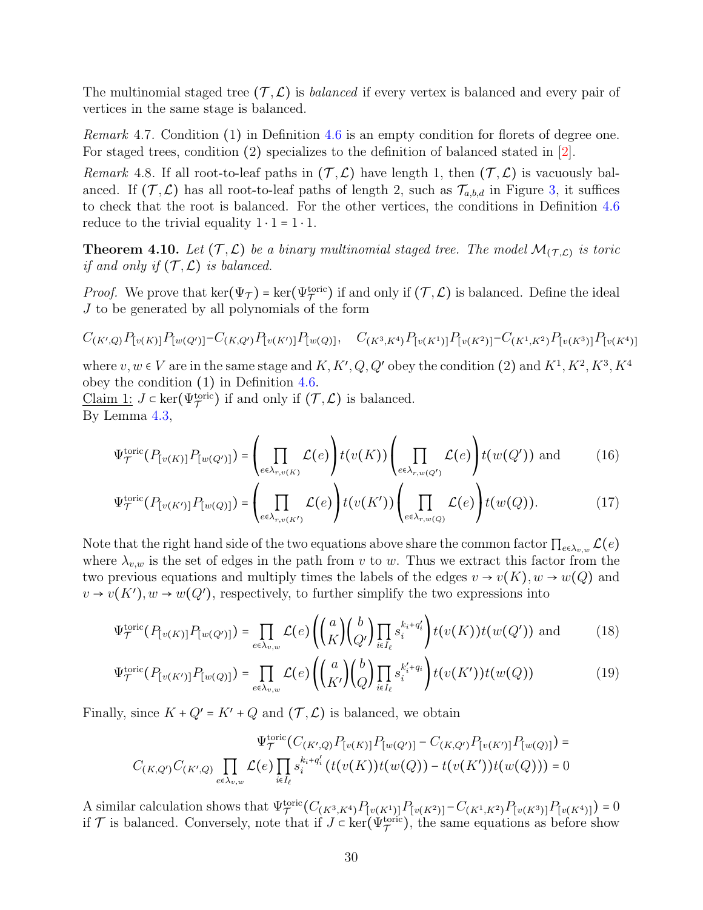The multinomial staged tree $(\mathcal{T},\mathcal{L})$ is *balanced* if every vertex is balanced and every pair of vertices in the same stage is balanced.

*Remark* 4.7. Condition (1) in Definition 4.6 is an empty condition for florets of degree one. For staged trees, condition (2) specializes to the definition of balanced stated in [2].

*Remark* 4.8. If all root-to-leaf paths in $(\mathcal{T},\mathcal{L})$ have length 1, then $(\mathcal{T},\mathcal{L})$ is vacuously balanced. If $(\mathcal{T},\mathcal{L})$ has all root-to-leaf paths of length 2, such as $\mathcal{T}_{a,b,d}$ in Figure 3, it suffices to check that the root is balanced. For the other vertices, the conditions in Definition 4.6 reduce to the trivial equality $1\cdot 1 = 1\cdot 1$.

**Theorem 4.10.** *Let $(\mathcal{T},\mathcal{L})$ be a binary multinomial staged tree. The model $\mathcal{M}_{(\mathcal{T},\mathcal{L})}$ is toric if and only if $(\mathcal{T},\mathcal{L})$ is balanced.*

*Proof.* We prove that $\ker(\Psi_{\mathcal{T}}) = \ker(\Psi_{\mathcal{T}}^{\text{toric}})$ if and only if $(\mathcal{T},\mathcal{L})$ is balanced. Define the ideal $J$ to be generated by all polynomials of the form

$$C_{(K',Q)}P_{[v(K)]}P_{[w(Q')]} - C_{(K,Q')}P_{[v(K')]}P_{[w(Q)]}, \quad C_{(K^3,K^4)}P_{[v(K^1)]}P_{[v(K^2)]} - C_{(K^1,K^2)}P_{[v(K^3)]}P_{[v(K^4)]}$$

where $v,w\in V$ are in the same stage and $K,K',Q,Q'$ obey the condition (2) and $K^1,K^2,K^3,K^4$ obey the condition (1) in Definition 4.6.

<u>Claim 1:</u> $J\subset \ker(\Psi_{\mathcal{T}}^{\text{toric}})$ if and only if $(\mathcal{T},\mathcal{L})$ is balanced.
By Lemma 4.3,

$$\Psi_{\mathcal{T}}^{\text{toric}}(P_{[v(K)]}P_{[w(Q')]}) = \left(\prod_{e\in\lambda_{r,v(K)}}\mathcal{L}(e)\right)t(v(K))\left(\prod_{e\in\lambda_{r,w(Q')}}\mathcal{L}(e)\right)t(w(Q')) \text{ and} \tag{16}$$

$$\Psi_{\mathcal{T}}^{\text{toric}}(P_{[v(K')]}P_{[w(Q)]}) = \left(\prod_{e\in\lambda_{r,v(K')}}\mathcal{L}(e)\right)t(v(K'))\left(\prod_{e\in\lambda_{r,w(Q)}}\mathcal{L}(e)\right)t(w(Q)). \tag{17}$$

Note that the right hand side of the two equations above share the common factor $\prod_{e\in\lambda_{v,w}}\mathcal{L}(e)$ where $\lambda_{v,w}$ is the set of edges in the path from $v$ to $w$. Thus we extract this factor from the two previous equations and multiply times the labels of the edges $v\to v(K), w\to w(Q)$ and $v\to v(K'), w\to w(Q')$, respectively, to further simplify the two expressions into

$$\Psi_{\mathcal{T}}^{\text{toric}}(P_{[v(K)]}P_{[w(Q')]}) = \prod_{e\in\lambda_{v,w}}\mathcal{L}(e)\left(\binom{a}{K}\binom{b}{Q'}\prod_{i\in I_\ell}s_i^{k_i+q'_i}\right)t(v(K))t(w(Q')) \text{ and} \tag{18}$$

$$\Psi_{\mathcal{T}}^{\text{toric}}(P_{[v(K')]}P_{[w(Q)]}) = \prod_{e\in\lambda_{v,w}}\mathcal{L}(e)\left(\binom{a}{K'}\binom{b}{Q}\prod_{i\in I_\ell}s_i^{k'_i+q_i}\right)t(v(K'))t(w(Q)) \tag{19}$$

Finally, since $K+Q' = K'+Q$ and $(\mathcal{T},\mathcal{L})$ is balanced, we obtain

$$\Psi_{\mathcal{T}}^{\text{toric}}(C_{(K',Q)}P_{[v(K)]}P_{[w(Q')]} - C_{(K,Q')}P_{[v(K')]}P_{[w(Q)]}) =$$
$$C_{(K,Q')}C_{(K',Q)}\prod_{e\in\lambda_{v,w}}\mathcal{L}(e)\prod_{i\in I_\ell}s_i^{k_i+q'_i}\left(t(v(K))t(w(Q)) - t(v(K'))t(w(Q))\right) = 0$$

A similar calculation shows that $\Psi_{\mathcal{T}}^{\text{toric}}(C_{(K^3,K^4)}P_{[v(K^1)]}P_{[v(K^2)]} - C_{(K^1,K^2)}P_{[v(K^3)]}P_{[v(K^4)]}) = 0$ if $\mathcal{T}$ is balanced. Conversely, note that if $J\subset\ker(\Psi_{\mathcal{T}}^{\text{toric}})$, the same equations as before show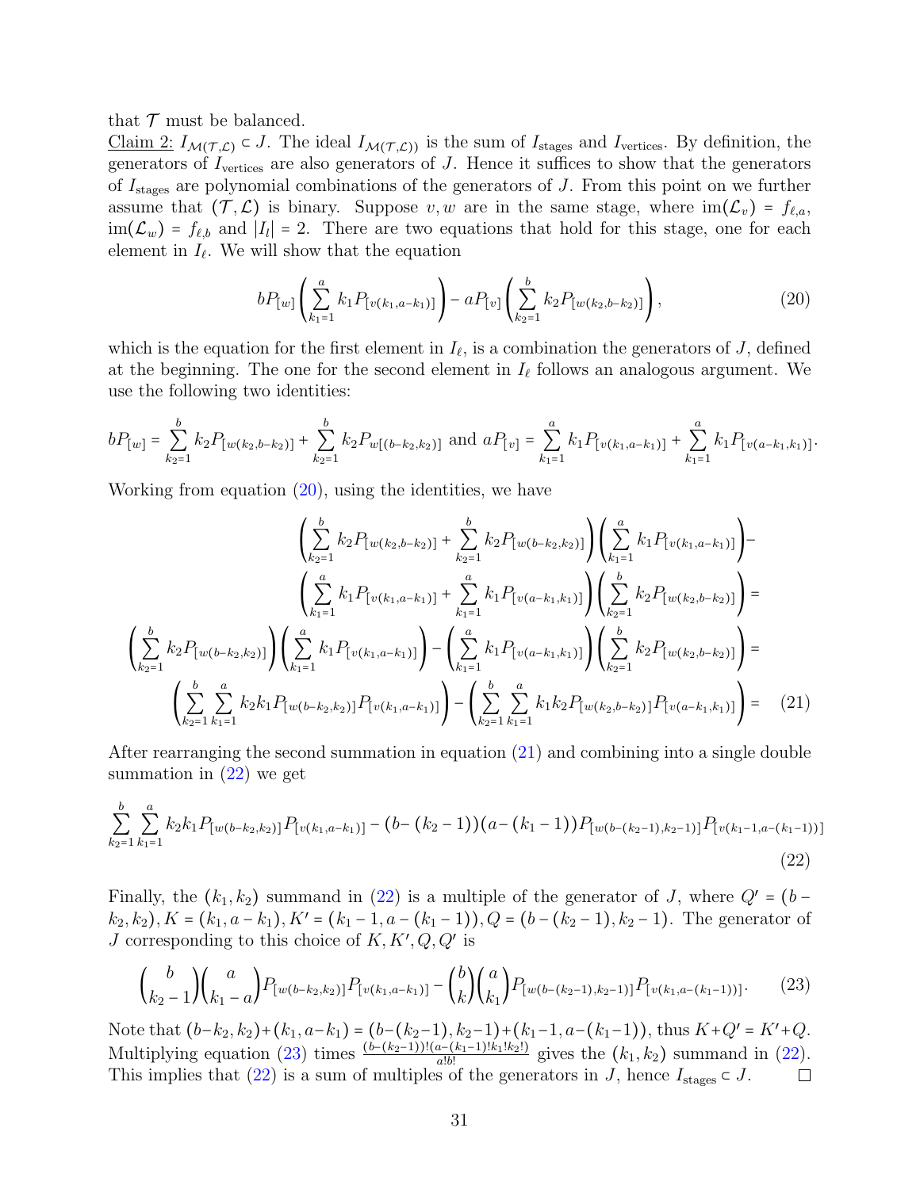that $\mathcal{T}$ must be balanced.

Claim 2: $I_{\mathcal{M}(\mathcal{T},\mathcal{L})} \subset J$. The ideal $I_{\mathcal{M}(\mathcal{T},\mathcal{L}))}$ is the sum of $I_{\text{stages}}$ and $I_{\text{vertices}}$. By definition, the generators of $I_{\text{vertices}}$ are also generators of $J$. Hence it suffices to show that the generators of $I_{\text{stages}}$ are polynomial combinations of the generators of $J$. From this point on we further assume that $(\mathcal{T},\mathcal{L})$ is binary. Suppose $v, w$ are in the same stage, where $\text{im}(\mathcal{L}_v) = f_{\ell,a}$, $\text{im}(\mathcal{L}_w) = f_{\ell,b}$ and $|I_l| = 2$. There are two equations that hold for this stage, one for each element in $I_\ell$. We will show that the equation

$$bP_{[w]}\left(\sum_{k_1=1}^{a} k_1 P_{[v(k_1,a-k_1)]}\right) - aP_{[v]}\left(\sum_{k_2=1}^{b} k_2 P_{[w(k_2,b-k_2)]}\right), \tag{20}$$

which is the equation for the first element in $I_\ell$, is a combination the generators of $J$, defined at the beginning. The one for the second element in $I_\ell$ follows an analogous argument. We use the following two identities:

$$bP_{[w]} = \sum_{k_2=1}^{b} k_2 P_{[w(k_2,b-k_2)]} + \sum_{k_2=1}^{b} k_2 P_{w[(b-k_2,k_2)]} \text{ and } aP_{[v]} = \sum_{k_1=1}^{a} k_1 P_{[v(k_1,a-k_1)]} + \sum_{k_1=1}^{a} k_1 P_{[v(a-k_1,k_1)]}.$$

Working from equation (20), using the identities, we have

$$\begin{aligned}
&\left(\sum_{k_2=1}^{b} k_2 P_{[w(k_2,b-k_2)]} + \sum_{k_2=1}^{b} k_2 P_{[w(b-k_2,k_2)]}\right)\left(\sum_{k_1=1}^{a} k_1 P_{[v(k_1,a-k_1)]}\right) - \\
&\left(\sum_{k_1=1}^{a} k_1 P_{[v(k_1,a-k_1)]} + \sum_{k_1=1}^{a} k_1 P_{[v(a-k_1,k_1)]}\right)\left(\sum_{k_2=1}^{b} k_2 P_{[w(k_2,b-k_2)]}\right) = \\
&\left(\sum_{k_2=1}^{b} k_2 P_{[w(b-k_2,k_2)]}\right)\left(\sum_{k_1=1}^{a} k_1 P_{[v(k_1,a-k_1)]}\right) - \left(\sum_{k_1=1}^{a} k_1 P_{[v(a-k_1,k_1)]}\right)\left(\sum_{k_2=1}^{b} k_2 P_{[w(k_2,b-k_2)]}\right) = \\
&\left(\sum_{k_2=1}^{b}\sum_{k_1=1}^{a} k_2 k_1 P_{[w(b-k_2,k_2)]} P_{[v(k_1,a-k_1)]}\right) - \left(\sum_{k_2=1}^{b}\sum_{k_1=1}^{a} k_1 k_2 P_{[w(k_2,b-k_2)]} P_{[v(a-k_1,k_1)]}\right) =
\end{aligned} \tag{21}$$

After rearranging the second summation in equation (21) and combining into a single double summation in (22) we get

$$\sum_{k_2=1}^{b}\sum_{k_1=1}^{a} k_2 k_1 P_{[w(b-k_2,k_2)]} P_{[v(k_1,a-k_1)]} - (b-(k_2-1))(a-(k_1-1)) P_{[w(b-(k_2-1),k_2-1)]} P_{[v(k_1-1,a-(k_1-1))]} \tag{22}$$

Finally, the $(k_1, k_2)$ summand in (22) is a multiple of the generator of $J$, where $Q' = (b - k_2, k_2), K = (k_1, a-k_1), K' = (k_1 - 1, a-(k_1-1)), Q = (b-(k_2-1), k_2-1)$. The generator of $J$ corresponding to this choice of $K, K', Q, Q'$ is

$$\binom{b}{k_2-1}\binom{a}{k_1-a} P_{[w(b-k_2,k_2)]} P_{[v(k_1,a-k_1)]} - \binom{b}{k}\binom{a}{k_1} P_{[w(b-(k_2-1),k_2-1)]} P_{[v(k_1,a-(k_1-1))]}. \tag{23}$$

Note that $(b-k_2, k_2)+(k_1, a-k_1) = (b-(k_2-1), k_2-1)+(k_1-1, a-(k_1-1))$, thus $K+Q' = K'+Q$. Multiplying equation (23) times $\frac{(b-(k_2-1))!(a-(k_1-1)!k_1!k_2!)}{a!b!}$ gives the $(k_1, k_2)$ summand in (22). This implies that (22) is a sum of multiples of the generators in $J$, hence $I_{\text{stages}} \subset J$. □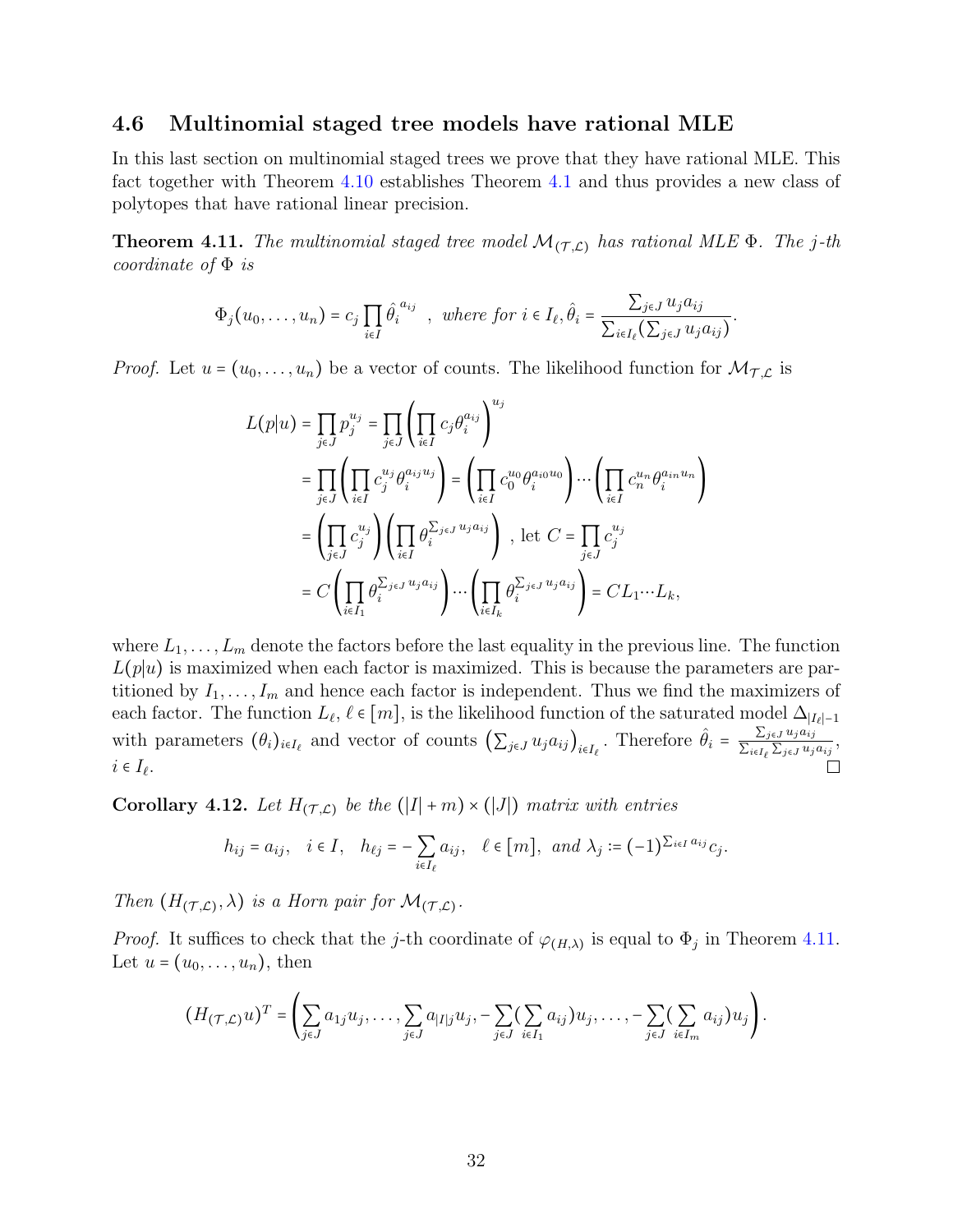### 4.6 Multinomial staged tree models have rational MLE

In this last section on multinomial staged trees we prove that they have rational MLE. This fact together with Theorem 4.10 establishes Theorem 4.1 and thus provides a new class of polytopes that have rational linear precision.

**Theorem 4.11.** *The multinomial staged tree model $\mathcal{M}_{(\mathcal{T},\mathcal{L})}$ has rational MLE $\Phi$. The $j$-th coordinate of $\Phi$ is*

$$\Phi_j(u_0,\ldots,u_n) = c_j \prod_{i\in I} \hat{\theta}_i^{\,a_{ij}} \quad , \text{ where for } i \in I_\ell, \hat{\theta}_i = \frac{\sum_{j\in J} u_j a_{ij}}{\sum_{i\in I_\ell}(\sum_{j\in J} u_j a_{ij})}.$$

*Proof.* Let $u = (u_0,\ldots,u_n)$ be a vector of counts. The likelihood function for $\mathcal{M}_{\mathcal{T},\mathcal{L}}$ is

$$\begin{aligned}
L(p|u) &= \prod_{j\in J} p_j^{u_j} = \prod_{j\in J}\left(\prod_{i\in I} c_j \theta_i^{a_{ij}}\right)^{u_j} \\
&= \prod_{j\in J}\left(\prod_{i\in I} c_j^{u_j}\theta_i^{a_{ij}u_j}\right) = \left(\prod_{i\in I} c_0^{u_0}\theta_i^{a_{i0}u_0}\right)\cdots\left(\prod_{i\in I} c_n^{u_n}\theta_i^{a_{in}u_n}\right) \\
&= \left(\prod_{j\in J} c_j^{u_j}\right)\left(\prod_{i\in I}\theta_i^{\sum_{j\in J}u_j a_{ij}}\right) \text{ , let } C = \prod_{j\in J} c_j^{u_j} \\
&= C\left(\prod_{i\in I_1}\theta_i^{\sum_{j\in J}u_j a_{ij}}\right)\cdots\left(\prod_{i\in I_k}\theta_i^{\sum_{j\in J}u_j a_{ij}}\right) = CL_1\cdots L_k,
\end{aligned}$$

where $L_1,\ldots,L_m$ denote the factors before the last equality in the previous line. The function $L(p|u)$ is maximized when each factor is maximized. This is because the parameters are partitioned by $I_1,\ldots,I_m$ and hence each factor is independent. Thus we find the maximizers of each factor. The function $L_\ell$, $\ell \in [m]$, is the likelihood function of the saturated model $\Delta_{|I_\ell|-1}$ with parameters $(\theta_i)_{i\in I_\ell}$ and vector of counts $\left(\sum_{j\in J} u_j a_{ij}\right)_{i\in I_\ell}$. Therefore $\hat{\theta}_i = \frac{\sum_{j\in J} u_j a_{ij}}{\sum_{i\in I_\ell}\sum_{j\in J} u_j a_{ij}}$, $i \in I_\ell$. ☐

**Corollary 4.12.** *Let $H_{(\mathcal{T},\mathcal{L})}$ be the $(|I|+m)\times(|J|)$ matrix with entries*

$$h_{ij} = a_{ij}, \quad i\in I, \quad h_{\ell j} = -\sum_{i\in I_\ell} a_{ij}, \quad \ell\in[m], \text{ and } \lambda_j := (-1)^{\sum_{i\in I} a_{ij}} c_j.$$

*Then $(H_{(\mathcal{T},\mathcal{L})},\lambda)$ is a Horn pair for $\mathcal{M}_{(\mathcal{T},\mathcal{L})}$.*

*Proof.* It suffices to check that the $j$-th coordinate of $\varphi_{(H,\lambda)}$ is equal to $\Phi_j$ in Theorem 4.11. Let $u = (u_0,\ldots,u_n)$, then

$$(H_{(\mathcal{T},\mathcal{L})}u)^T = \left(\sum_{j\in J} a_{1j}u_j,\ldots,\sum_{j\in J} a_{|I|j}u_j, -\sum_{j\in J}(\sum_{i\in I_1} a_{ij})u_j,\ldots,-\sum_{j\in J}(\sum_{i\in I_m} a_{ij})u_j\right).$$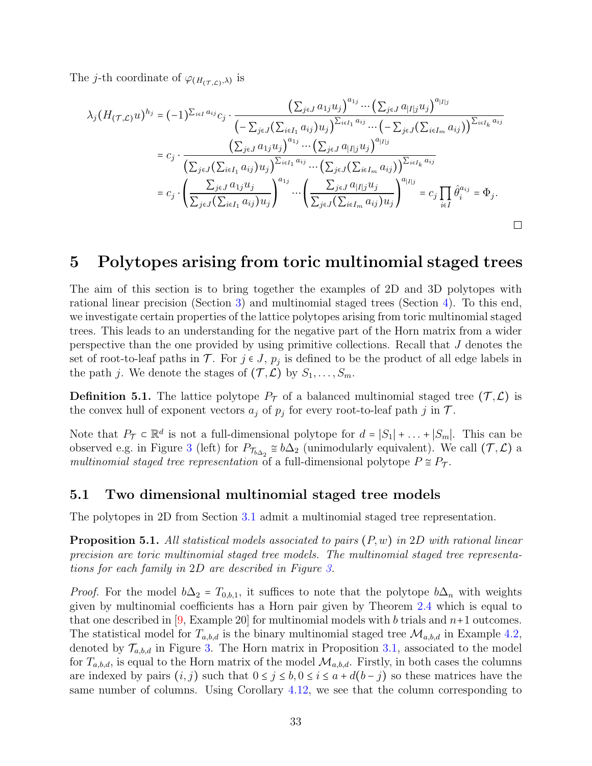The $j$-th coordinate of $\varphi_{(H_{(\mathcal{T},\mathcal{L})},\lambda)}$ is

$$
\begin{aligned}
\lambda_j (H_{(\mathcal{T},\mathcal{L})} u)^{h_j} &= (-1)^{\sum_{i\in I} a_{ij}} c_j \cdot \frac{\left(\sum_{j\in J} a_{1j} u_j\right)^{a_{1j}} \cdots \left(\sum_{j\in J} a_{|I|j} u_j\right)^{a_{|I|j}}}{\left(-\sum_{j\in J}(\sum_{i\in I_1} a_{ij}) u_j\right)^{\sum_{i\in I_1} a_{ij}} \cdots \left(-\sum_{j\in J}(\sum_{i\in I_m} a_{ij})\right)^{\sum_{i\in I_k} a_{ij}}} \\
&= c_j \cdot \frac{\left(\sum_{j\in J} a_{1j} u_j\right)^{a_{1j}} \cdots \left(\sum_{j\in J} a_{|I|j} u_j\right)^{a_{|I|j}}}{\left(\sum_{j\in J}(\sum_{i\in I_1} a_{ij}) u_j\right)^{\sum_{i\in I_1} a_{ij}} \cdots \left(\sum_{j\in J}(\sum_{i\in I_m} a_{ij})\right)^{\sum_{i\in I_k} a_{ij}}} \\
&= c_j \cdot \left(\frac{\sum_{j\in J} a_{1j} u_j}{\sum_{j\in J}(\sum_{i\in I_1} a_{ij}) u_j}\right)^{a_{1j}} \cdots \left(\frac{\sum_{j\in J} a_{|I|j} u_j}{\sum_{j\in J}(\sum_{i\in I_m} a_{ij}) u_j}\right)^{a_{|I|j}} = c_j \prod_{i\in I} \hat{\theta}_i^{a_{ij}} = \Phi_j.
\end{aligned}
$$

□

# 5 Polytopes arising from toric multinomial staged trees

The aim of this section is to bring together the examples of 2D and 3D polytopes with rational linear precision (Section 3) and multinomial staged trees (Section 4). To this end, we investigate certain properties of the lattice polytopes arising from toric multinomial staged trees. This leads to an understanding for the negative part of the Horn matrix from a wider perspective than the one provided by using primitive collections. Recall that $J$ denotes the set of root-to-leaf paths in $\mathcal{T}$. For $j \in J$, $p_j$ is defined to be the product of all edge labels in the path $j$. We denote the stages of $(\mathcal{T},\mathcal{L})$ by $S_1,\ldots,S_m$.

**Definition 5.1.** The lattice polytope $P_{\mathcal{T}}$ of a balanced multinomial staged tree $(\mathcal{T},\mathcal{L})$ is the convex hull of exponent vectors $a_j$ of $p_j$ for every root-to-leaf path $j$ in $\mathcal{T}$.

Note that $P_{\mathcal{T}} \subset \mathbb{R}^d$ is not a full-dimensional polytope for $d = |S_1| + \ldots + |S_m|$. This can be observed e.g. in Figure 3 (left) for $P_{\mathcal{T}_{b\Delta_2}} \cong b\Delta_2$ (unimodularly equivalent). We call $(\mathcal{T},\mathcal{L})$ a *multinomial staged tree representation* of a full-dimensional polytope $P \cong P_{\mathcal{T}}$.

## 5.1 Two dimensional multinomial staged tree models

The polytopes in 2D from Section 3.1 admit a multinomial staged tree representation.

**Proposition 5.1.** *All statistical models associated to pairs $(P,w)$ in 2D with rational linear precision are toric multinomial staged tree models. The multinomial staged tree representations for each family in 2D are described in Figure 3.*

*Proof.* For the model $b\Delta_2 = T_{0,b,1}$, it suffices to note that the polytope $b\Delta_n$ with weights given by multinomial coefficients has a Horn pair given by Theorem 2.4 which is equal to that one described in [9, Example 20] for multinomial models with $b$ trials and $n+1$ outcomes. The statistical model for $T_{a,b,d}$ is the binary multinomial staged tree $\mathcal{M}_{a,b,d}$ in Example 4.2, denoted by $\mathcal{T}_{a,b,d}$ in Figure 3. The Horn matrix in Proposition 3.1, associated to the model for $T_{a,b,d}$, is equal to the Horn matrix of the model $\mathcal{M}_{a,b,d}$. Firstly, in both cases the columns are indexed by pairs $(i,j)$ such that $0 \le j \le b, 0 \le i \le a + d(b-j)$ so these matrices have the same number of columns. Using Corollary 4.12, we see that the column corresponding to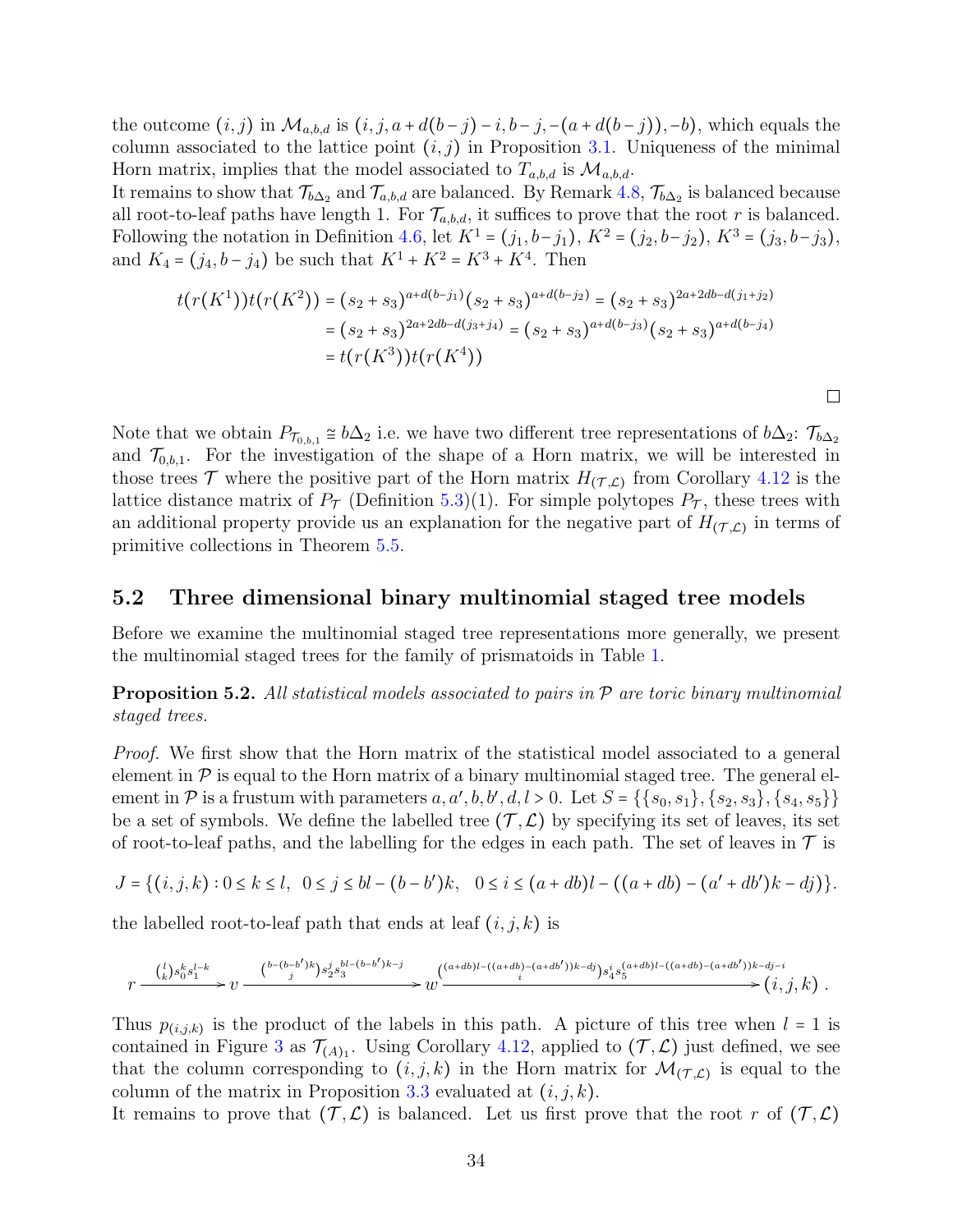the outcome $(i,j)$ in $\mathcal{M}_{a,b,d}$ is $(i,j,a+d(b-j)-i,b-j,-(a+d(b-j)),-b)$, which equals the column associated to the lattice point $(i,j)$ in Proposition 3.1. Uniqueness of the minimal Horn matrix, implies that the model associated to $T_{a,b,d}$ is $\mathcal{M}_{a,b,d}$.
It remains to show that $\mathcal{T}_{b\Delta_2}$ and $\mathcal{T}_{a,b,d}$ are balanced. By Remark 4.8, $\mathcal{T}_{b\Delta_2}$ is balanced because all root-to-leaf paths have length 1. For $\mathcal{T}_{a,b,d}$, it suffices to prove that the root $r$ is balanced. Following the notation in Definition 4.6, let $K^1=(j_1,b-j_1)$, $K^2=(j_2,b-j_2)$, $K^3=(j_3,b-j_3)$, and $K_4=(j_4,b-j_4)$ be such that $K^1+K^2=K^3+K^4$. Then

$$
\begin{aligned}
t(r(K^1))t(r(K^2)) &= (s_2+s_3)^{a+d(b-j_1)}(s_2+s_3)^{a+d(b-j_2)} = (s_2+s_3)^{2a+2db-d(j_1+j_2)}\\
&= (s_2+s_3)^{2a+2db-d(j_3+j_4)} = (s_2+s_3)^{a+d(b-j_3)}(s_2+s_3)^{a+d(b-j_4)}\\
&= t(r(K^3))t(r(K^4))
\end{aligned}
$$

□

Note that we obtain $P_{\mathcal{T}_{0,b,1}} \cong b\Delta_2$ i.e. we have two different tree representations of $b\Delta_2$: $\mathcal{T}_{b\Delta_2}$ and $\mathcal{T}_{0,b,1}$. For the investigation of the shape of a Horn matrix, we will be interested in those trees $\mathcal{T}$ where the positive part of the Horn matrix $H_{(\mathcal{T},\mathcal{L})}$ from Corollary 4.12 is the lattice distance matrix of $P_{\mathcal{T}}$ (Definition 5.3)(1). For simple polytopes $P_{\mathcal{T}}$, these trees with an additional property provide us an explanation for the negative part of $H_{(\mathcal{T},\mathcal{L})}$ in terms of primitive collections in Theorem 5.5.

## 5.2 Three dimensional binary multinomial staged tree models

Before we examine the multinomial staged tree representations more generally, we present the multinomial staged trees for the family of prismatoids in Table 1.

**Proposition 5.2.** *All statistical models associated to pairs in $\mathcal{P}$ are toric binary multinomial staged trees.*

*Proof.* We first show that the Horn matrix of the statistical model associated to a general element in $\mathcal{P}$ is equal to the Horn matrix of a binary multinomial staged tree. The general element in $\mathcal{P}$ is a frustum with parameters $a,a',b,b',d,l>0$. Let $S=\{\{s_0,s_1\},\{s_2,s_3\},\{s_4,s_5\}\}$ be a set of symbols. We define the labelled tree $(\mathcal{T},\mathcal{L})$ by specifying its set of leaves, its set of root-to-leaf paths, and the labelling for the edges in each path. The set of leaves in $\mathcal{T}$ is

$$
J=\{(i,j,k): 0\le k\le l,\ \ 0\le j\le bl-(b-b')k,\ \ 0\le i\le (a+db)l-((a+db)-(a'+db')k-dj)\}.
$$

the labelled root-to-leaf path that ends at leaf $(i,j,k)$ is

$$
r \xrightarrow{\binom{l}{k}s_0^k s_1^{l-k}} v \xrightarrow{\binom{b-(b-b')k}{j}s_2^j s_3^{bl-(b-b')k-j}} w \xrightarrow{\binom{(a+db)l-((a+db)-(a+db'))k-dj}{i}s_4^i s_5^{(a+db)l-((a+db)-(a+db'))k-dj-i}} (i,j,k)\ .
$$

Thus $p_{(i,j,k)}$ is the product of the labels in this path. A picture of this tree when $l=1$ is contained in Figure 3 as $\mathcal{T}_{(A)_1}$. Using Corollary 4.12, applied to $(\mathcal{T},\mathcal{L})$ just defined, we see that the column corresponding to $(i,j,k)$ in the Horn matrix for $\mathcal{M}_{(\mathcal{T},\mathcal{L})}$ is equal to the column of the matrix in Proposition 3.3 evaluated at $(i,j,k)$.
It remains to prove that $(\mathcal{T},\mathcal{L})$ is balanced. Let us first prove that the root $r$ of $(\mathcal{T},\mathcal{L})$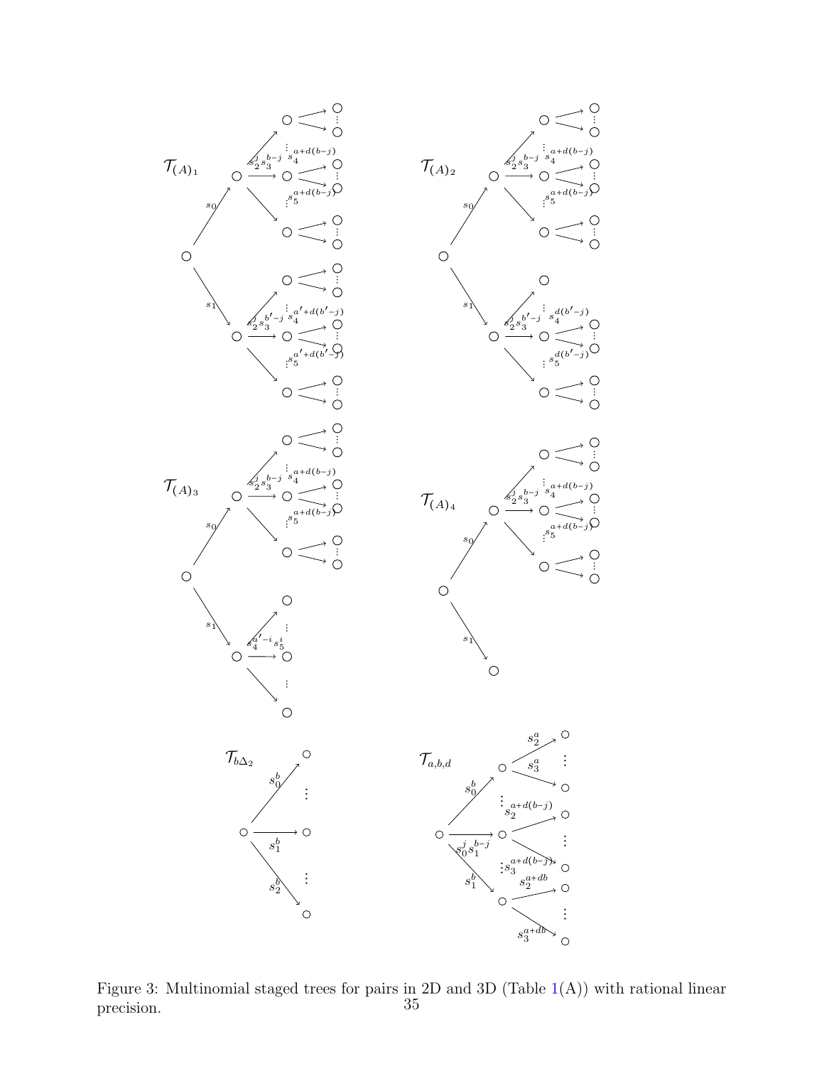Figure 3: Multinomial staged trees for pairs in 2D and 3D (Table 1(A)) with rational linear precision.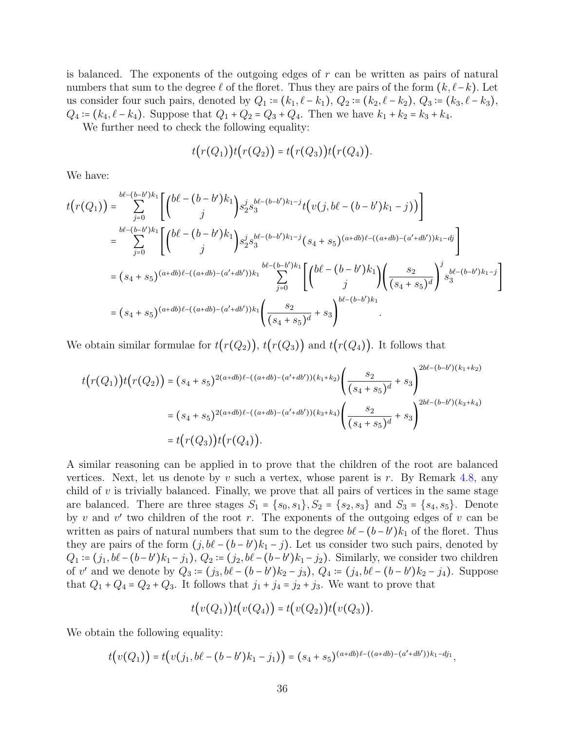is balanced. The exponents of the outgoing edges of $r$ can be written as pairs of natural numbers that sum to the degree $\ell$ of the floret. Thus they are pairs of the form $(k, \ell - k)$. Let us consider four such pairs, denoted by $Q_1 := (k_1, \ell - k_1)$, $Q_2 := (k_2, \ell - k_2)$, $Q_3 := (k_3, \ell - k_3)$, $Q_4 := (k_4, \ell - k_4)$. Suppose that $Q_1 + Q_2 = Q_3 + Q_4$. Then we have $k_1 + k_2 = k_3 + k_4$.

We further need to check the following equality:

$$t\big(r(Q_1)\big)t\big(r(Q_2)\big) = t\big(r(Q_3)\big)t\big(r(Q_4)\big).$$

We have:

$$\begin{aligned}
t\big(r(Q_1)\big) &= \sum_{j=0}^{b\ell-(b-b')k_1} \left[ \binom{b\ell - (b-b')k_1}{j} s_2^j s_3^{b\ell-(b-b')k_1-j} t\big(v(j, b\ell - (b-b')k_1 - j)\big) \right] \\
&= \sum_{j=0}^{b\ell-(b-b')k_1} \left[ \binom{b\ell - (b-b')k_1}{j} s_2^j s_3^{b\ell-(b-b')k_1-j} (s_4+s_5)^{(a+db)\ell-((a+db)-(a'+db'))k_1-dj} \right] \\
&= (s_4+s_5)^{(a+db)\ell-((a+db)-(a'+db'))k_1} \sum_{j=0}^{b\ell-(b-b')k_1} \left[ \binom{b\ell - (b-b')k_1}{j} \left( \frac{s_2}{(s_4+s_5)^d} \right)^j s_3^{b\ell-(b-b')k_1-j} \right] \\
&= (s_4+s_5)^{(a+db)\ell-((a+db)-(a'+db'))k_1} \left( \frac{s_2}{(s_4+s_5)^d} + s_3 \right)^{b\ell-(b-b')k_1}.
\end{aligned}$$

We obtain similar formulae for $t\big(r(Q_2)\big)$, $t\big(r(Q_3)\big)$ and $t\big(r(Q_4)\big)$. It follows that

$$\begin{aligned}
t\big(r(Q_1)\big)t\big(r(Q_2)\big) &= (s_4+s_5)^{2(a+db)\ell-((a+db)-(a'+db'))(k_1+k_2)} \left( \frac{s_2}{(s_4+s_5)^d} + s_3 \right)^{2b\ell-(b-b')(k_1+k_2)} \\
&= (s_4+s_5)^{2(a+db)\ell-((a+db)-(a'+db'))(k_3+k_4)} \left( \frac{s_2}{(s_4+s_5)^d} + s_3 \right)^{2b\ell-(b-b')(k_3+k_4)} \\
&= t\big(r(Q_3)\big)t\big(r(Q_4)\big).
\end{aligned}$$

A similar reasoning can be applied in to prove that the children of the root are balanced vertices. Next, let us denote by $v$ such a vertex, whose parent is $r$. By Remark 4.8, any child of $v$ is trivially balanced. Finally, we prove that all pairs of vertices in the same stage are balanced. There are three stages $S_1 = \{s_0, s_1\}, S_2 = \{s_2, s_3\}$ and $S_3 = \{s_4, s_5\}$. Denote by $v$ and $v'$ two children of the root $r$. The exponents of the outgoing edges of $v$ can be written as pairs of natural numbers that sum to the degree $b\ell - (b-b')k_1$ of the floret. Thus they are pairs of the form $(j, b\ell - (b-b')k_1 - j)$. Let us consider two such pairs, denoted by $Q_1 := (j_1, b\ell - (b-b')k_1 - j_1)$, $Q_2 := (j_2, b\ell - (b-b')k_1 - j_2)$. Similarly, we consider two children of $v'$ and we denote by $Q_3 := (j_3, b\ell - (b-b')k_2 - j_3)$, $Q_4 := (j_4, b\ell - (b-b')k_2 - j_4)$. Suppose that $Q_1 + Q_4 = Q_2 + Q_3$. It follows that $j_1 + j_4 = j_2 + j_3$. We want to prove that

$$t\big(v(Q_1)\big)t\big(v(Q_4)\big) = t\big(v(Q_2)\big)t\big(v(Q_3)\big).$$

We obtain the following equality:

$$t\big(v(Q_1)\big) = t\big(v(j_1, b\ell - (b-b')k_1 - j_1)\big) = (s_4+s_5)^{(a+db)\ell-((a+db)-(a'+db'))k_1-dj_1},$$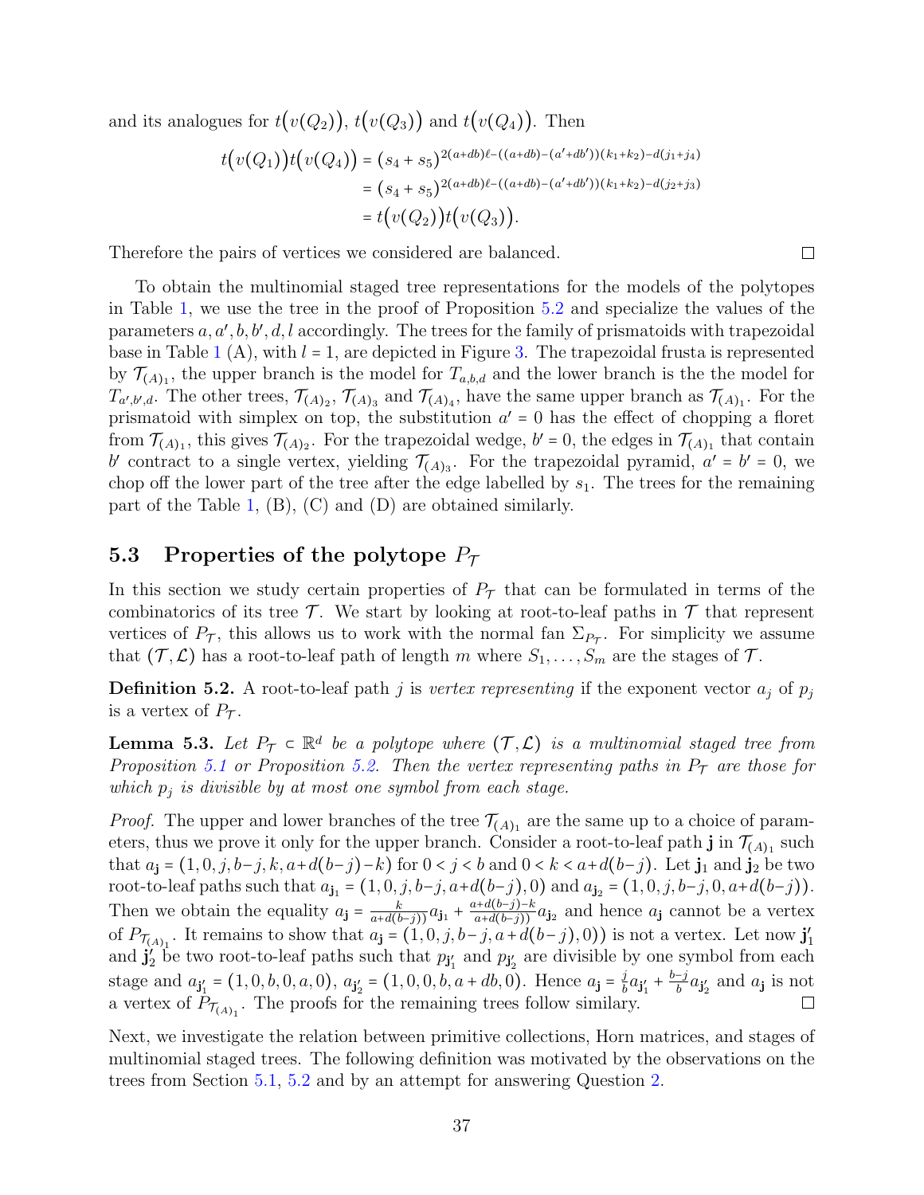and its analogues for $t\big(v(Q_2)\big)$, $t\big(v(Q_3)\big)$ and $t\big(v(Q_4)\big)$. Then

$$
\begin{aligned}
t\big(v(Q_1)\big)t\big(v(Q_4)\big) &= (s_4+s_5)^{2(a+db)\ell-((a+db)-(a'+db'))(k_1+k_2)-d(j_1+j_4)} \\
&= (s_4+s_5)^{2(a+db)\ell-((a+db)-(a'+db'))(k_1+k_2)-d(j_2+j_3)} \\
&= t\big(v(Q_2)\big)t\big(v(Q_3)\big).
\end{aligned}
$$

Therefore the pairs of vertices we considered are balanced. ∎

To obtain the multinomial staged tree representations for the models of the polytopes in Table 1, we use the tree in the proof of Proposition 5.2 and specialize the values of the parameters $a, a', b, b', d, l$ accordingly. The trees for the family of prismatoids with trapezoidal base in Table 1 (A), with $l = 1$, are depicted in Figure 3. The trapezoidal frusta is represented by $\mathcal{T}_{(A)_1}$, the upper branch is the model for $T_{a,b,d}$ and the lower branch is the the model for $T_{a',b',d}$. The other trees, $\mathcal{T}_{(A)_2}$, $\mathcal{T}_{(A)_3}$ and $\mathcal{T}_{(A)_4}$, have the same upper branch as $\mathcal{T}_{(A)_1}$. For the prismatoid with simplex on top, the substitution $a' = 0$ has the effect of chopping a floret from $\mathcal{T}_{(A)_1}$, this gives $\mathcal{T}_{(A)_2}$. For the trapezoidal wedge, $b' = 0$, the edges in $\mathcal{T}_{(A)_1}$ that contain $b'$ contract to a single vertex, yielding $\mathcal{T}_{(A)_3}$. For the trapezoidal pyramid, $a' = b' = 0$, we chop off the lower part of the tree after the edge labelled by $s_1$. The trees for the remaining part of the Table 1, (B), (C) and (D) are obtained similarly.

## 5.3 Properties of the polytope $P_{\mathcal{T}}$

In this section we study certain properties of $P_{\mathcal{T}}$ that can be formulated in terms of the combinatorics of its tree $\mathcal{T}$. We start by looking at root-to-leaf paths in $\mathcal{T}$ that represent vertices of $P_{\mathcal{T}}$, this allows us to work with the normal fan $\Sigma_{P_{\mathcal{T}}}$. For simplicity we assume that $(\mathcal{T},\mathcal{L})$ has a root-to-leaf path of length $m$ where $S_1,\dots,S_m$ are the stages of $\mathcal{T}$.

**Definition 5.2.** A root-to-leaf path $j$ is *vertex representing* if the exponent vector $a_j$ of $p_j$ is a vertex of $P_{\mathcal{T}}$.

**Lemma 5.3.** *Let $P_{\mathcal{T}} \subset \mathbb{R}^d$ be a polytope where $(\mathcal{T},\mathcal{L})$ is a multinomial staged tree from Proposition 5.1 or Proposition 5.2. Then the vertex representing paths in $P_{\mathcal{T}}$ are those for which $p_j$ is divisible by at most one symbol from each stage.*

*Proof.* The upper and lower branches of the tree $\mathcal{T}_{(A)_1}$ are the same up to a choice of parameters, thus we prove it only for the upper branch. Consider a root-to-leaf path $\mathbf{j}$ in $\mathcal{T}_{(A)_1}$ such that $a_{\mathbf{j}} = (1,0,j,b-j,k,a+d(b-j)-k)$ for $0<j<b$ and $0<k<a+d(b-j)$. Let $\mathbf{j}_1$ and $\mathbf{j}_2$ be two root-to-leaf paths such that $a_{\mathbf{j}_1} = (1,0,j,b-j,a+d(b-j),0)$ and $a_{\mathbf{j}_2} = (1,0,j,b-j,0,a+d(b-j))$. Then we obtain the equality $a_{\mathbf{j}} = \frac{k}{a+d(b-j))}a_{\mathbf{j}_1} + \frac{a+d(b-j)-k}{a+d(b-j))}a_{\mathbf{j}_2}$ and hence $a_{\mathbf{j}}$ cannot be a vertex of $P_{\mathcal{T}_{(A)_1}}$. It remains to show that $a_{\mathbf{j}} = (1,0,j,b-j,a+d(b-j),0))$ is not a vertex. Let now $\mathbf{j}_1'$ and $\mathbf{j}_2'$ be two root-to-leaf paths such that $p_{\mathbf{j}_1'}$ and $p_{\mathbf{j}_2'}$ are divisible by one symbol from each stage and $a_{\mathbf{j}_1'} = (1,0,b,0,a,0)$, $a_{\mathbf{j}_2'} = (1,0,0,b,a+db,0)$. Hence $a_{\mathbf{j}} = \frac{j}{b}a_{\mathbf{j}_1'} + \frac{b-j}{b}a_{\mathbf{j}_2'}$ and $a_{\mathbf{j}}$ is not a vertex of $P_{\mathcal{T}_{(A)_1}}$. The proofs for the remaining trees follow similary. ∎

Next, we investigate the relation between primitive collections, Horn matrices, and stages of multinomial staged trees. The following definition was motivated by the observations on the trees from Section 5.1, 5.2 and by an attempt for answering Question 2.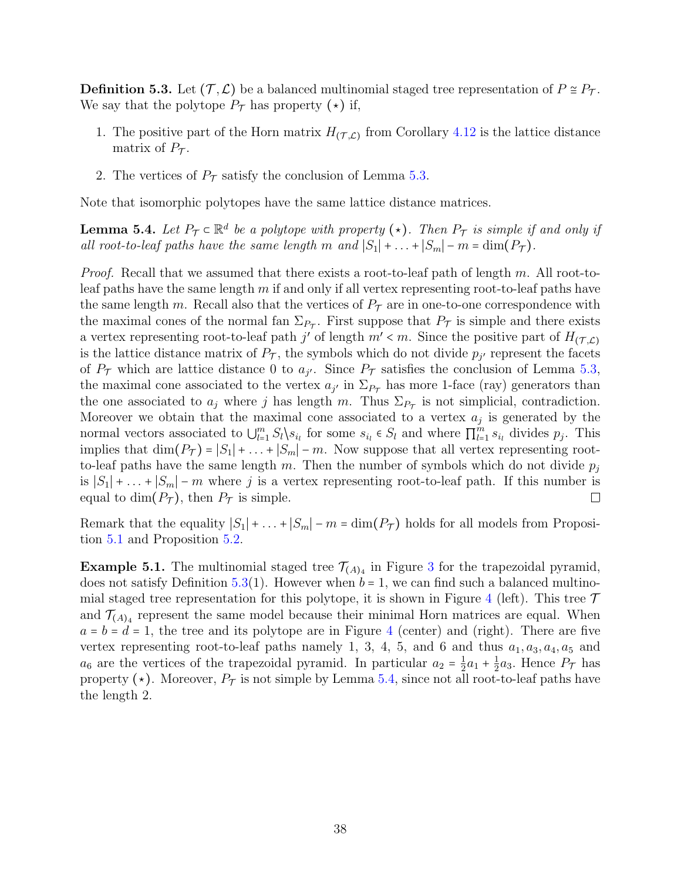**Definition 5.3.** Let $(\mathcal{T}, \mathcal{L})$ be a balanced multinomial staged tree representation of $P \cong P_{\mathcal{T}}$. We say that the polytope $P_{\mathcal{T}}$ has property $(\star)$ if,

1. The positive part of the Horn matrix $H_{(\mathcal{T},\mathcal{L})}$ from Corollary 4.12 is the lattice distance matrix of $P_{\mathcal{T}}$.

2. The vertices of $P_{\mathcal{T}}$ satisfy the conclusion of Lemma 5.3.

Note that isomorphic polytopes have the same lattice distance matrices.

**Lemma 5.4.** *Let $P_{\mathcal{T}} \subset \mathbb{R}^d$ be a polytope with property $(\star)$. Then $P_{\mathcal{T}}$ is simple if and only if all root-to-leaf paths have the same length $m$ and $|S_1| + \ldots + |S_m| - m = \dim(P_{\mathcal{T}})$.*

*Proof.* Recall that we assumed that there exists a root-to-leaf path of length $m$. All root-to-leaf paths have the same length $m$ if and only if all vertex representing root-to-leaf paths have the same length $m$. Recall also that the vertices of $P_{\mathcal{T}}$ are in one-to-one correspondence with the maximal cones of the normal fan $\Sigma_{P_{\mathcal{T}}}$. First suppose that $P_{\mathcal{T}}$ is simple and there exists a vertex representing root-to-leaf path $j'$ of length $m' < m$. Since the positive part of $H_{(\mathcal{T},\mathcal{L})}$ is the lattice distance matrix of $P_{\mathcal{T}}$, the symbols which do not divide $p_{j'}$ represent the facets of $P_{\mathcal{T}}$ which are lattice distance 0 to $a_{j'}$. Since $P_{\mathcal{T}}$ satisfies the conclusion of Lemma 5.3, the maximal cone associated to the vertex $a_{j'}$ in $\Sigma_{P_{\mathcal{T}}}$ has more 1-face (ray) generators than the one associated to $a_j$ where $j$ has length $m$. Thus $\Sigma_{P_{\mathcal{T}}}$ is not simplicial, contradiction. Moreover we obtain that the maximal cone associated to a vertex $a_j$ is generated by the normal vectors associated to $\bigcup_{l=1}^{m} S_l \backslash s_{i_l}$ for some $s_{i_l} \in S_l$ and where $\prod_{l=1}^{m} s_{i_l}$ divides $p_j$. This implies that $\dim(P_{\mathcal{T}}) = |S_1| + \ldots + |S_m| - m$. Now suppose that all vertex representing root-to-leaf paths have the same length $m$. Then the number of symbols which do not divide $p_j$ is $|S_1| + \ldots + |S_m| - m$ where $j$ is a vertex representing root-to-leaf path. If this number is equal to $\dim(P_{\mathcal{T}})$, then $P_{\mathcal{T}}$ is simple. $\square$

Remark that the equality $|S_1| + \ldots + |S_m| - m = \dim(P_{\mathcal{T}})$ holds for all models from Proposition 5.1 and Proposition 5.2.

**Example 5.1.** The multinomial staged tree $\mathcal{T}_{(A)_4}$ in Figure 3 for the trapezoidal pyramid, does not satisfy Definition 5.3(1). However when $b = 1$, we can find such a balanced multinomial staged tree representation for this polytope, it is shown in Figure 4 (left). This tree $\mathcal{T}$ and $\mathcal{T}_{(A)_4}$ represent the same model because their minimal Horn matrices are equal. When $a = b = d = 1$, the tree and its polytope are in Figure 4 (center) and (right). There are five vertex representing root-to-leaf paths namely 1, 3, 4, 5, and 6 and thus $a_1, a_3, a_4, a_5$ and $a_6$ are the vertices of the trapezoidal pyramid. In particular $a_2 = \frac{1}{2}a_1 + \frac{1}{2}a_3$. Hence $P_{\mathcal{T}}$ has property $(\star)$. Moreover, $P_{\mathcal{T}}$ is not simple by Lemma 5.4, since not all root-to-leaf paths have the length 2.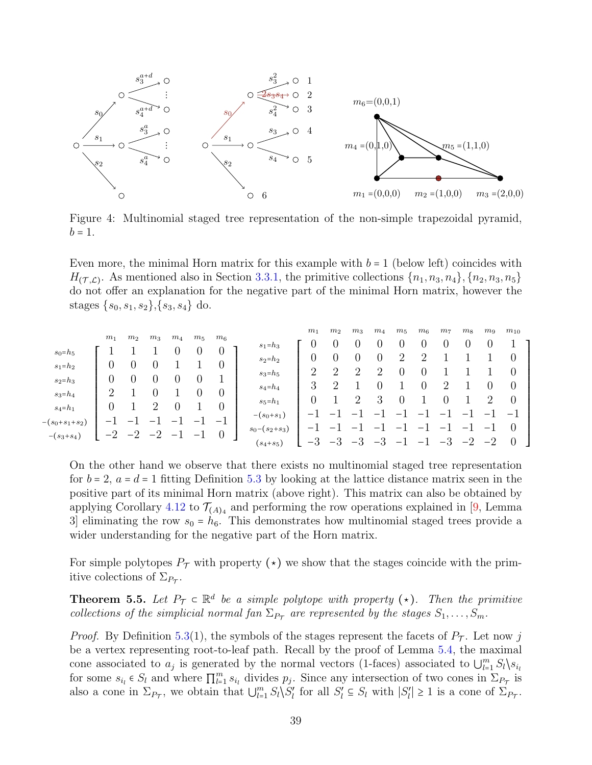Figure 4: Multinomial staged tree representation of the non-simple trapezoidal pyramid, $b = 1$.

Even more, the minimal Horn matrix for this example with $b = 1$ (below left) coincides with $H_{(\mathcal{T},\mathcal{L})}$. As mentioned also in Section 3.3.1, the primitive collections $\{n_1, n_3, n_4\}, \{n_2, n_3, n_5\}$ do not offer an explanation for the negative part of the minimal Horn matrix, however the stages $\{s_0, s_1, s_2\}$,$\{s_3, s_4\}$ do.

|  | $m_1$ | $m_2$ | $m_3$ | $m_4$ | $m_5$ | $m_6$ |
|---|---|---|---|---|---|---|
| $s_0=h_5$ | 1 | 1 | 1 | 0 | 0 | 0 |
| $s_1=h_2$ | 0 | 0 | 0 | 1 | 1 | 0 |
| $s_2=h_3$ | 0 | 0 | 0 | 0 | 0 | 1 |
| $s_3=h_4$ | 2 | 1 | 0 | 1 | 0 | 0 |
| $s_4=h_1$ | 0 | 1 | 2 | 0 | 1 | 0 |
| $-(s_0+s_1+s_2)$ | −1 | −1 | −1 | −1 | −1 | −1 |
| $-(s_3+s_4)$ | −2 | −2 | −2 | −1 | −1 | 0 |

|  | $m_1$ | $m_2$ | $m_3$ | $m_4$ | $m_5$ | $m_6$ | $m_7$ | $m_8$ | $m_9$ | $m_{10}$ |
|---|---|---|---|---|---|---|---|---|---|---|
| $s_1=h_3$ | 0 | 0 | 0 | 0 | 0 | 0 | 0 | 0 | 0 | 1 |
| $s_2=h_2$ | 0 | 0 | 0 | 0 | 2 | 2 | 1 | 1 | 1 | 0 |
| $s_3=h_5$ | 2 | 2 | 2 | 2 | 0 | 0 | 1 | 1 | 1 | 0 |
| $s_4=h_4$ | 3 | 2 | 1 | 0 | 1 | 0 | 2 | 1 | 0 | 0 |
| $s_5=h_1$ | 0 | 1 | 2 | 3 | 0 | 1 | 0 | 1 | 2 | 0 |
| $-(s_0+s_1)$ | −1 | −1 | −1 | −1 | −1 | −1 | −1 | −1 | −1 | −1 |
| $s_0-(s_2+s_3)$ | −1 | −1 | −1 | −1 | −1 | −1 | −1 | −1 | −1 | 0 |
| $(s_4+s_5)$ | −3 | −3 | −3 | −3 | −1 | −1 | −3 | −2 | −2 | 0 |

On the other hand we observe that there exists no multinomial staged tree representation for $b = 2$, $a = d = 1$ fitting Definition 5.3 by looking at the lattice distance matrix seen in the positive part of its minimal Horn matrix (above right). This matrix can also be obtained by applying Corollary 4.12 to $\mathcal{T}_{(A)_4}$ and performing the row operations explained in [9, Lemma 3] eliminating the row $s_0 = h_6$. This demonstrates how multinomial staged trees provide a wider understanding for the negative part of the Horn matrix.

For simple polytopes $P_{\mathcal{T}}$ with property $(\star)$ we show that the stages coincide with the primitive colections of $\Sigma_{P_{\mathcal{T}}}$.

**Theorem 5.5.** *Let $P_{\mathcal{T}} \subset \mathbb{R}^d$ be a simple polytope with property $(\star)$. Then the primitive collections of the simplicial normal fan $\Sigma_{P_{\mathcal{T}}}$ are represented by the stages $S_1, \ldots, S_m$.*

*Proof.* By Definition 5.3(1), the symbols of the stages represent the facets of $P_{\mathcal{T}}$. Let now $j$ be a vertex representing root-to-leaf path. Recall by the proof of Lemma 5.4, the maximal cone associated to $a_j$ is generated by the normal vectors (1-faces) associated to $\bigcup_{l=1}^m S_l \backslash s_{i_l}$ for some $s_{i_l} \in S_l$ and where $\prod_{l=1}^m s_{i_l}$ divides $p_j$. Since any intersection of two cones in $\Sigma_{P_{\mathcal{T}}}$ is also a cone in $\Sigma_{P_{\mathcal{T}}}$, we obtain that $\bigcup_{l=1}^m S_l \backslash S_l'$ for all $S_l' \subseteq S_l$ with $|S_l'| \geq 1$ is a cone of $\Sigma_{P_{\mathcal{T}}}$.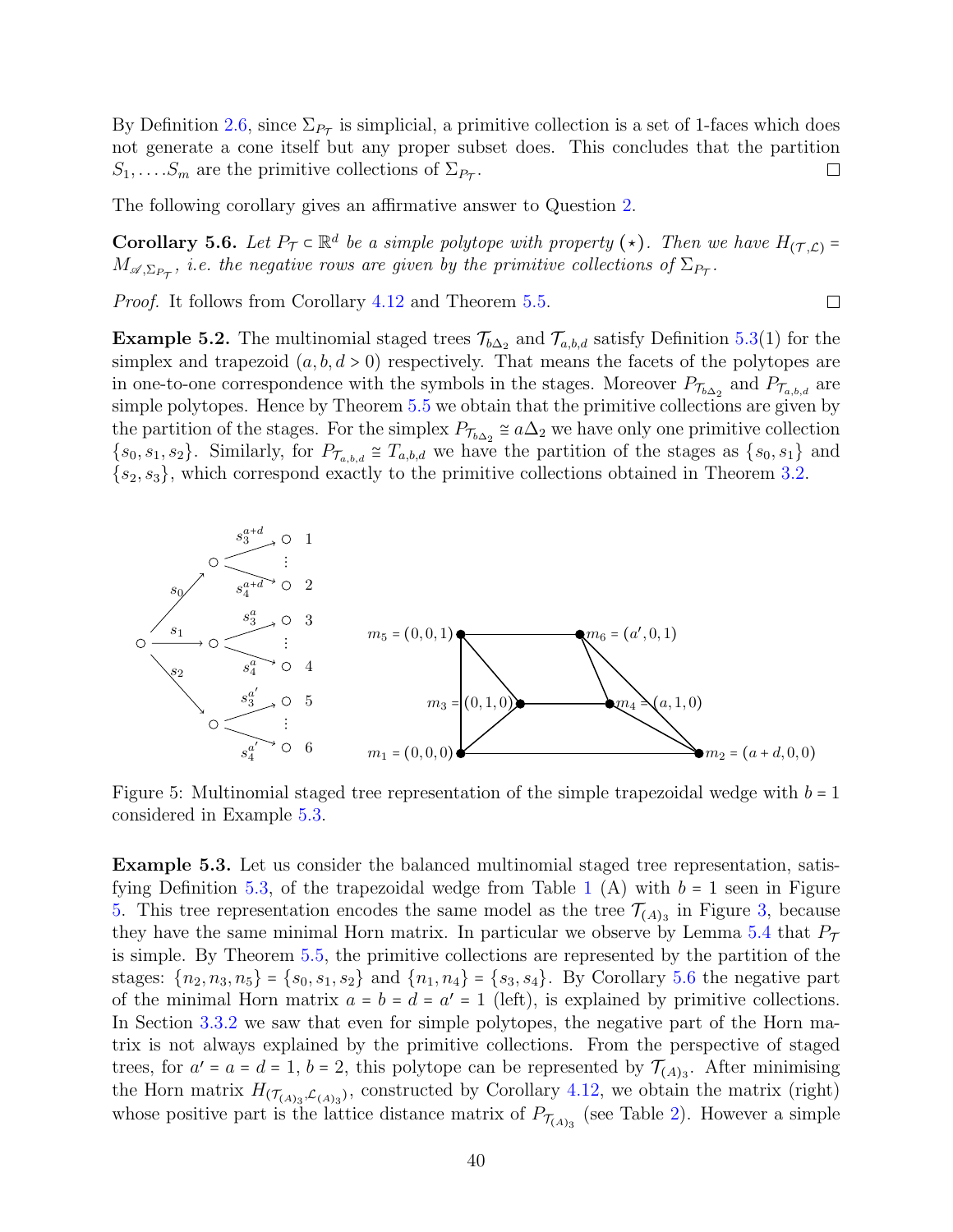By Definition 2.6, since $\Sigma_{P_\mathcal{T}}$ is simplicial, a primitive collection is a set of 1-faces which does not generate a cone itself but any proper subset does. This concludes that the partition $S_1, \ldots, S_m$ are the primitive collections of $\Sigma_{P_\mathcal{T}}$. ☐

The following corollary gives an affirmative answer to Question 2.

**Corollary 5.6.** *Let $P_\mathcal{T} \subset \mathbb{R}^d$ be a simple polytope with property $(\star)$. Then we have $H_{(\mathcal{T},\mathcal{L})} = M_{\mathscr{A},\Sigma_{P_\mathcal{T}}}$, i.e. the negative rows are given by the primitive collections of $\Sigma_{P_\mathcal{T}}$.*

*Proof.* It follows from Corollary 4.12 and Theorem 5.5. ☐

**Example 5.2.** The multinomial staged trees $\mathcal{T}_{b\Delta_2}$ and $\mathcal{T}_{a,b,d}$ satisfy Definition 5.3(1) for the simplex and trapezoid $(a, b, d > 0)$ respectively. That means the facets of the polytopes are in one-to-one correspondence with the symbols in the stages. Moreover $P_{\mathcal{T}_{b\Delta_2}}$ and $P_{\mathcal{T}_{a,b,d}}$ are simple polytopes. Hence by Theorem 5.5 we obtain that the primitive collections are given by the partition of the stages. For the simplex $P_{\mathcal{T}_{b\Delta_2}} \cong a\Delta_2$ we have only one primitive collection $\{s_0, s_1, s_2\}$. Similarly, for $P_{\mathcal{T}_{a,b,d}} \cong T_{a,b,d}$ we have the partition of the stages as $\{s_0, s_1\}$ and $\{s_2, s_3\}$, which correspond exactly to the primitive collections obtained in Theorem 3.2.

Figure 5: Multinomial staged tree representation of the simple trapezoidal wedge with $b = 1$ considered in Example 5.3.

**Example 5.3.** Let us consider the balanced multinomial staged tree representation, satisfying Definition 5.3, of the trapezoidal wedge from Table 1 (A) with $b = 1$ seen in Figure 5. This tree representation encodes the same model as the tree $\mathcal{T}_{(A)_3}$ in Figure 3, because they have the same minimal Horn matrix. In particular we observe by Lemma 5.4 that $P_\mathcal{T}$ is simple. By Theorem 5.5, the primitive collections are represented by the partition of the stages: $\{n_2, n_3, n_5\} = \{s_0, s_1, s_2\}$ and $\{n_1, n_4\} = \{s_3, s_4\}$. By Corollary 5.6 the negative part of the minimal Horn matrix $a = b = d = a' = 1$ (left), is explained by primitive collections. In Section 3.3.2 we saw that even for simple polytopes, the negative part of the Horn matrix is not always explained by the primitive collections. From the perspective of staged trees, for $a' = a = d = 1$, $b = 2$, this polytope can be represented by $\mathcal{T}_{(A)_3}$. After minimising the Horn matrix $H_{(\mathcal{T}_{(A)_3},\mathcal{L}_{(A)_3})}$, constructed by Corollary 4.12, we obtain the matrix (right) whose positive part is the lattice distance matrix of $P_{\mathcal{T}_{(A)_3}}$ (see Table 2). However a simple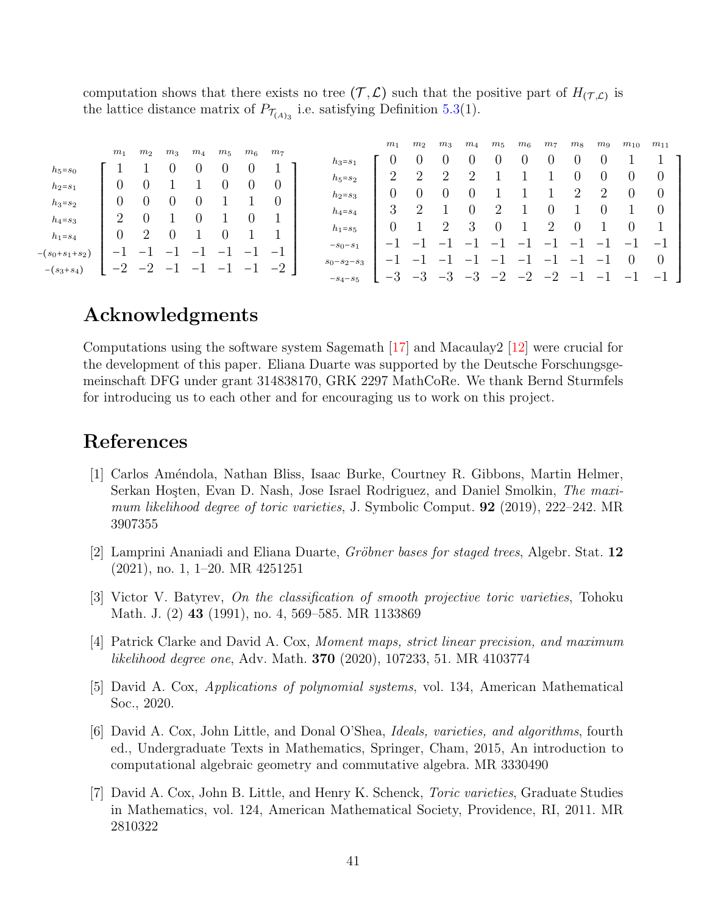computation shows that there exists no tree $(\mathcal{T}, \mathcal{L})$ such that the positive part of $H_{(\mathcal{T},\mathcal{L})}$ is the lattice distance matrix of $P_{\mathcal{T}_{(A)_3}}$ i.e. satisfying Definition 5.3(1).

$$
\begin{array}{r}
\\
h_5{=}s_0 \\
h_2{=}s_1 \\
h_3{=}s_2 \\
h_4{=}s_3 \\
h_1{=}s_4 \\
-(s_0{+}s_1{+}s_2) \\
-(s_3{+}s_4)
\end{array}
\begin{array}{c}
\begin{array}{ccccccc} m_1 & m_2 & m_3 & m_4 & m_5 & m_6 & m_7 \end{array} \\
\begin{bmatrix}
1 & 1 & 0 & 0 & 0 & 0 & 1 \\
0 & 0 & 1 & 1 & 0 & 0 & 0 \\
0 & 0 & 0 & 0 & 1 & 1 & 0 \\
2 & 0 & 1 & 0 & 1 & 0 & 1 \\
0 & 2 & 0 & 1 & 0 & 1 & 1 \\
-1 & -1 & -1 & -1 & -1 & -1 & -1 \\
-2 & -2 & -1 & -1 & -1 & -1 & -2
\end{bmatrix}
\end{array}
\qquad
\begin{array}{r}
\\
h_3{=}s_1 \\
h_5{=}s_2 \\
h_2{=}s_3 \\
h_4{=}s_4 \\
h_1{=}s_5 \\
-s_0-s_1 \\
s_0-s_2-s_3 \\
-s_4-s_5
\end{array}
\begin{array}{c}
\begin{array}{ccccccccccc} m_1 & m_2 & m_3 & m_4 & m_5 & m_6 & m_7 & m_8 & m_9 & m_{10} & m_{11} \end{array} \\
\begin{bmatrix}
0 & 0 & 0 & 0 & 0 & 0 & 0 & 0 & 0 & 1 & 1 \\
2 & 2 & 2 & 2 & 1 & 1 & 1 & 0 & 0 & 0 & 0 \\
0 & 0 & 0 & 0 & 1 & 1 & 1 & 2 & 2 & 0 & 0 \\
3 & 2 & 1 & 0 & 2 & 1 & 0 & 1 & 0 & 1 & 0 \\
0 & 1 & 2 & 3 & 0 & 1 & 2 & 0 & 1 & 0 & 1 \\
-1 & -1 & -1 & -1 & -1 & -1 & -1 & -1 & -1 & -1 & -1 \\
-1 & -1 & -1 & -1 & -1 & -1 & -1 & -1 & -1 & 0 & 0 \\
-3 & -3 & -3 & -3 & -2 & -2 & -2 & -1 & -1 & -1 & -1
\end{bmatrix}
\end{array}
$$

# Acknowledgments

Computations using the software system Sagemath [17] and Macaulay2 [12] were crucial for the development of this paper. Eliana Duarte was supported by the Deutsche Forschungsgemeinschaft DFG under grant 314838170, GRK 2297 MathCoRe. We thank Bernd Sturmfels for introducing us to each other and for encouraging us to work on this project.

# References

[1] Carlos Améndola, Nathan Bliss, Isaac Burke, Courtney R. Gibbons, Martin Helmer, Serkan Hoşten, Evan D. Nash, Jose Israel Rodriguez, and Daniel Smolkin, *The maximum likelihood degree of toric varieties*, J. Symbolic Comput. **92** (2019), 222–242. MR 3907355

[2] Lamprini Ananiadi and Eliana Duarte, *Gröbner bases for staged trees*, Algebr. Stat. **12** (2021), no. 1, 1–20. MR 4251251

[3] Victor V. Batyrev, *On the classification of smooth projective toric varieties*, Tohoku Math. J. (2) **43** (1991), no. 4, 569–585. MR 1133869

[4] Patrick Clarke and David A. Cox, *Moment maps, strict linear precision, and maximum likelihood degree one*, Adv. Math. **370** (2020), 107233, 51. MR 4103774

[5] David A. Cox, *Applications of polynomial systems*, vol. 134, American Mathematical Soc., 2020.

[6] David A. Cox, John Little, and Donal O'Shea, *Ideals, varieties, and algorithms*, fourth ed., Undergraduate Texts in Mathematics, Springer, Cham, 2015, An introduction to computational algebraic geometry and commutative algebra. MR 3330490

[7] David A. Cox, John B. Little, and Henry K. Schenck, *Toric varieties*, Graduate Studies in Mathematics, vol. 124, American Mathematical Society, Providence, RI, 2011. MR 2810322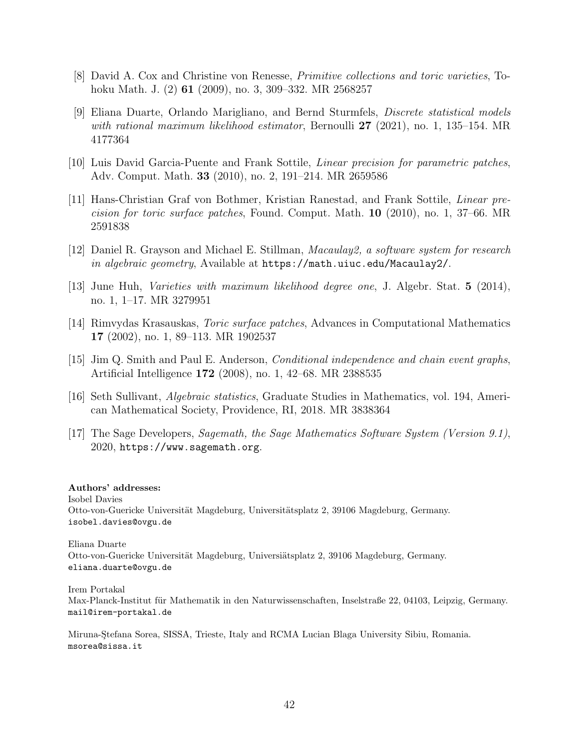[8] David A. Cox and Christine von Renesse, *Primitive collections and toric varieties*, Tohoku Math. J. (2) **61** (2009), no. 3, 309–332. MR 2568257

[9] Eliana Duarte, Orlando Marigliano, and Bernd Sturmfels, *Discrete statistical models with rational maximum likelihood estimator*, Bernoulli **27** (2021), no. 1, 135–154. MR 4177364

[10] Luis David Garcia-Puente and Frank Sottile, *Linear precision for parametric patches*, Adv. Comput. Math. **33** (2010), no. 2, 191–214. MR 2659586

[11] Hans-Christian Graf von Bothmer, Kristian Ranestad, and Frank Sottile, *Linear precision for toric surface patches*, Found. Comput. Math. **10** (2010), no. 1, 37–66. MR 2591838

[12] Daniel R. Grayson and Michael E. Stillman, *Macaulay2, a software system for research in algebraic geometry*, Available at `https://math.uiuc.edu/Macaulay2/`.

[13] June Huh, *Varieties with maximum likelihood degree one*, J. Algebr. Stat. **5** (2014), no. 1, 1–17. MR 3279951

[14] Rimvydas Krasauskas, *Toric surface patches*, Advances in Computational Mathematics **17** (2002), no. 1, 89–113. MR 1902537

[15] Jim Q. Smith and Paul E. Anderson, *Conditional independence and chain event graphs*, Artificial Intelligence **172** (2008), no. 1, 42–68. MR 2388535

[16] Seth Sullivant, *Algebraic statistics*, Graduate Studies in Mathematics, vol. 194, American Mathematical Society, Providence, RI, 2018. MR 3838364

[17] The Sage Developers, *Sagemath, the Sage Mathematics Software System (Version 9.1)*, 2020, `https://www.sagemath.org`.

**Authors' addresses:**

Isobel Davies
Otto-von-Guericke Universität Magdeburg, Universitätsplatz 2, 39106 Magdeburg, Germany.
`isobel.davies@ovgu.de`

Eliana Duarte
Otto-von-Guericke Universität Magdeburg, Universiätsplatz 2, 39106 Magdeburg, Germany.
`eliana.duarte@ovgu.de`

Irem Portakal
Max-Planck-Institut für Mathematik in den Naturwissenschaften, Inselstraße 22, 04103, Leipzig, Germany.
`mail@irem-portakal.de`

Miruna-Ştefana Sorea, SISSA, Trieste, Italy and RCMA Lucian Blaga University Sibiu, Romania.
`msorea@sissa.it`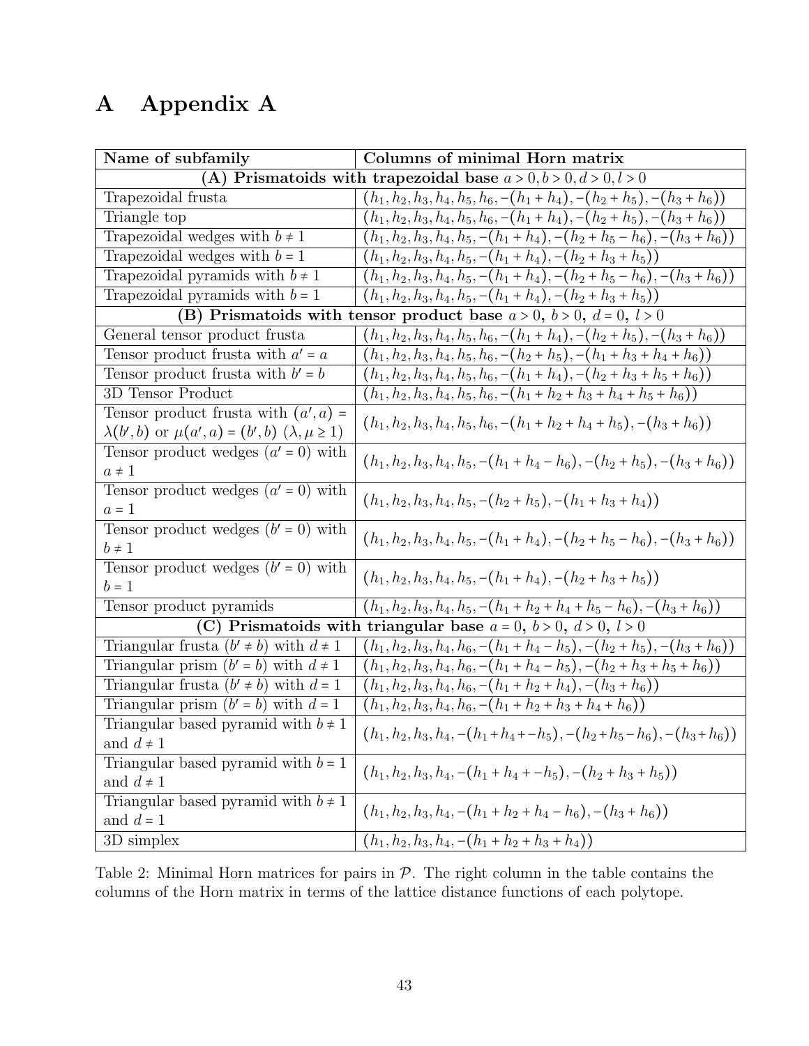# A Appendix A

| Name of subfamily | Columns of minimal Horn matrix |
|---|---|
| **(A) Prismatoids with trapezoidal base** $a>0, b>0, d>0, l>0$ | |
| Trapezoidal frusta | $(h_1, h_2, h_3, h_4, h_5, h_6, -(h_1+h_4), -(h_2+h_5), -(h_3+h_6))$ |
| Triangle top | $(h_1, h_2, h_3, h_4, h_5, h_6, -(h_1+h_4), -(h_2+h_5), -(h_3+h_6))$ |
| Trapezoidal wedges with $b \neq 1$ | $(h_1, h_2, h_3, h_4, h_5, -(h_1+h_4), -(h_2+h_5-h_6), -(h_3+h_6))$ |
| Trapezoidal wedges with $b=1$ | $(h_1, h_2, h_3, h_4, h_5, -(h_1+h_4), -(h_2+h_3+h_5))$ |
| Trapezoidal pyramids with $b \neq 1$ | $(h_1, h_2, h_3, h_4, h_5, -(h_1+h_4), -(h_2+h_5-h_6), -(h_3+h_6))$ |
| Trapezoidal pyramids with $b=1$ | $(h_1, h_2, h_3, h_4, h_5, -(h_1+h_4), -(h_2+h_3+h_5))$ |
| **(B) Prismatoids with tensor product base** $a>0,\ b>0,\ d=0,\ l>0$ | |
| General tensor product frusta | $(h_1, h_2, h_3, h_4, h_5, h_6, -(h_1+h_4), -(h_2+h_5), -(h_3+h_6))$ |
| Tensor product frusta with $a'=a$ | $(h_1, h_2, h_3, h_4, h_5, h_6, -(h_2+h_5), -(h_1+h_3+h_4+h_6))$ |
| Tensor product frusta with $b'=b$ | $(h_1, h_2, h_3, h_4, h_5, h_6, -(h_1+h_4), -(h_2+h_3+h_5+h_6))$ |
| 3D Tensor Product | $(h_1, h_2, h_3, h_4, h_5, h_6, -(h_1+h_2+h_3+h_4+h_5+h_6))$ |
| Tensor product frusta with $(a',a)=\lambda(b',b)$ or $\mu(a',a)=(b',b)$ $(\lambda,\mu \geq 1)$ | $(h_1, h_2, h_3, h_4, h_5, h_6, -(h_1+h_2+h_4+h_5), -(h_3+h_6))$ |
| Tensor product wedges ($a'=0$) with $a \neq 1$ | $(h_1, h_2, h_3, h_4, h_5, -(h_1+h_4-h_6), -(h_2+h_5), -(h_3+h_6))$ |
| Tensor product wedges ($a'=0$) with $a=1$ | $(h_1, h_2, h_3, h_4, h_5, -(h_2+h_5), -(h_1+h_3+h_4))$ |
| Tensor product wedges ($b'=0$) with $b \neq 1$ | $(h_1, h_2, h_3, h_4, h_5, -(h_1+h_4), -(h_2+h_5-h_6), -(h_3+h_6))$ |
| Tensor product wedges ($b'=0$) with $b=1$ | $(h_1, h_2, h_3, h_4, h_5, -(h_1+h_4), -(h_2+h_3+h_5))$ |
| Tensor product pyramids | $(h_1, h_2, h_3, h_4, h_5, -(h_1+h_2+h_4+h_5-h_6), -(h_3+h_6))$ |
| **(C) Prismatoids with triangular base** $a=0,\ b>0,\ d>0,\ l>0$ | |
| Triangular frusta ($b' \neq b$) with $d \neq 1$ | $(h_1, h_2, h_3, h_4, h_6, -(h_1+h_4-h_5), -(h_2+h_5), -(h_3+h_6))$ |
| Triangular prism ($b'=b$) with $d \neq 1$ | $(h_1, h_2, h_3, h_4, h_6, -(h_1+h_4-h_5), -(h_2+h_3+h_5+h_6))$ |
| Triangular frusta ($b' \neq b$) with $d=1$ | $(h_1, h_2, h_3, h_4, h_6, -(h_1+h_2+h_4), -(h_3+h_6))$ |
| Triangular prism ($b'=b$) with $d=1$ | $(h_1, h_2, h_3, h_4, h_6, -(h_1+h_2+h_3+h_4+h_6))$ |
| Triangular based pyramid with $b \neq 1$ and $d \neq 1$ | $(h_1, h_2, h_3, h_4, -(h_1+h_4+-h_5), -(h_2+h_5-h_6), -(h_3+h_6))$ |
| Triangular based pyramid with $b=1$ and $d \neq 1$ | $(h_1, h_2, h_3, h_4, -(h_1+h_4+-h_5), -(h_2+h_3+h_5))$ |
| Triangular based pyramid with $b \neq 1$ and $d=1$ | $(h_1, h_2, h_3, h_4, -(h_1+h_2+h_4-h_6), -(h_3+h_6))$ |
| 3D simplex | $(h_1, h_2, h_3, h_4, -(h_1+h_2+h_3+h_4))$ |

Table 2: Minimal Horn matrices for pairs in $\mathcal{P}$. The right column in the table contains the columns of the Horn matrix in terms of the lattice distance functions of each polytope.